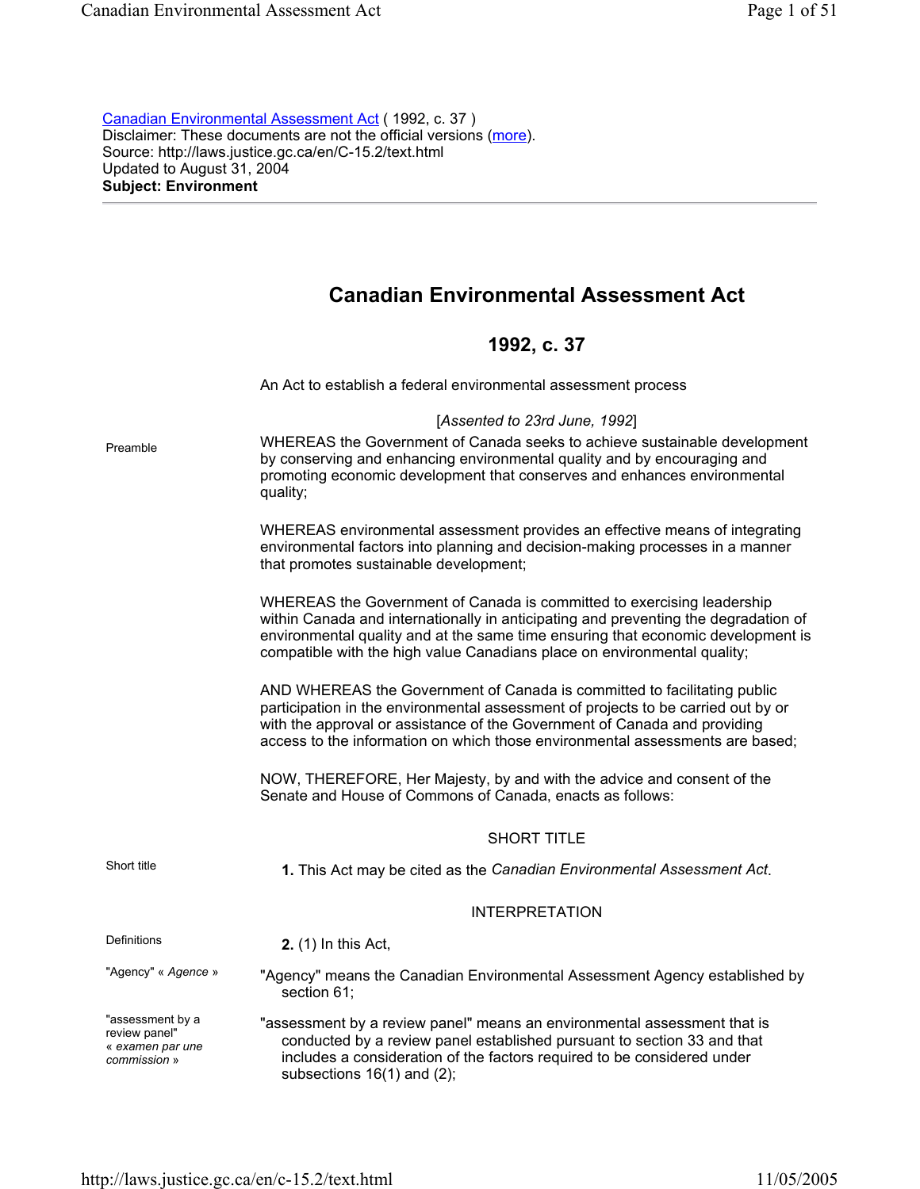[Canadian Environmental Assessment Act](http://laws.justice.gc.ca/en/C-15.2/text.html) ( 1992, c. 37 )
Disclaimer: These documents are not the official versions (more).
Source: http://laws.justice.gc.ca/en/C-15.2/text.html
Updated to August 31, 2004
**Subject: Environment**

---

# Canadian Environmental Assessment Act

## 1992, c. 37

An Act to establish a federal environmental assessment process

[*Assented to 23rd June, 1992*]

Preamble

WHEREAS the Government of Canada seeks to achieve sustainable development by conserving and enhancing environmental quality and by encouraging and promoting economic development that conserves and enhances environmental quality;

WHEREAS environmental assessment provides an effective means of integrating environmental factors into planning and decision-making processes in a manner that promotes sustainable development;

WHEREAS the Government of Canada is committed to exercising leadership within Canada and internationally in anticipating and preventing the degradation of environmental quality and at the same time ensuring that economic development is compatible with the high value Canadians place on environmental quality;

AND WHEREAS the Government of Canada is committed to facilitating public participation in the environmental assessment of projects to be carried out by or with the approval or assistance of the Government of Canada and providing access to the information on which those environmental assessments are based;

NOW, THEREFORE, Her Majesty, by and with the advice and consent of the Senate and House of Commons of Canada, enacts as follows:

SHORT TITLE

Short title

**1.** This Act may be cited as the *Canadian Environmental Assessment Act*.

INTERPRETATION

Definitions

**2.** (1) In this Act,

"Agency" « *Agence* »

"Agency" means the Canadian Environmental Assessment Agency established by section 61;

"assessment by a review panel" « *examen par une commission* »

"assessment by a review panel" means an environmental assessment that is conducted by a review panel established pursuant to section 33 and that includes a consideration of the factors required to be considered under subsections 16(1) and (2);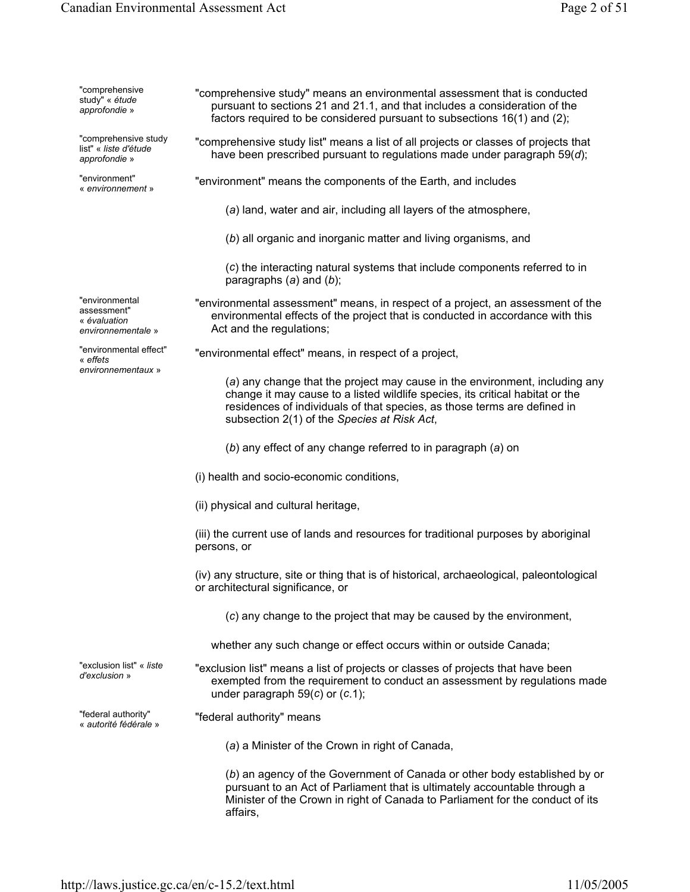"comprehensive study" « *étude approfondie* »

"comprehensive study" means an environmental assessment that is conducted pursuant to sections 21 and 21.1, and that includes a consideration of the factors required to be considered pursuant to subsections 16(1) and (2);

"comprehensive study list" « *liste d'étude approfondie* »

"comprehensive study list" means a list of all projects or classes of projects that have been prescribed pursuant to regulations made under paragraph 59(*d*);

"environment" « *environnement* »

"environment" means the components of the Earth, and includes

(*a*) land, water and air, including all layers of the atmosphere,

(*b*) all organic and inorganic matter and living organisms, and

(*c*) the interacting natural systems that include components referred to in paragraphs (*a*) and (*b*);

"environmental assessment" « *évaluation environnementale* »

"environmental assessment" means, in respect of a project, an assessment of the environmental effects of the project that is conducted in accordance with this Act and the regulations;

"environmental effect" « *effets environnementaux* »

"environmental effect" means, in respect of a project,

(*a*) any change that the project may cause in the environment, including any change it may cause to a listed wildlife species, its critical habitat or the residences of individuals of that species, as those terms are defined in subsection 2(1) of the *Species at Risk Act*,

(*b*) any effect of any change referred to in paragraph (*a*) on

(i) health and socio-economic conditions,

(ii) physical and cultural heritage,

(iii) the current use of lands and resources for traditional purposes by aboriginal persons, or

(iv) any structure, site or thing that is of historical, archaeological, paleontological or architectural significance, or

(*c*) any change to the project that may be caused by the environment,

whether any such change or effect occurs within or outside Canada;

"exclusion list" « *liste d'exclusion* »

"exclusion list" means a list of projects or classes of projects that have been exempted from the requirement to conduct an assessment by regulations made under paragraph 59(*c*) or (*c*.1);

"federal authority" « *autorité fédérale* »

"federal authority" means

(*a*) a Minister of the Crown in right of Canada,

(*b*) an agency of the Government of Canada or other body established by or pursuant to an Act of Parliament that is ultimately accountable through a Minister of the Crown in right of Canada to Parliament for the conduct of its affairs,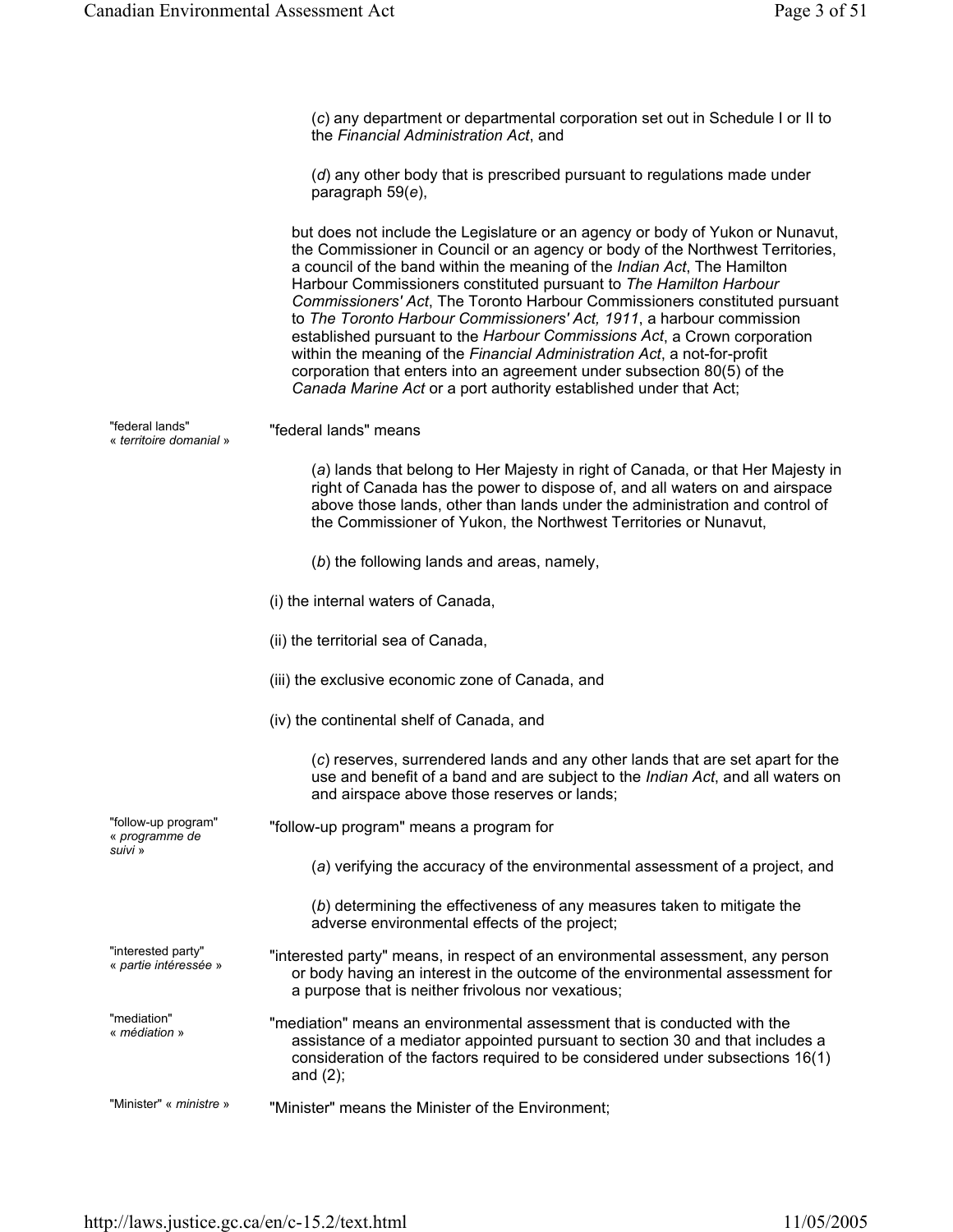(*c*) any department or departmental corporation set out in Schedule I or II to the *Financial Administration Act*, and

(*d*) any other body that is prescribed pursuant to regulations made under paragraph 59(*e*),

but does not include the Legislature or an agency or body of Yukon or Nunavut, the Commissioner in Council or an agency or body of the Northwest Territories, a council of the band within the meaning of the *Indian Act*, The Hamilton Harbour Commissioners constituted pursuant to *The Hamilton Harbour Commissioners' Act*, The Toronto Harbour Commissioners constituted pursuant to *The Toronto Harbour Commissioners' Act, 1911*, a harbour commission established pursuant to the *Harbour Commissions Act*, a Crown corporation within the meaning of the *Financial Administration Act*, a not-for-profit corporation that enters into an agreement under subsection 80(5) of the *Canada Marine Act* or a port authority established under that Act;

"federal lands" « *territoire domanial* »

"federal lands" means

(*a*) lands that belong to Her Majesty in right of Canada, or that Her Majesty in right of Canada has the power to dispose of, and all waters on and airspace above those lands, other than lands under the administration and control of the Commissioner of Yukon, the Northwest Territories or Nunavut,

(*b*) the following lands and areas, namely,

(i) the internal waters of Canada,

(ii) the territorial sea of Canada,

(iii) the exclusive economic zone of Canada, and

(iv) the continental shelf of Canada, and

(*c*) reserves, surrendered lands and any other lands that are set apart for the use and benefit of a band and are subject to the *Indian Act*, and all waters on and airspace above those reserves or lands;

"follow-up program" « *programme de suivi* »

"follow-up program" means a program for

(*a*) verifying the accuracy of the environmental assessment of a project, and

(*b*) determining the effectiveness of any measures taken to mitigate the adverse environmental effects of the project;

"interested party" « *partie intéressée* »

"interested party" means, in respect of an environmental assessment, any person or body having an interest in the outcome of the environmental assessment for a purpose that is neither frivolous nor vexatious;

"mediation" « *médiation* »

"mediation" means an environmental assessment that is conducted with the assistance of a mediator appointed pursuant to section 30 and that includes a consideration of the factors required to be considered under subsections 16(1) and (2);

"Minister" « *ministre* »

"Minister" means the Minister of the Environment;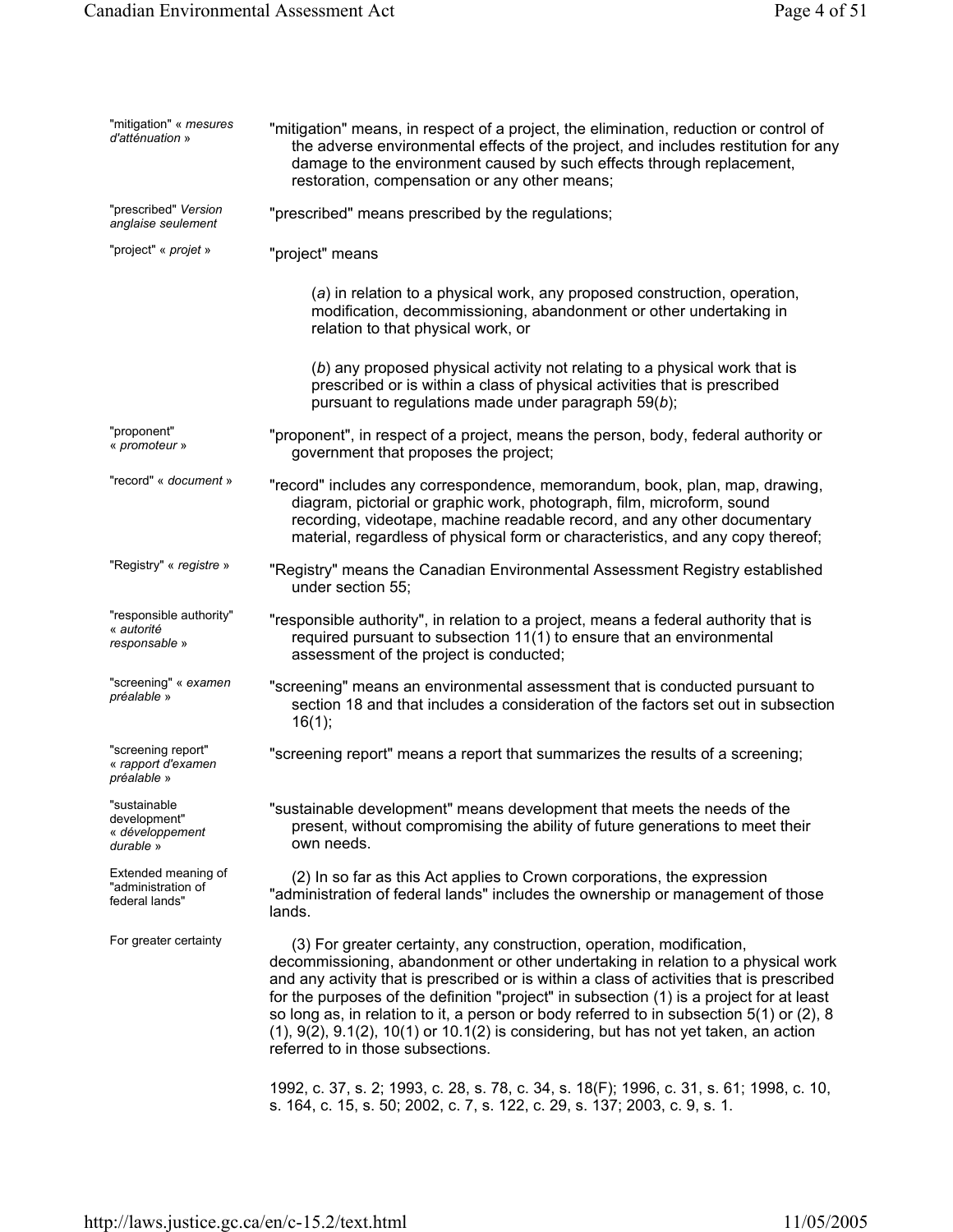"mitigation" « *mesures d'atténuation* »

"mitigation" means, in respect of a project, the elimination, reduction or control of the adverse environmental effects of the project, and includes restitution for any damage to the environment caused by such effects through replacement, restoration, compensation or any other means;

"prescribed" *Version anglaise seulement*

"prescribed" means prescribed by the regulations;

"project" « *projet* »

"project" means

(*a*) in relation to a physical work, any proposed construction, operation, modification, decommissioning, abandonment or other undertaking in relation to that physical work, or

(*b*) any proposed physical activity not relating to a physical work that is prescribed or is within a class of physical activities that is prescribed pursuant to regulations made under paragraph 59(*b*);

"proponent" « *promoteur* »

"proponent", in respect of a project, means the person, body, federal authority or government that proposes the project;

"record" « *document* »

"record" includes any correspondence, memorandum, book, plan, map, drawing, diagram, pictorial or graphic work, photograph, film, microform, sound recording, videotape, machine readable record, and any other documentary material, regardless of physical form or characteristics, and any copy thereof;

"Registry" « *registre* »

"Registry" means the Canadian Environmental Assessment Registry established under section 55;

"responsible authority" « *autorité responsable* »

"responsible authority", in relation to a project, means a federal authority that is required pursuant to subsection 11(1) to ensure that an environmental assessment of the project is conducted;

"screening" « *examen préalable* »

"screening" means an environmental assessment that is conducted pursuant to section 18 and that includes a consideration of the factors set out in subsection 16(1);

"screening report" « *rapport d'examen préalable* »

"screening report" means a report that summarizes the results of a screening;

"sustainable development" « *développement durable* »

"sustainable development" means development that meets the needs of the present, without compromising the ability of future generations to meet their own needs.

Extended meaning of "administration of federal lands"

(2) In so far as this Act applies to Crown corporations, the expression "administration of federal lands" includes the ownership or management of those lands.

For greater certainty

(3) For greater certainty, any construction, operation, modification, decommissioning, abandonment or other undertaking in relation to a physical work and any activity that is prescribed or is within a class of activities that is prescribed for the purposes of the definition "project" in subsection (1) is a project for at least so long as, in relation to it, a person or body referred to in subsection 5(1) or (2), 8(1), 9(2), 9.1(2), 10(1) or 10.1(2) is considering, but has not yet taken, an action referred to in those subsections.

1992, c. 37, s. 2; 1993, c. 28, s. 78, c. 34, s. 18(F); 1996, c. 31, s. 61; 1998, c. 10, s. 164, c. 15, s. 50; 2002, c. 7, s. 122, c. 29, s. 137; 2003, c. 9, s. 1.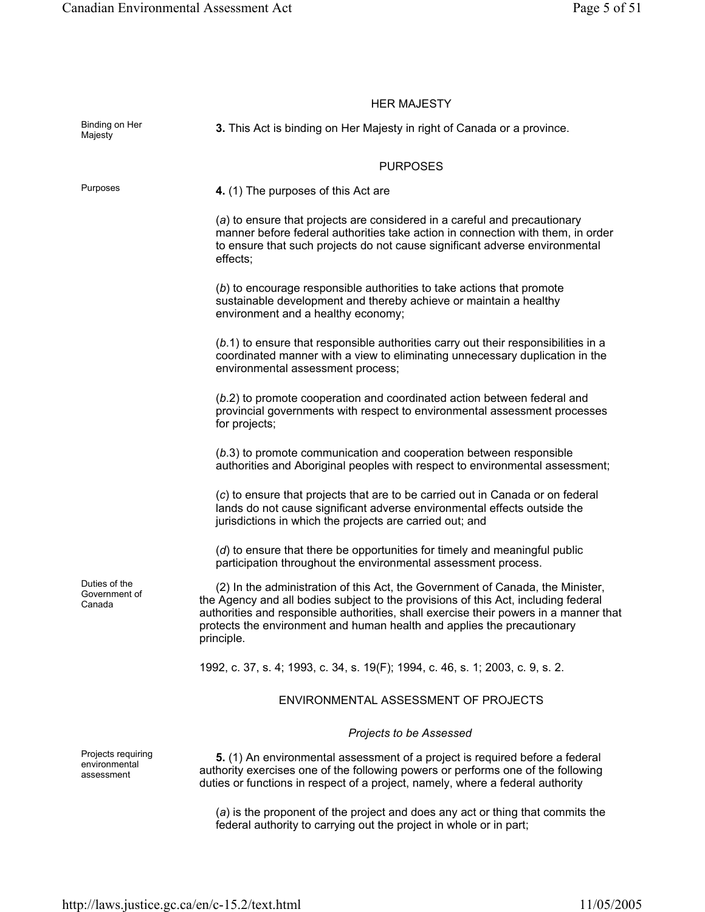## HER MAJESTY

Binding on Her Majesty

**3.** This Act is binding on Her Majesty in right of Canada or a province.

## PURPOSES

Purposes

**4.** (1) The purposes of this Act are

(*a*) to ensure that projects are considered in a careful and precautionary manner before federal authorities take action in connection with them, in order to ensure that such projects do not cause significant adverse environmental effects;

(*b*) to encourage responsible authorities to take actions that promote sustainable development and thereby achieve or maintain a healthy environment and a healthy economy;

(*b*.1) to ensure that responsible authorities carry out their responsibilities in a coordinated manner with a view to eliminating unnecessary duplication in the environmental assessment process;

(*b*.2) to promote cooperation and coordinated action between federal and provincial governments with respect to environmental assessment processes for projects;

(*b*.3) to promote communication and cooperation between responsible authorities and Aboriginal peoples with respect to environmental assessment;

(*c*) to ensure that projects that are to be carried out in Canada or on federal lands do not cause significant adverse environmental effects outside the jurisdictions in which the projects are carried out; and

(*d*) to ensure that there be opportunities for timely and meaningful public participation throughout the environmental assessment process.

Duties of the Government of Canada

(2) In the administration of this Act, the Government of Canada, the Minister, the Agency and all bodies subject to the provisions of this Act, including federal authorities and responsible authorities, shall exercise their powers in a manner that protects the environment and human health and applies the precautionary principle.

1992, c. 37, s. 4; 1993, c. 34, s. 19(F); 1994, c. 46, s. 1; 2003, c. 9, s. 2.

## ENVIRONMENTAL ASSESSMENT OF PROJECTS

### *Projects to be Assessed*

Projects requiring environmental assessment

**5.** (1) An environmental assessment of a project is required before a federal authority exercises one of the following powers or performs one of the following duties or functions in respect of a project, namely, where a federal authority

(*a*) is the proponent of the project and does any act or thing that commits the federal authority to carrying out the project in whole or in part;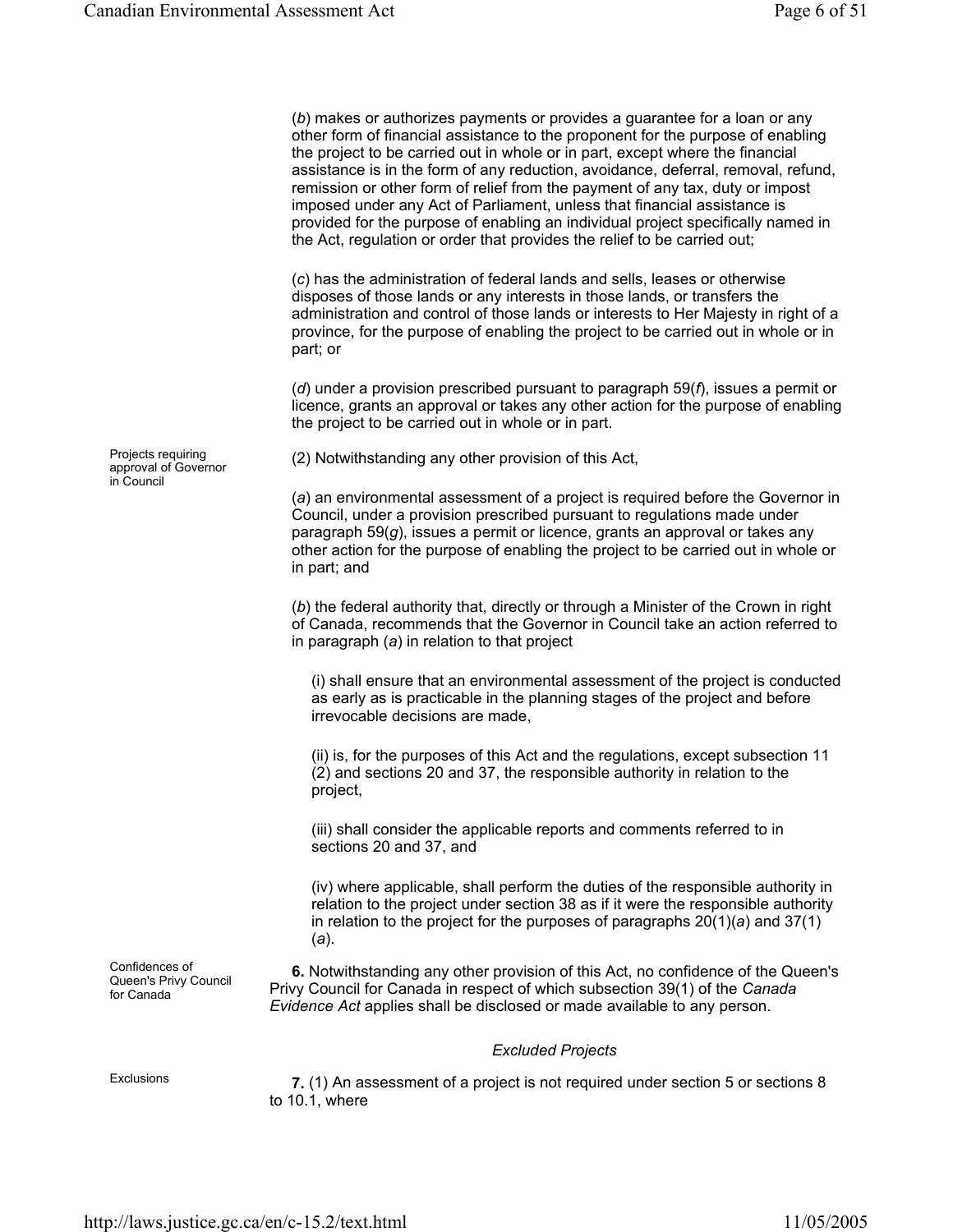(*b*) makes or authorizes payments or provides a guarantee for a loan or any other form of financial assistance to the proponent for the purpose of enabling the project to be carried out in whole or in part, except where the financial assistance is in the form of any reduction, avoidance, deferral, removal, refund, remission or other form of relief from the payment of any tax, duty or impost imposed under any Act of Parliament, unless that financial assistance is provided for the purpose of enabling an individual project specifically named in the Act, regulation or order that provides the relief to be carried out;

(*c*) has the administration of federal lands and sells, leases or otherwise disposes of those lands or any interests in those lands, or transfers the administration and control of those lands or interests to Her Majesty in right of a province, for the purpose of enabling the project to be carried out in whole or in part; or

(*d*) under a provision prescribed pursuant to paragraph 59(*f*), issues a permit or licence, grants an approval or takes any other action for the purpose of enabling the project to be carried out in whole or in part.

Projects requiring approval of Governor in Council

(2) Notwithstanding any other provision of this Act,

(*a*) an environmental assessment of a project is required before the Governor in Council, under a provision prescribed pursuant to regulations made under paragraph 59(*g*), issues a permit or licence, grants an approval or takes any other action for the purpose of enabling the project to be carried out in whole or in part; and

(*b*) the federal authority that, directly or through a Minister of the Crown in right of Canada, recommends that the Governor in Council take an action referred to in paragraph (*a*) in relation to that project

(i) shall ensure that an environmental assessment of the project is conducted as early as is practicable in the planning stages of the project and before irrevocable decisions are made,

(ii) is, for the purposes of this Act and the regulations, except subsection 11 (2) and sections 20 and 37, the responsible authority in relation to the project,

(iii) shall consider the applicable reports and comments referred to in sections 20 and 37, and

(iv) where applicable, shall perform the duties of the responsible authority in relation to the project under section 38 as if it were the responsible authority in relation to the project for the purposes of paragraphs 20(1)(*a*) and 37(1) (*a*).

Confidences of Queen's Privy Council for Canada

**6.** Notwithstanding any other provision of this Act, no confidence of the Queen's Privy Council for Canada in respect of which subsection 39(1) of the *Canada Evidence Act* applies shall be disclosed or made available to any person.

### *Excluded Projects*

Exclusions

**7.** (1) An assessment of a project is not required under section 5 or sections 8 to 10.1, where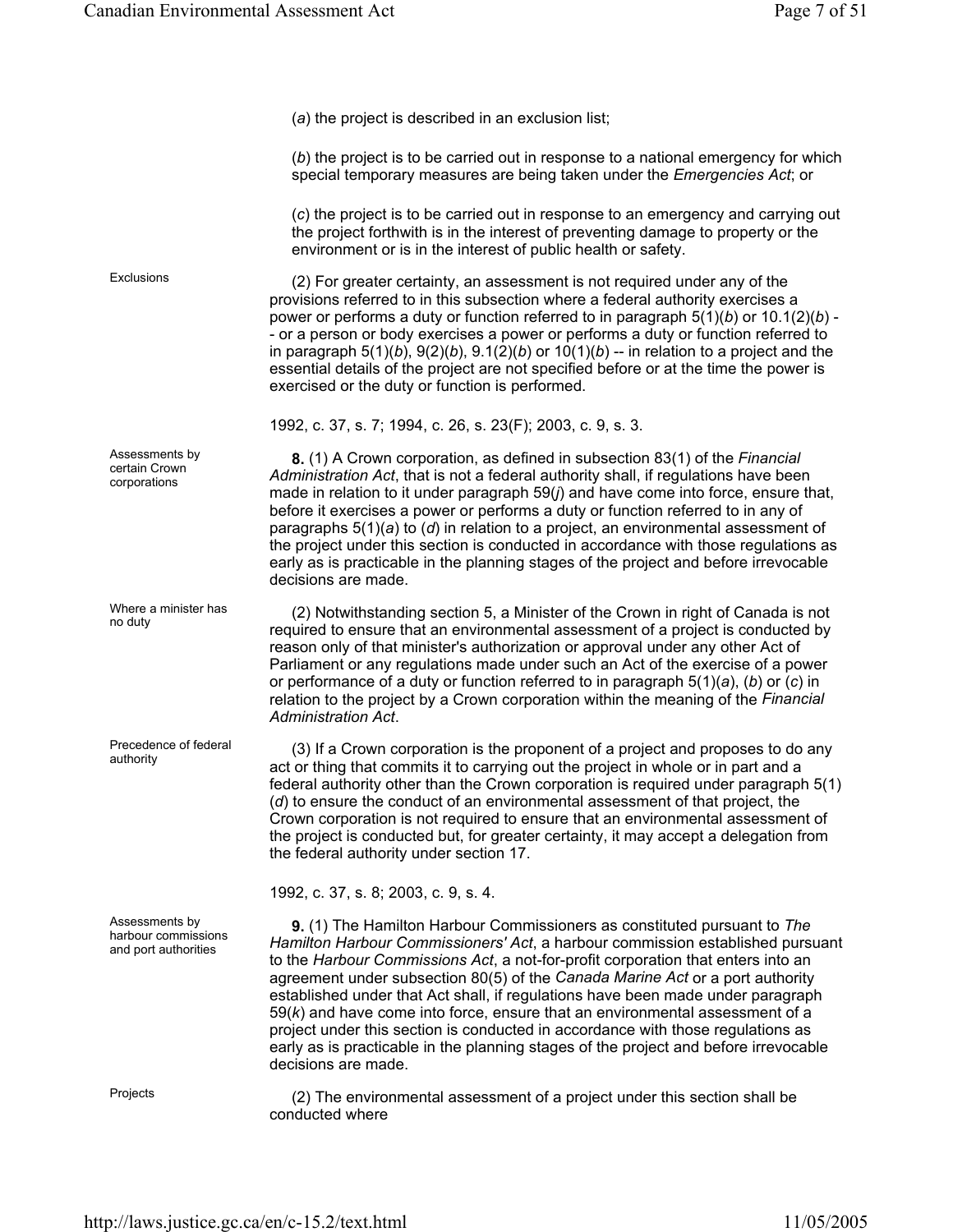(*a*) the project is described in an exclusion list;

(*b*) the project is to be carried out in response to a national emergency for which special temporary measures are being taken under the *Emergencies Act*; or

(*c*) the project is to be carried out in response to an emergency and carrying out the project forthwith is in the interest of preventing damage to property or the environment or is in the interest of public health or safety.

Exclusions

(2) For greater certainty, an assessment is not required under any of the provisions referred to in this subsection where a federal authority exercises a power or performs a duty or function referred to in paragraph 5(1)(*b*) or 10.1(2)(*b*) -- or a person or body exercises a power or performs a duty or function referred to in paragraph 5(1)(*b*), 9(2)(*b*), 9.1(2)(*b*) or 10(1)(*b*) -- in relation to a project and the essential details of the project are not specified before or at the time the power is exercised or the duty or function is performed.

1992, c. 37, s. 7; 1994, c. 26, s. 23(F); 2003, c. 9, s. 3.

Assessments by certain Crown corporations

**8.** (1) A Crown corporation, as defined in subsection 83(1) of the *Financial Administration Act*, that is not a federal authority shall, if regulations have been made in relation to it under paragraph 59(*j*) and have come into force, ensure that, before it exercises a power or performs a duty or function referred to in any of paragraphs 5(1)(*a*) to (*d*) in relation to a project, an environmental assessment of the project under this section is conducted in accordance with those regulations as early as is practicable in the planning stages of the project and before irrevocable decisions are made.

Where a minister has no duty

(2) Notwithstanding section 5, a Minister of the Crown in right of Canada is not required to ensure that an environmental assessment of a project is conducted by reason only of that minister's authorization or approval under any other Act of Parliament or any regulations made under such an Act of the exercise of a power or performance of a duty or function referred to in paragraph 5(1)(*a*), (*b*) or (*c*) in relation to the project by a Crown corporation within the meaning of the *Financial Administration Act*.

Precedence of federal authority

(3) If a Crown corporation is the proponent of a project and proposes to do any act or thing that commits it to carrying out the project in whole or in part and a federal authority other than the Crown corporation is required under paragraph 5(1)(*d*) to ensure the conduct of an environmental assessment of that project, the Crown corporation is not required to ensure that an environmental assessment of the project is conducted but, for greater certainty, it may accept a delegation from the federal authority under section 17.

1992, c. 37, s. 8; 2003, c. 9, s. 4.

Assessments by harbour commissions and port authorities

**9.** (1) The Hamilton Harbour Commissioners as constituted pursuant to *The Hamilton Harbour Commissioners' Act*, a harbour commission established pursuant to the *Harbour Commissions Act*, a not-for-profit corporation that enters into an agreement under subsection 80(5) of the *Canada Marine Act* or a port authority established under that Act shall, if regulations have been made under paragraph 59(*k*) and have come into force, ensure that an environmental assessment of a project under this section is conducted in accordance with those regulations as early as is practicable in the planning stages of the project and before irrevocable decisions are made.

Projects

(2) The environmental assessment of a project under this section shall be conducted where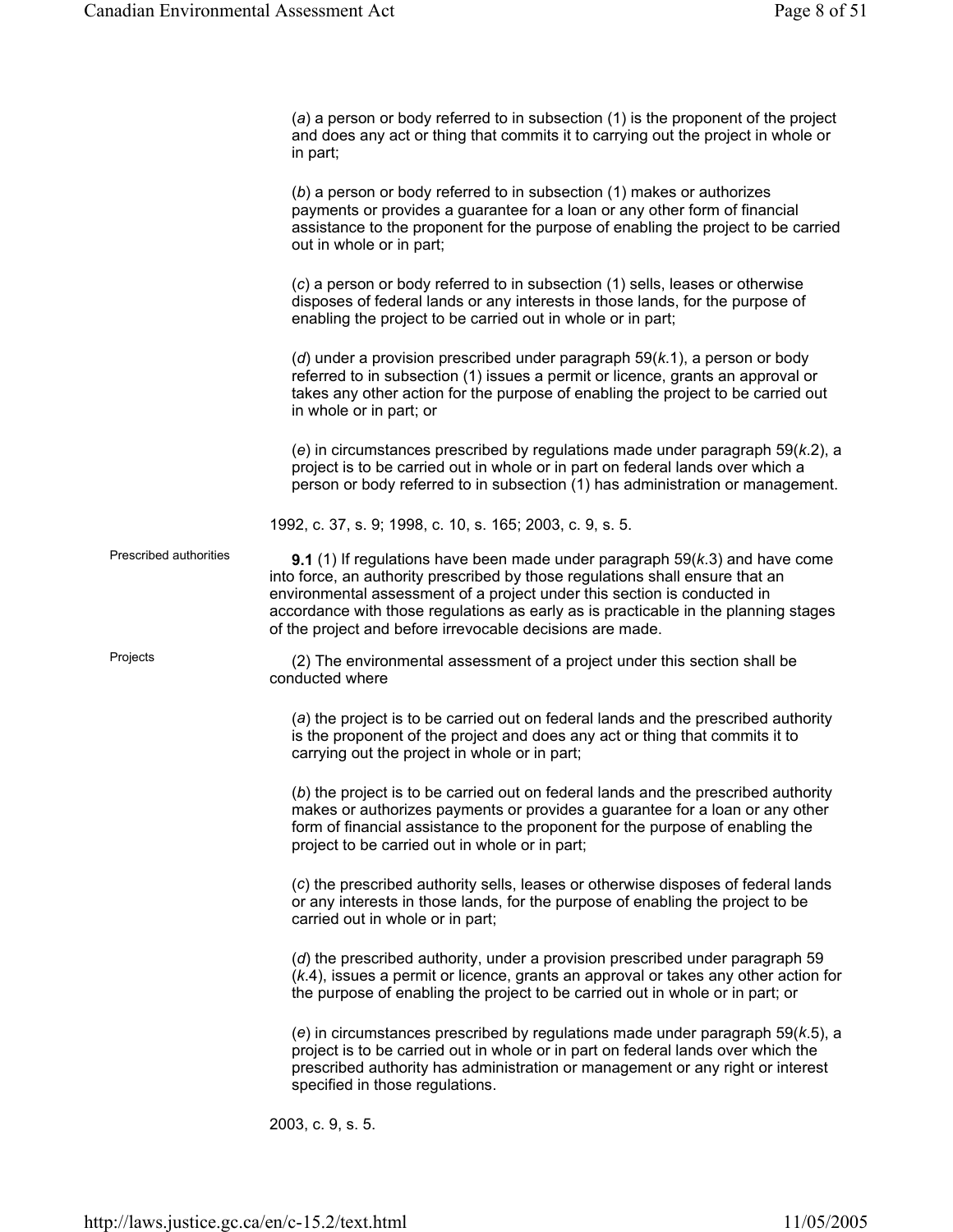(*a*) a person or body referred to in subsection (1) is the proponent of the project and does any act or thing that commits it to carrying out the project in whole or in part;

(*b*) a person or body referred to in subsection (1) makes or authorizes payments or provides a guarantee for a loan or any other form of financial assistance to the proponent for the purpose of enabling the project to be carried out in whole or in part;

(*c*) a person or body referred to in subsection (1) sells, leases or otherwise disposes of federal lands or any interests in those lands, for the purpose of enabling the project to be carried out in whole or in part;

(*d*) under a provision prescribed under paragraph 59(*k*.1), a person or body referred to in subsection (1) issues a permit or licence, grants an approval or takes any other action for the purpose of enabling the project to be carried out in whole or in part; or

(*e*) in circumstances prescribed by regulations made under paragraph 59(*k*.2), a project is to be carried out in whole or in part on federal lands over which a person or body referred to in subsection (1) has administration or management.

1992, c. 37, s. 9; 1998, c. 10, s. 165; 2003, c. 9, s. 5.

Prescribed authorities

**9.1** (1) If regulations have been made under paragraph 59(*k*.3) and have come into force, an authority prescribed by those regulations shall ensure that an environmental assessment of a project under this section is conducted in accordance with those regulations as early as is practicable in the planning stages of the project and before irrevocable decisions are made.

Projects

(2) The environmental assessment of a project under this section shall be conducted where

(*a*) the project is to be carried out on federal lands and the prescribed authority is the proponent of the project and does any act or thing that commits it to carrying out the project in whole or in part;

(*b*) the project is to be carried out on federal lands and the prescribed authority makes or authorizes payments or provides a guarantee for a loan or any other form of financial assistance to the proponent for the purpose of enabling the project to be carried out in whole or in part;

(*c*) the prescribed authority sells, leases or otherwise disposes of federal lands or any interests in those lands, for the purpose of enabling the project to be carried out in whole or in part;

(*d*) the prescribed authority, under a provision prescribed under paragraph 59 (*k*.4), issues a permit or licence, grants an approval or takes any other action for the purpose of enabling the project to be carried out in whole or in part; or

(*e*) in circumstances prescribed by regulations made under paragraph 59(*k*.5), a project is to be carried out in whole or in part on federal lands over which the prescribed authority has administration or management or any right or interest specified in those regulations.

2003, c. 9, s. 5.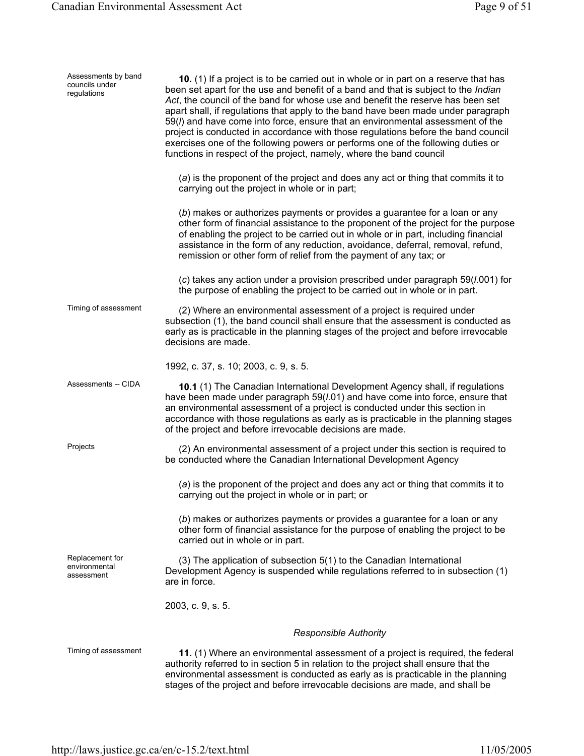Assessments by band councils under regulations

**10.** (1) If a project is to be carried out in whole or in part on a reserve that has been set apart for the use and benefit of a band and that is subject to the *Indian Act*, the council of the band for whose use and benefit the reserve has been set apart shall, if regulations that apply to the band have been made under paragraph 59(*l*) and have come into force, ensure that an environmental assessment of the project is conducted in accordance with those regulations before the band council exercises one of the following powers or performs one of the following duties or functions in respect of the project, namely, where the band council

(*a*) is the proponent of the project and does any act or thing that commits it to carrying out the project in whole or in part;

(*b*) makes or authorizes payments or provides a guarantee for a loan or any other form of financial assistance to the proponent of the project for the purpose of enabling the project to be carried out in whole or in part, including financial assistance in the form of any reduction, avoidance, deferral, removal, refund, remission or other form of relief from the payment of any tax; or

(*c*) takes any action under a provision prescribed under paragraph 59(*l*.001) for the purpose of enabling the project to be carried out in whole or in part.

Timing of assessment

(2) Where an environmental assessment of a project is required under subsection (1), the band council shall ensure that the assessment is conducted as early as is practicable in the planning stages of the project and before irrevocable decisions are made.

1992, c. 37, s. 10; 2003, c. 9, s. 5.

Assessments -- CIDA

**10.1** (1) The Canadian International Development Agency shall, if regulations have been made under paragraph 59(*l*.01) and have come into force, ensure that an environmental assessment of a project is conducted under this section in accordance with those regulations as early as is practicable in the planning stages of the project and before irrevocable decisions are made.

Projects

(2) An environmental assessment of a project under this section is required to be conducted where the Canadian International Development Agency

(*a*) is the proponent of the project and does any act or thing that commits it to carrying out the project in whole or in part; or

(*b*) makes or authorizes payments or provides a guarantee for a loan or any other form of financial assistance for the purpose of enabling the project to be carried out in whole or in part.

Replacement for environmental assessment

(3) The application of subsection 5(1) to the Canadian International Development Agency is suspended while regulations referred to in subsection (1) are in force.

2003, c. 9, s. 5.

*Responsible Authority*

Timing of assessment

**11.** (1) Where an environmental assessment of a project is required, the federal authority referred to in section 5 in relation to the project shall ensure that the environmental assessment is conducted as early as is practicable in the planning stages of the project and before irrevocable decisions are made, and shall be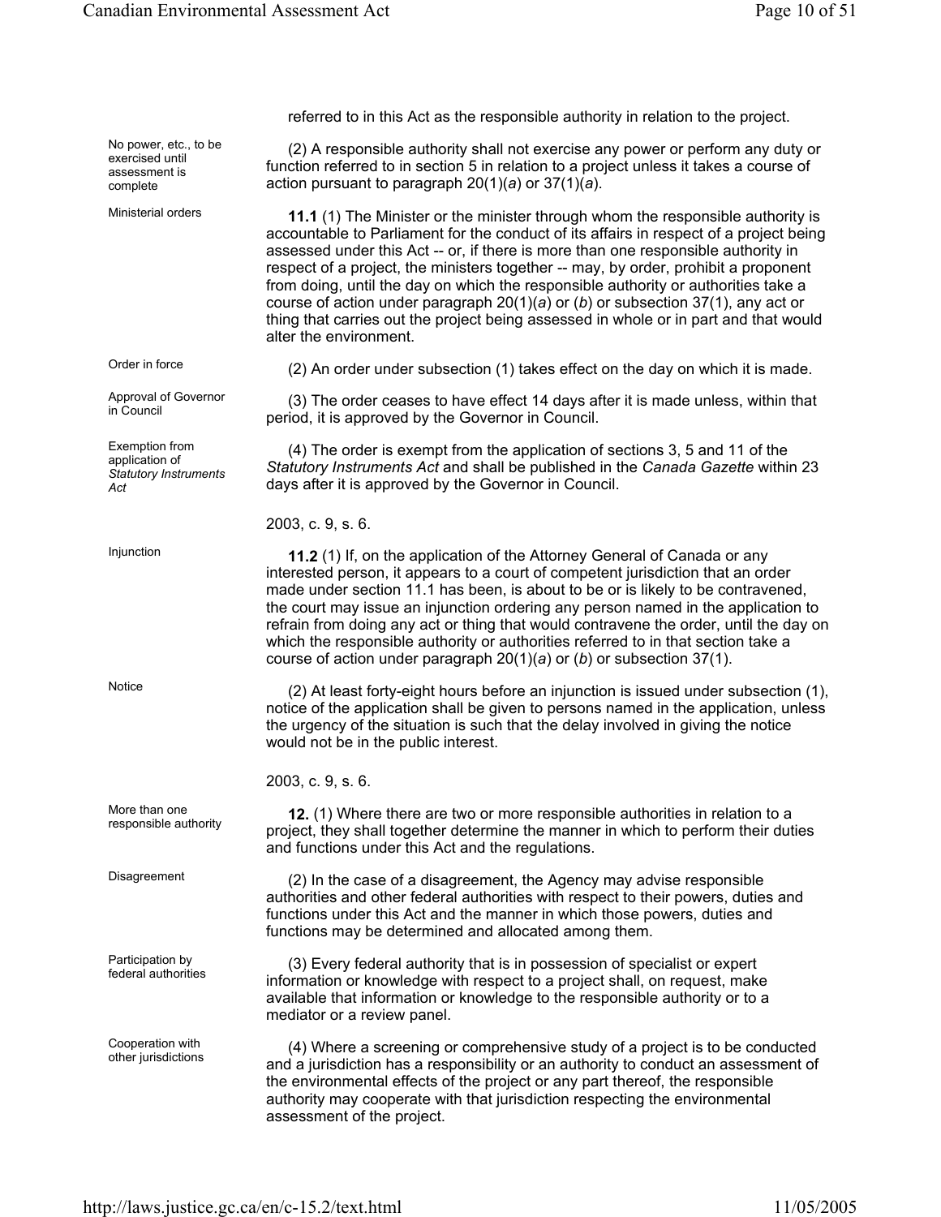referred to in this Act as the responsible authority in relation to the project.

No power, etc., to be exercised until assessment is complete

(2) A responsible authority shall not exercise any power or perform any duty or function referred to in section 5 in relation to a project unless it takes a course of action pursuant to paragraph 20(1)(*a*) or 37(1)(*a*).

Ministerial orders

**11.1** (1) The Minister or the minister through whom the responsible authority is accountable to Parliament for the conduct of its affairs in respect of a project being assessed under this Act -- or, if there is more than one responsible authority in respect of a project, the ministers together -- may, by order, prohibit a proponent from doing, until the day on which the responsible authority or authorities take a course of action under paragraph 20(1)(*a*) or (*b*) or subsection 37(1), any act or thing that carries out the project being assessed in whole or in part and that would alter the environment.

Order in force

(2) An order under subsection (1) takes effect on the day on which it is made.

Approval of Governor in Council

(3) The order ceases to have effect 14 days after it is made unless, within that period, it is approved by the Governor in Council.

Exemption from application of *Statutory Instruments Act*

(4) The order is exempt from the application of sections 3, 5 and 11 of the *Statutory Instruments Act* and shall be published in the *Canada Gazette* within 23 days after it is approved by the Governor in Council.

2003, c. 9, s. 6.

Injunction

**11.2** (1) If, on the application of the Attorney General of Canada or any interested person, it appears to a court of competent jurisdiction that an order made under section 11.1 has been, is about to be or is likely to be contravened, the court may issue an injunction ordering any person named in the application to refrain from doing any act or thing that would contravene the order, until the day on which the responsible authority or authorities referred to in that section take a course of action under paragraph 20(1)(*a*) or (*b*) or subsection 37(1).

Notice

(2) At least forty-eight hours before an injunction is issued under subsection (1), notice of the application shall be given to persons named in the application, unless the urgency of the situation is such that the delay involved in giving the notice would not be in the public interest.

2003, c. 9, s. 6.

More than one responsible authority

**12.** (1) Where there are two or more responsible authorities in relation to a project, they shall together determine the manner in which to perform their duties and functions under this Act and the regulations.

Disagreement

(2) In the case of a disagreement, the Agency may advise responsible authorities and other federal authorities with respect to their powers, duties and functions under this Act and the manner in which those powers, duties and functions may be determined and allocated among them.

Participation by federal authorities

(3) Every federal authority that is in possession of specialist or expert information or knowledge with respect to a project shall, on request, make available that information or knowledge to the responsible authority or to a mediator or a review panel.

Cooperation with other jurisdictions

(4) Where a screening or comprehensive study of a project is to be conducted and a jurisdiction has a responsibility or an authority to conduct an assessment of the environmental effects of the project or any part thereof, the responsible authority may cooperate with that jurisdiction respecting the environmental assessment of the project.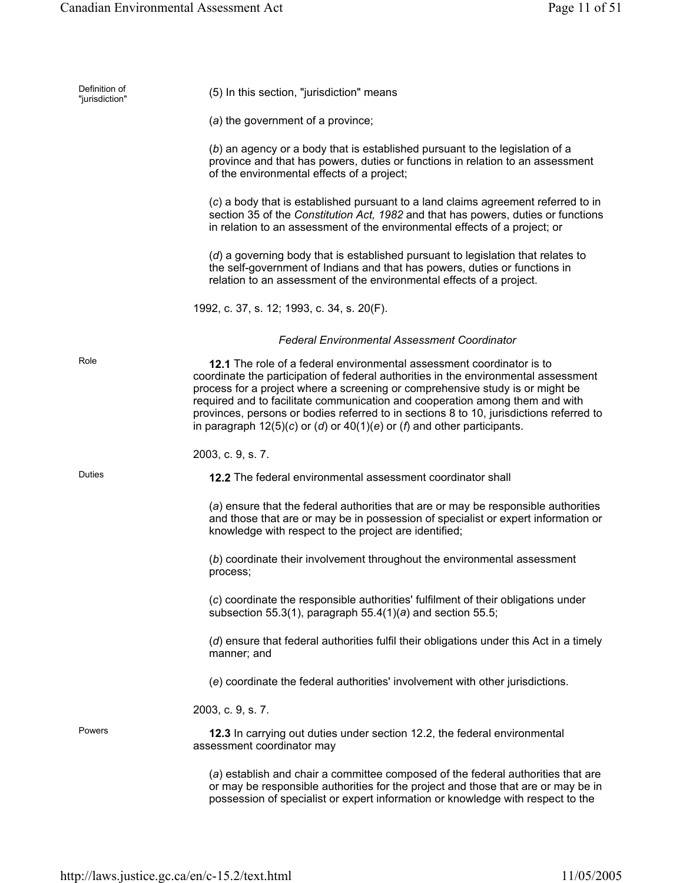Definition of "jurisdiction"

(5) In this section, "jurisdiction" means

(*a*) the government of a province;

(*b*) an agency or a body that is established pursuant to the legislation of a province and that has powers, duties or functions in relation to an assessment of the environmental effects of a project;

(*c*) a body that is established pursuant to a land claims agreement referred to in section 35 of the *Constitution Act, 1982* and that has powers, duties or functions in relation to an assessment of the environmental effects of a project; or

(*d*) a governing body that is established pursuant to legislation that relates to the self-government of Indians and that has powers, duties or functions in relation to an assessment of the environmental effects of a project.

1992, c. 37, s. 12; 1993, c. 34, s. 20(F).

*Federal Environmental Assessment Coordinator*

Role

**12.1** The role of a federal environmental assessment coordinator is to coordinate the participation of federal authorities in the environmental assessment process for a project where a screening or comprehensive study is or might be required and to facilitate communication and cooperation among them and with provinces, persons or bodies referred to in sections 8 to 10, jurisdictions referred to in paragraph 12(5)(*c*) or (*d*) or 40(1)(*e*) or (*f*) and other participants.

2003, c. 9, s. 7.

Duties

**12.2** The federal environmental assessment coordinator shall

(*a*) ensure that the federal authorities that are or may be responsible authorities and those that are or may be in possession of specialist or expert information or knowledge with respect to the project are identified;

(*b*) coordinate their involvement throughout the environmental assessment process;

(*c*) coordinate the responsible authorities' fulfilment of their obligations under subsection 55.3(1), paragraph 55.4(1)(*a*) and section 55.5;

(*d*) ensure that federal authorities fulfil their obligations under this Act in a timely manner; and

(*e*) coordinate the federal authorities' involvement with other jurisdictions.

2003, c. 9, s. 7.

Powers

**12.3** In carrying out duties under section 12.2, the federal environmental assessment coordinator may

(*a*) establish and chair a committee composed of the federal authorities that are or may be responsible authorities for the project and those that are or may be in possession of specialist or expert information or knowledge with respect to the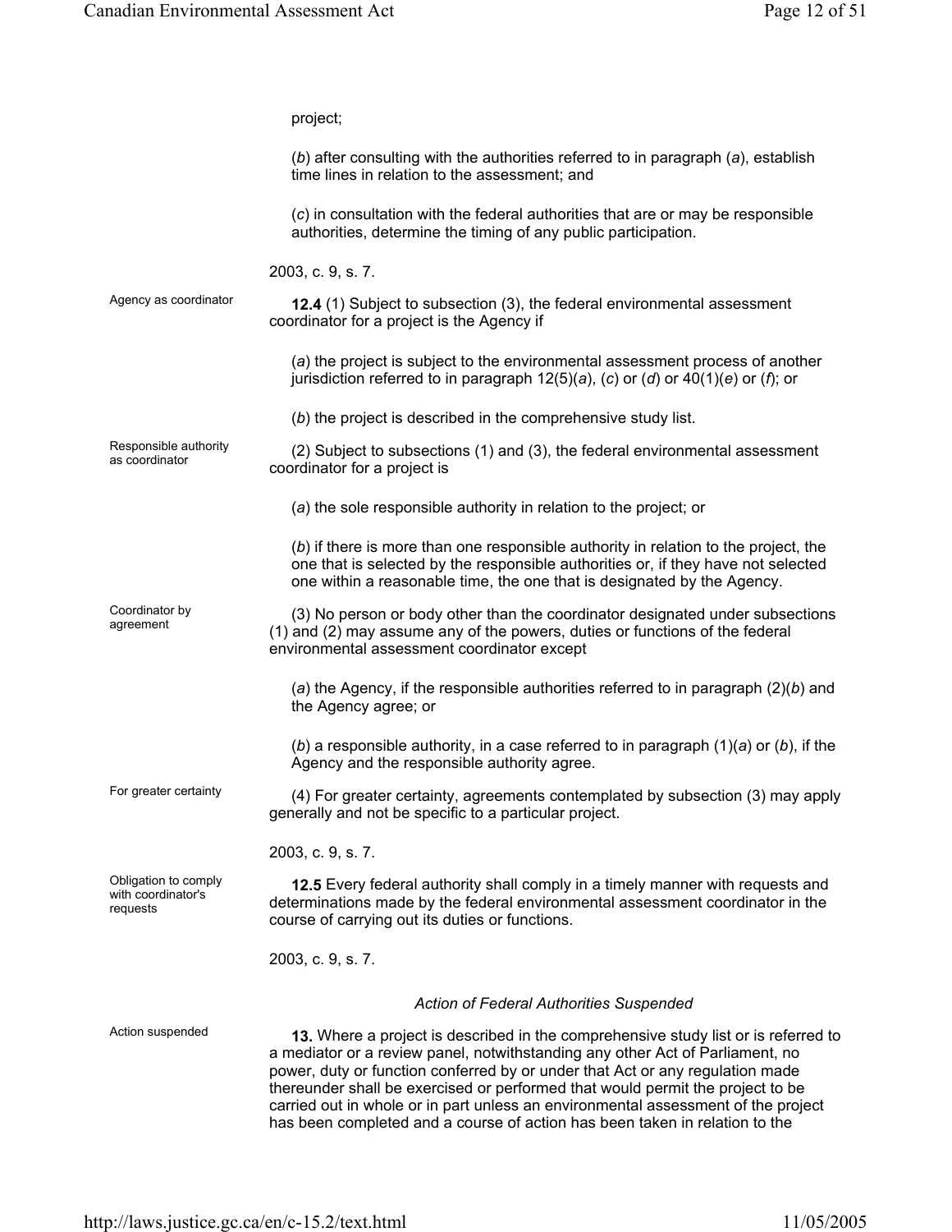project;

(*b*) after consulting with the authorities referred to in paragraph (*a*), establish time lines in relation to the assessment; and

(*c*) in consultation with the federal authorities that are or may be responsible authorities, determine the timing of any public participation.

2003, c. 9, s. 7.

Agency as coordinator

**12.4** (1) Subject to subsection (3), the federal environmental assessment coordinator for a project is the Agency if

(*a*) the project is subject to the environmental assessment process of another jurisdiction referred to in paragraph 12(5)(*a*), (*c*) or (*d*) or 40(1)(*e*) or (*f*); or

(*b*) the project is described in the comprehensive study list.

Responsible authority as coordinator

(2) Subject to subsections (1) and (3), the federal environmental assessment coordinator for a project is

(*a*) the sole responsible authority in relation to the project; or

(*b*) if there is more than one responsible authority in relation to the project, the one that is selected by the responsible authorities or, if they have not selected one within a reasonable time, the one that is designated by the Agency.

Coordinator by agreement

(3) No person or body other than the coordinator designated under subsections (1) and (2) may assume any of the powers, duties or functions of the federal environmental assessment coordinator except

(*a*) the Agency, if the responsible authorities referred to in paragraph (2)(*b*) and the Agency agree; or

(*b*) a responsible authority, in a case referred to in paragraph (1)(*a*) or (*b*), if the Agency and the responsible authority agree.

For greater certainty

(4) For greater certainty, agreements contemplated by subsection (3) may apply generally and not be specific to a particular project.

2003, c. 9, s. 7.

Obligation to comply with coordinator's requests

**12.5** Every federal authority shall comply in a timely manner with requests and determinations made by the federal environmental assessment coordinator in the course of carrying out its duties or functions.

2003, c. 9, s. 7.

*Action of Federal Authorities Suspended*

Action suspended

**13.** Where a project is described in the comprehensive study list or is referred to a mediator or a review panel, notwithstanding any other Act of Parliament, no power, duty or function conferred by or under that Act or any regulation made thereunder shall be exercised or performed that would permit the project to be carried out in whole or in part unless an environmental assessment of the project has been completed and a course of action has been taken in relation to the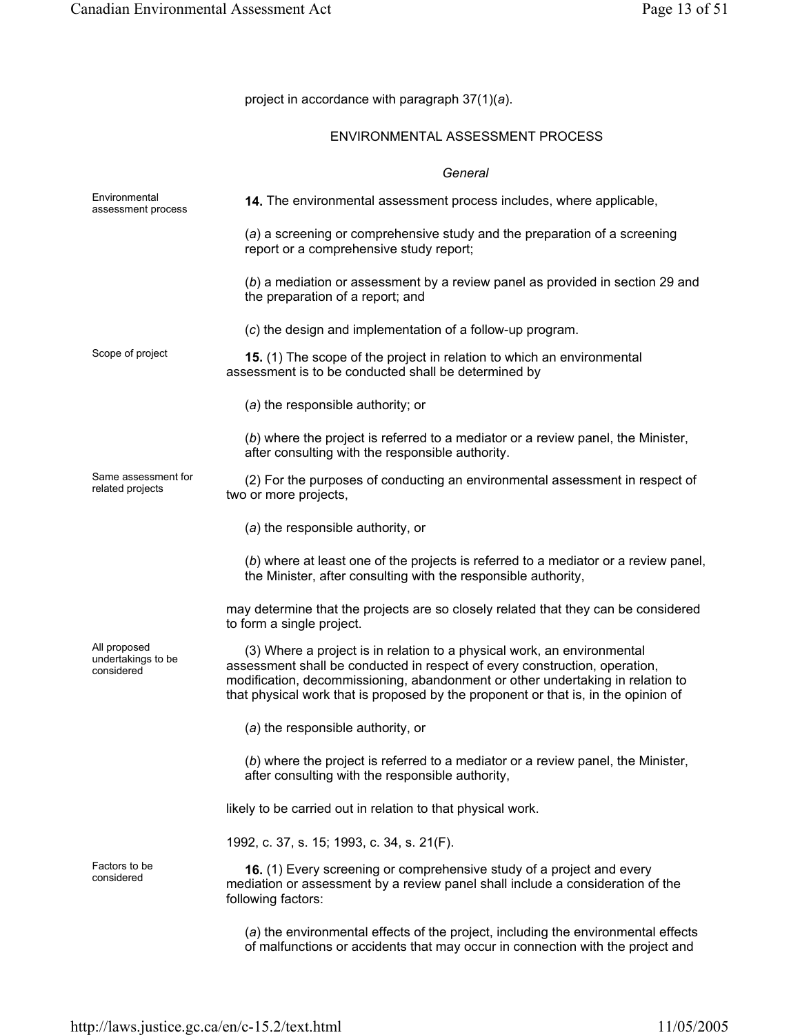project in accordance with paragraph 37(1)(*a*).

## ENVIRONMENTAL ASSESSMENT PROCESS

### *General*

Environmental assessment process

**14.** The environmental assessment process includes, where applicable,

(*a*) a screening or comprehensive study and the preparation of a screening report or a comprehensive study report;

(*b*) a mediation or assessment by a review panel as provided in section 29 and the preparation of a report; and

(*c*) the design and implementation of a follow-up program.

Scope of project

**15.** (1) The scope of the project in relation to which an environmental assessment is to be conducted shall be determined by

(*a*) the responsible authority; or

(*b*) where the project is referred to a mediator or a review panel, the Minister, after consulting with the responsible authority.

Same assessment for related projects

(2) For the purposes of conducting an environmental assessment in respect of two or more projects,

(*a*) the responsible authority, or

(*b*) where at least one of the projects is referred to a mediator or a review panel, the Minister, after consulting with the responsible authority,

may determine that the projects are so closely related that they can be considered to form a single project.

All proposed undertakings to be considered

(3) Where a project is in relation to a physical work, an environmental assessment shall be conducted in respect of every construction, operation, modification, decommissioning, abandonment or other undertaking in relation to that physical work that is proposed by the proponent or that is, in the opinion of

(*a*) the responsible authority, or

(*b*) where the project is referred to a mediator or a review panel, the Minister, after consulting with the responsible authority,

likely to be carried out in relation to that physical work.

1992, c. 37, s. 15; 1993, c. 34, s. 21(F).

Factors to be considered

**16.** (1) Every screening or comprehensive study of a project and every mediation or assessment by a review panel shall include a consideration of the following factors:

(*a*) the environmental effects of the project, including the environmental effects of malfunctions or accidents that may occur in connection with the project and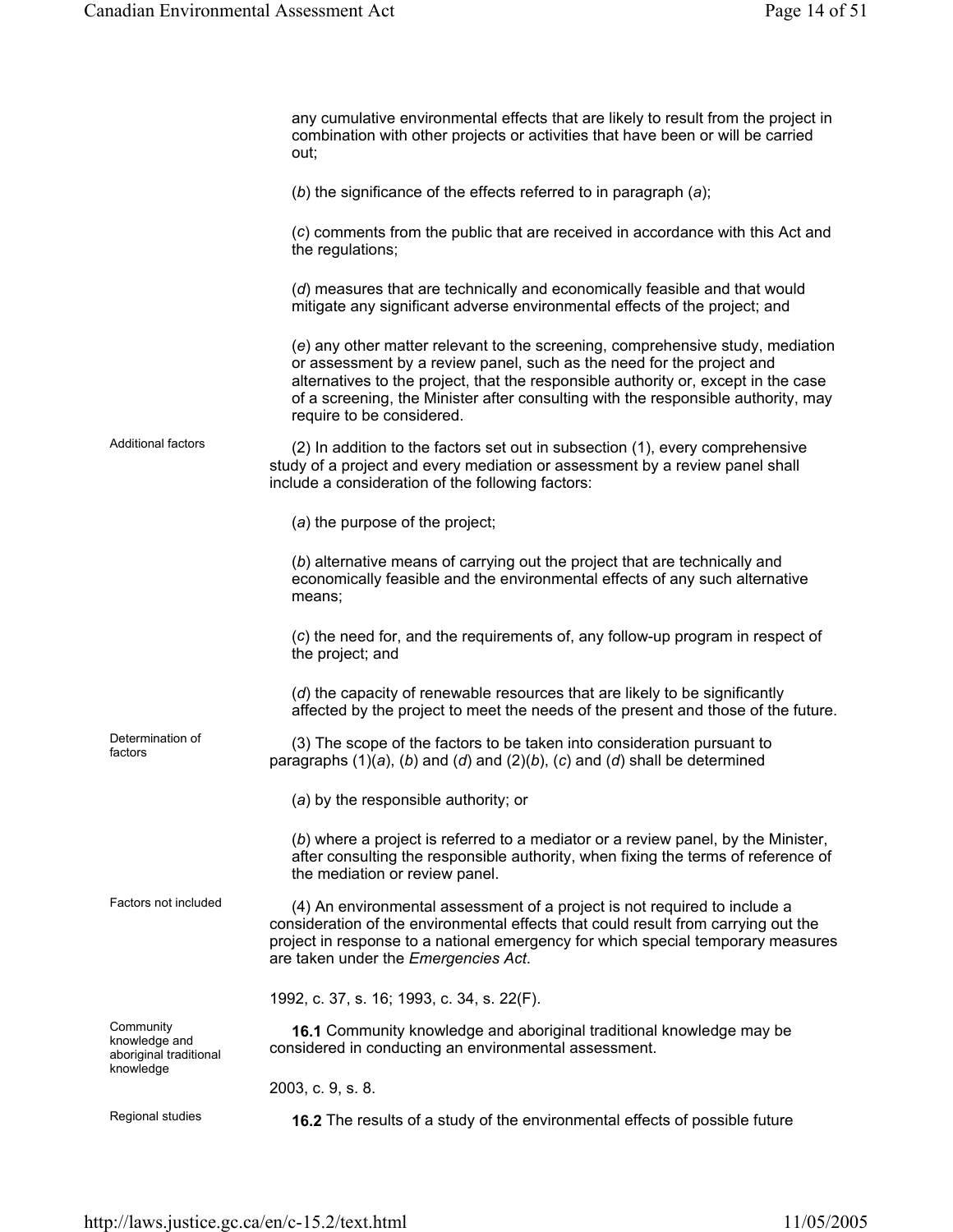any cumulative environmental effects that are likely to result from the project in combination with other projects or activities that have been or will be carried out;

(*b*) the significance of the effects referred to in paragraph (*a*);

(*c*) comments from the public that are received in accordance with this Act and the regulations;

(*d*) measures that are technically and economically feasible and that would mitigate any significant adverse environmental effects of the project; and

(*e*) any other matter relevant to the screening, comprehensive study, mediation or assessment by a review panel, such as the need for the project and alternatives to the project, that the responsible authority or, except in the case of a screening, the Minister after consulting with the responsible authority, may require to be considered.

Additional factors

(2) In addition to the factors set out in subsection (1), every comprehensive study of a project and every mediation or assessment by a review panel shall include a consideration of the following factors:

(*a*) the purpose of the project;

(*b*) alternative means of carrying out the project that are technically and economically feasible and the environmental effects of any such alternative means;

(*c*) the need for, and the requirements of, any follow-up program in respect of the project; and

(*d*) the capacity of renewable resources that are likely to be significantly affected by the project to meet the needs of the present and those of the future.

Determination of factors

(3) The scope of the factors to be taken into consideration pursuant to paragraphs (1)(*a*), (*b*) and (*d*) and (2)(*b*), (*c*) and (*d*) shall be determined

(*a*) by the responsible authority; or

(*b*) where a project is referred to a mediator or a review panel, by the Minister, after consulting the responsible authority, when fixing the terms of reference of the mediation or review panel.

Factors not included

(4) An environmental assessment of a project is not required to include a consideration of the environmental effects that could result from carrying out the project in response to a national emergency for which special temporary measures are taken under the *Emergencies Act*.

1992, c. 37, s. 16; 1993, c. 34, s. 22(F).

Community knowledge and aboriginal traditional knowledge

**16.1** Community knowledge and aboriginal traditional knowledge may be considered in conducting an environmental assessment.

2003, c. 9, s. 8.

Regional studies

**16.2** The results of a study of the environmental effects of possible future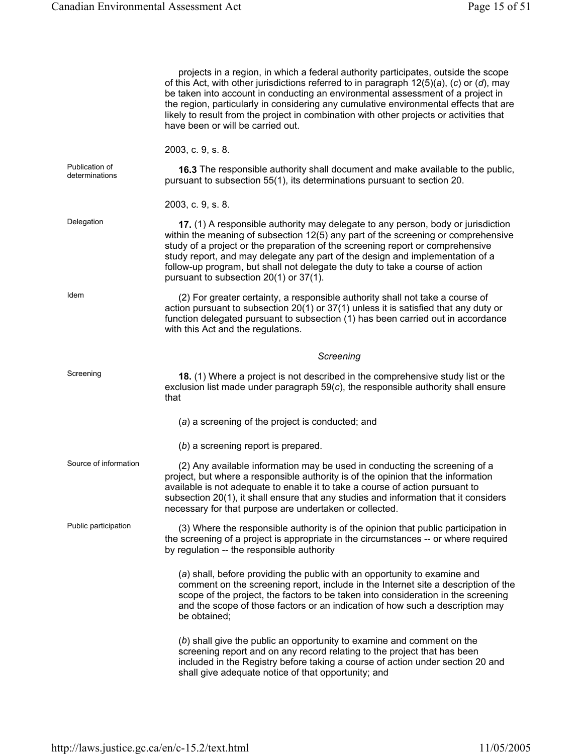projects in a region, in which a federal authority participates, outside the scope of this Act, with other jurisdictions referred to in paragraph 12(5)(*a*), (*c*) or (*d*), may be taken into account in conducting an environmental assessment of a project in the region, particularly in considering any cumulative environmental effects that are likely to result from the project in combination with other projects or activities that have been or will be carried out.

2003, c. 9, s. 8.

Publication of determinations

**16.3** The responsible authority shall document and make available to the public, pursuant to subsection 55(1), its determinations pursuant to section 20.

2003, c. 9, s. 8.

Delegation

**17.** (1) A responsible authority may delegate to any person, body or jurisdiction within the meaning of subsection 12(5) any part of the screening or comprehensive study of a project or the preparation of the screening report or comprehensive study report, and may delegate any part of the design and implementation of a follow-up program, but shall not delegate the duty to take a course of action pursuant to subsection 20(1) or 37(1).

Idem

(2) For greater certainty, a responsible authority shall not take a course of action pursuant to subsection 20(1) or 37(1) unless it is satisfied that any duty or function delegated pursuant to subsection (1) has been carried out in accordance with this Act and the regulations.

*Screening*

Screening

**18.** (1) Where a project is not described in the comprehensive study list or the exclusion list made under paragraph 59(*c*), the responsible authority shall ensure that

(*a*) a screening of the project is conducted; and

(*b*) a screening report is prepared.

Source of information

(2) Any available information may be used in conducting the screening of a project, but where a responsible authority is of the opinion that the information available is not adequate to enable it to take a course of action pursuant to subsection 20(1), it shall ensure that any studies and information that it considers necessary for that purpose are undertaken or collected.

Public participation

(3) Where the responsible authority is of the opinion that public participation in the screening of a project is appropriate in the circumstances -- or where required by regulation -- the responsible authority

(*a*) shall, before providing the public with an opportunity to examine and comment on the screening report, include in the Internet site a description of the scope of the project, the factors to be taken into consideration in the screening and the scope of those factors or an indication of how such a description may be obtained;

(*b*) shall give the public an opportunity to examine and comment on the screening report and on any record relating to the project that has been included in the Registry before taking a course of action under section 20 and shall give adequate notice of that opportunity; and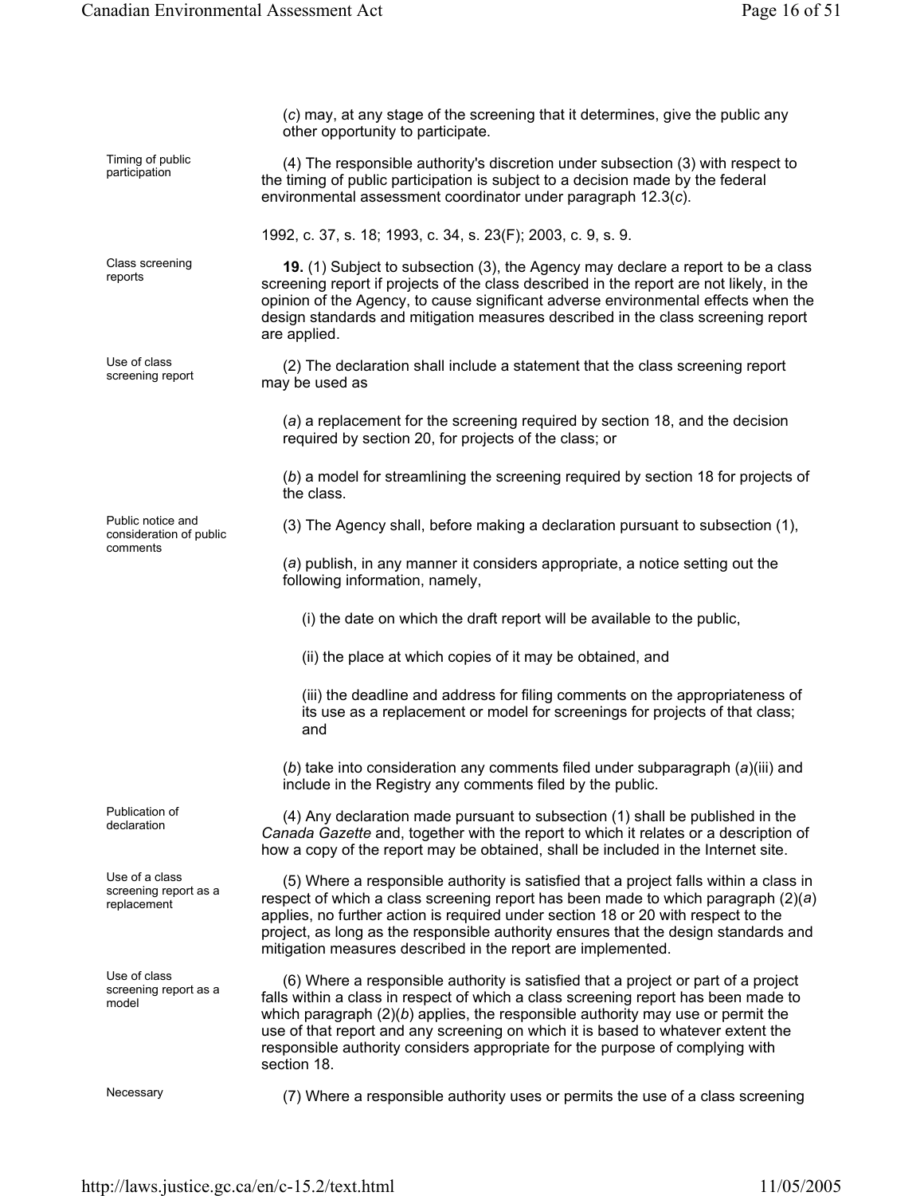(*c*) may, at any stage of the screening that it determines, give the public any other opportunity to participate.

Timing of public participation

(4) The responsible authority's discretion under subsection (3) with respect to the timing of public participation is subject to a decision made by the federal environmental assessment coordinator under paragraph 12.3(*c*).

1992, c. 37, s. 18; 1993, c. 34, s. 23(F); 2003, c. 9, s. 9.

Class screening reports

**19.** (1) Subject to subsection (3), the Agency may declare a report to be a class screening report if projects of the class described in the report are not likely, in the opinion of the Agency, to cause significant adverse environmental effects when the design standards and mitigation measures described in the class screening report are applied.

Use of class screening report

(2) The declaration shall include a statement that the class screening report may be used as

(*a*) a replacement for the screening required by section 18, and the decision required by section 20, for projects of the class; or

(*b*) a model for streamlining the screening required by section 18 for projects of the class.

Public notice and consideration of public comments

(3) The Agency shall, before making a declaration pursuant to subsection (1),

(*a*) publish, in any manner it considers appropriate, a notice setting out the following information, namely,

(i) the date on which the draft report will be available to the public,

(ii) the place at which copies of it may be obtained, and

(iii) the deadline and address for filing comments on the appropriateness of its use as a replacement or model for screenings for projects of that class; and

(*b*) take into consideration any comments filed under subparagraph (*a*)(iii) and include in the Registry any comments filed by the public.

Publication of declaration

(4) Any declaration made pursuant to subsection (1) shall be published in the *Canada Gazette* and, together with the report to which it relates or a description of how a copy of the report may be obtained, shall be included in the Internet site.

Use of a class screening report as a replacement

(5) Where a responsible authority is satisfied that a project falls within a class in respect of which a class screening report has been made to which paragraph (2)(*a*) applies, no further action is required under section 18 or 20 with respect to the project, as long as the responsible authority ensures that the design standards and mitigation measures described in the report are implemented.

Use of class screening report as a model

(6) Where a responsible authority is satisfied that a project or part of a project falls within a class in respect of which a class screening report has been made to which paragraph (2)(*b*) applies, the responsible authority may use or permit the use of that report and any screening on which it is based to whatever extent the responsible authority considers appropriate for the purpose of complying with section 18.

Necessary

(7) Where a responsible authority uses or permits the use of a class screening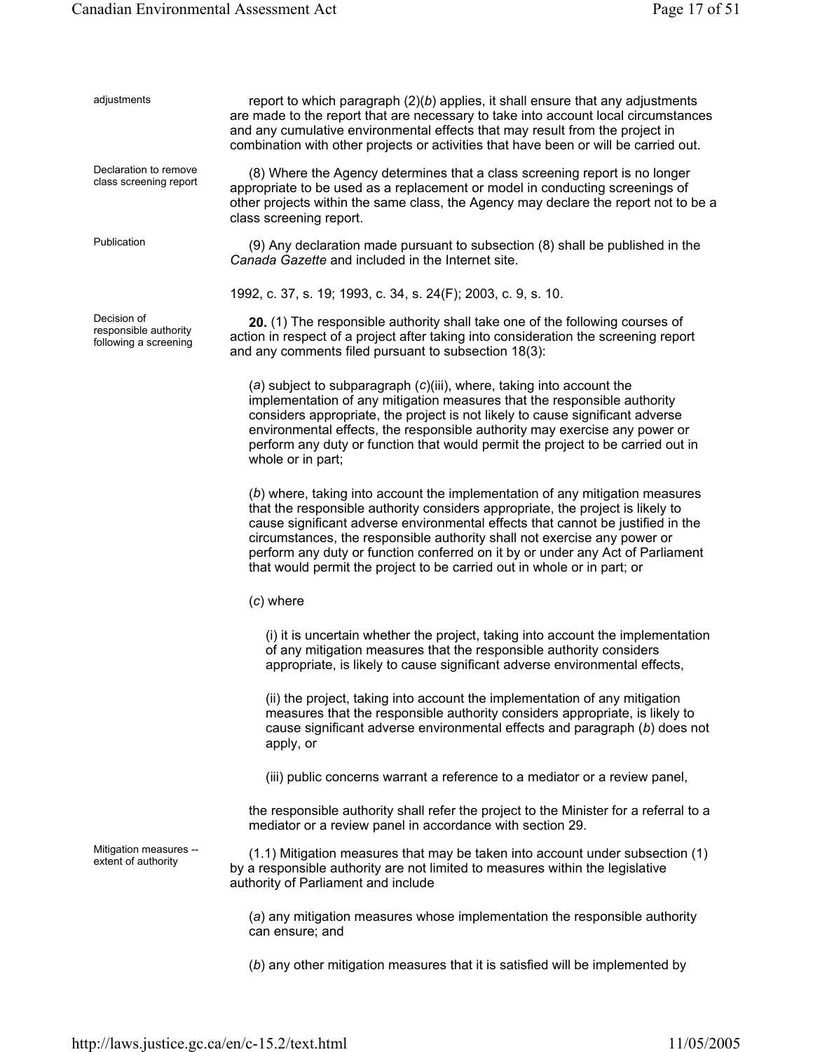adjustments

report to which paragraph (2)(*b*) applies, it shall ensure that any adjustments are made to the report that are necessary to take into account local circumstances and any cumulative environmental effects that may result from the project in combination with other projects or activities that have been or will be carried out.

Declaration to remove class screening report

(8) Where the Agency determines that a class screening report is no longer appropriate to be used as a replacement or model in conducting screenings of other projects within the same class, the Agency may declare the report not to be a class screening report.

Publication

(9) Any declaration made pursuant to subsection (8) shall be published in the *Canada Gazette* and included in the Internet site.

1992, c. 37, s. 19; 1993, c. 34, s. 24(F); 2003, c. 9, s. 10.

Decision of responsible authority following a screening

**20.** (1) The responsible authority shall take one of the following courses of action in respect of a project after taking into consideration the screening report and any comments filed pursuant to subsection 18(3):

(*a*) subject to subparagraph (*c*)(iii), where, taking into account the implementation of any mitigation measures that the responsible authority considers appropriate, the project is not likely to cause significant adverse environmental effects, the responsible authority may exercise any power or perform any duty or function that would permit the project to be carried out in whole or in part;

(*b*) where, taking into account the implementation of any mitigation measures that the responsible authority considers appropriate, the project is likely to cause significant adverse environmental effects that cannot be justified in the circumstances, the responsible authority shall not exercise any power or perform any duty or function conferred on it by or under any Act of Parliament that would permit the project to be carried out in whole or in part; or

(*c*) where

(i) it is uncertain whether the project, taking into account the implementation of any mitigation measures that the responsible authority considers appropriate, is likely to cause significant adverse environmental effects,

(ii) the project, taking into account the implementation of any mitigation measures that the responsible authority considers appropriate, is likely to cause significant adverse environmental effects and paragraph (*b*) does not apply, or

(iii) public concerns warrant a reference to a mediator or a review panel,

the responsible authority shall refer the project to the Minister for a referral to a mediator or a review panel in accordance with section 29.

Mitigation measures -- extent of authority

(1.1) Mitigation measures that may be taken into account under subsection (1) by a responsible authority are not limited to measures within the legislative authority of Parliament and include

(*a*) any mitigation measures whose implementation the responsible authority can ensure; and

(*b*) any other mitigation measures that it is satisfied will be implemented by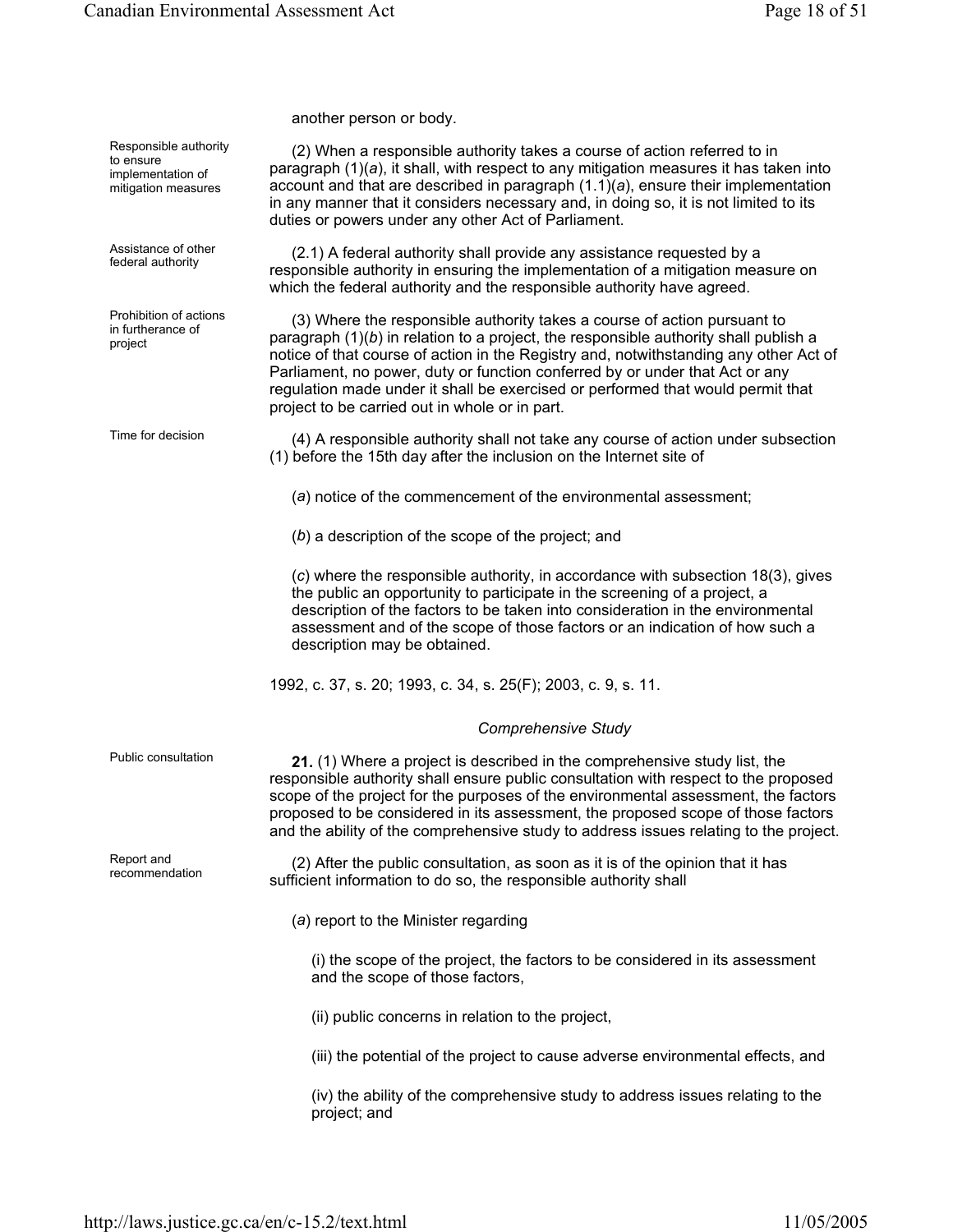another person or body.

Responsible authority to ensure implementation of mitigation measures

(2) When a responsible authority takes a course of action referred to in paragraph (1)(*a*), it shall, with respect to any mitigation measures it has taken into account and that are described in paragraph (1.1)(*a*), ensure their implementation in any manner that it considers necessary and, in doing so, it is not limited to its duties or powers under any other Act of Parliament.

Assistance of other federal authority

(2.1) A federal authority shall provide any assistance requested by a responsible authority in ensuring the implementation of a mitigation measure on which the federal authority and the responsible authority have agreed.

Prohibition of actions in furtherance of project

(3) Where the responsible authority takes a course of action pursuant to paragraph (1)(*b*) in relation to a project, the responsible authority shall publish a notice of that course of action in the Registry and, notwithstanding any other Act of Parliament, no power, duty or function conferred by or under that Act or any regulation made under it shall be exercised or performed that would permit that project to be carried out in whole or in part.

Time for decision

(4) A responsible authority shall not take any course of action under subsection (1) before the 15th day after the inclusion on the Internet site of

(*a*) notice of the commencement of the environmental assessment;

(*b*) a description of the scope of the project; and

(*c*) where the responsible authority, in accordance with subsection 18(3), gives the public an opportunity to participate in the screening of a project, a description of the factors to be taken into consideration in the environmental assessment and of the scope of those factors or an indication of how such a description may be obtained.

1992, c. 37, s. 20; 1993, c. 34, s. 25(F); 2003, c. 9, s. 11.

*Comprehensive Study*

Public consultation

**21.** (1) Where a project is described in the comprehensive study list, the responsible authority shall ensure public consultation with respect to the proposed scope of the project for the purposes of the environmental assessment, the factors proposed to be considered in its assessment, the proposed scope of those factors and the ability of the comprehensive study to address issues relating to the project.

Report and recommendation

(2) After the public consultation, as soon as it is of the opinion that it has sufficient information to do so, the responsible authority shall

(*a*) report to the Minister regarding

(i) the scope of the project, the factors to be considered in its assessment and the scope of those factors,

(ii) public concerns in relation to the project,

(iii) the potential of the project to cause adverse environmental effects, and

(iv) the ability of the comprehensive study to address issues relating to the project; and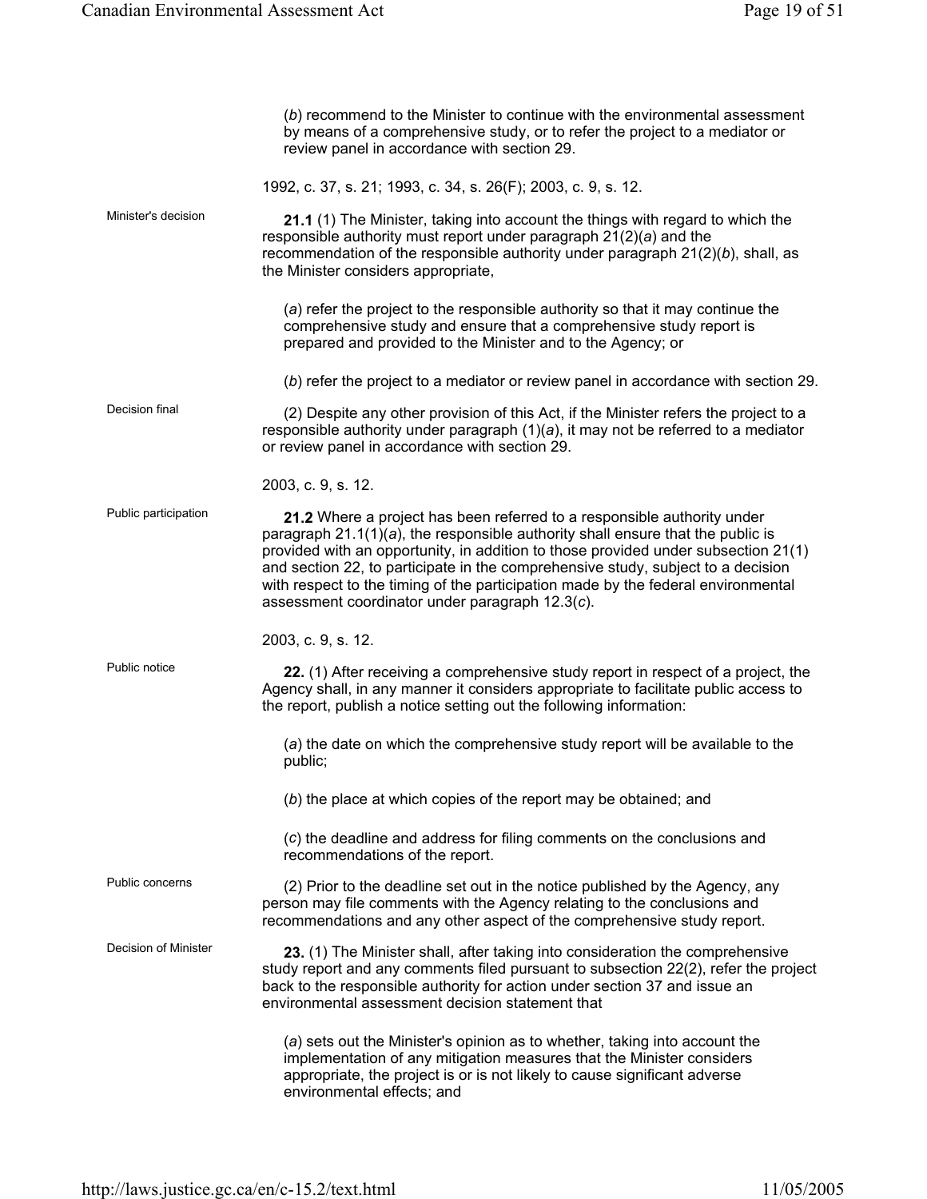(*b*) recommend to the Minister to continue with the environmental assessment by means of a comprehensive study, or to refer the project to a mediator or review panel in accordance with section 29.

1992, c. 37, s. 21; 1993, c. 34, s. 26(F); 2003, c. 9, s. 12.

Minister's decision

**21.1** (1) The Minister, taking into account the things with regard to which the responsible authority must report under paragraph 21(2)(*a*) and the recommendation of the responsible authority under paragraph 21(2)(*b*), shall, as the Minister considers appropriate,

(*a*) refer the project to the responsible authority so that it may continue the comprehensive study and ensure that a comprehensive study report is prepared and provided to the Minister and to the Agency; or

(*b*) refer the project to a mediator or review panel in accordance with section 29.

Decision final

(2) Despite any other provision of this Act, if the Minister refers the project to a responsible authority under paragraph (1)(*a*), it may not be referred to a mediator or review panel in accordance with section 29.

2003, c. 9, s. 12.

Public participation

**21.2** Where a project has been referred to a responsible authority under paragraph 21.1(1)(*a*), the responsible authority shall ensure that the public is provided with an opportunity, in addition to those provided under subsection 21(1) and section 22, to participate in the comprehensive study, subject to a decision with respect to the timing of the participation made by the federal environmental assessment coordinator under paragraph 12.3(*c*).

2003, c. 9, s. 12.

Public notice

**22.** (1) After receiving a comprehensive study report in respect of a project, the Agency shall, in any manner it considers appropriate to facilitate public access to the report, publish a notice setting out the following information:

(*a*) the date on which the comprehensive study report will be available to the public;

(*b*) the place at which copies of the report may be obtained; and

(*c*) the deadline and address for filing comments on the conclusions and recommendations of the report.

Public concerns

(2) Prior to the deadline set out in the notice published by the Agency, any person may file comments with the Agency relating to the conclusions and recommendations and any other aspect of the comprehensive study report.

Decision of Minister

**23.** (1) The Minister shall, after taking into consideration the comprehensive study report and any comments filed pursuant to subsection 22(2), refer the project back to the responsible authority for action under section 37 and issue an environmental assessment decision statement that

(*a*) sets out the Minister's opinion as to whether, taking into account the implementation of any mitigation measures that the Minister considers appropriate, the project is or is not likely to cause significant adverse environmental effects; and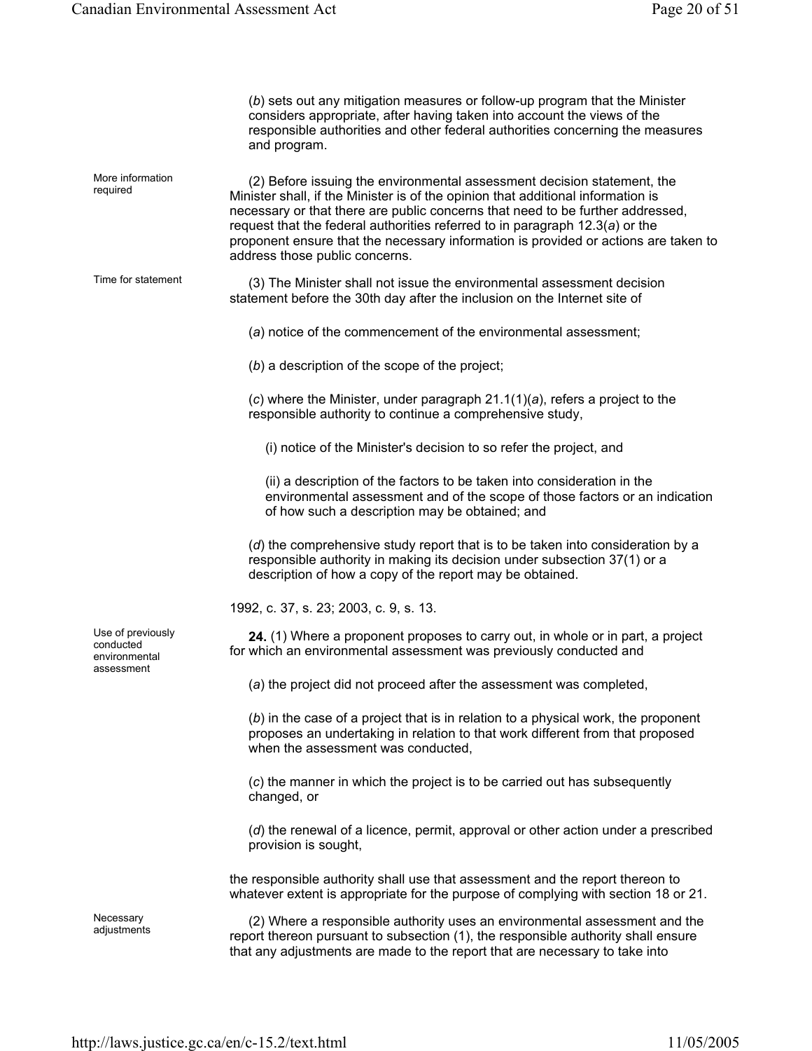(*b*) sets out any mitigation measures or follow-up program that the Minister considers appropriate, after having taken into account the views of the responsible authorities and other federal authorities concerning the measures and program.

More information required

(2) Before issuing the environmental assessment decision statement, the Minister shall, if the Minister is of the opinion that additional information is necessary or that there are public concerns that need to be further addressed, request that the federal authorities referred to in paragraph 12.3(*a*) or the proponent ensure that the necessary information is provided or actions are taken to address those public concerns.

Time for statement

(3) The Minister shall not issue the environmental assessment decision statement before the 30th day after the inclusion on the Internet site of

(*a*) notice of the commencement of the environmental assessment;

(*b*) a description of the scope of the project;

(*c*) where the Minister, under paragraph 21.1(1)(*a*), refers a project to the responsible authority to continue a comprehensive study,

(i) notice of the Minister's decision to so refer the project, and

(ii) a description of the factors to be taken into consideration in the environmental assessment and of the scope of those factors or an indication of how such a description may be obtained; and

(*d*) the comprehensive study report that is to be taken into consideration by a responsible authority in making its decision under subsection 37(1) or a description of how a copy of the report may be obtained.

1992, c. 37, s. 23; 2003, c. 9, s. 13.

Use of previously conducted environmental assessment

**24.** (1) Where a proponent proposes to carry out, in whole or in part, a project for which an environmental assessment was previously conducted and

(*a*) the project did not proceed after the assessment was completed,

(*b*) in the case of a project that is in relation to a physical work, the proponent proposes an undertaking in relation to that work different from that proposed when the assessment was conducted,

(*c*) the manner in which the project is to be carried out has subsequently changed, or

(*d*) the renewal of a licence, permit, approval or other action under a prescribed provision is sought,

the responsible authority shall use that assessment and the report thereon to whatever extent is appropriate for the purpose of complying with section 18 or 21.

Necessary adjustments

(2) Where a responsible authority uses an environmental assessment and the report thereon pursuant to subsection (1), the responsible authority shall ensure that any adjustments are made to the report that are necessary to take into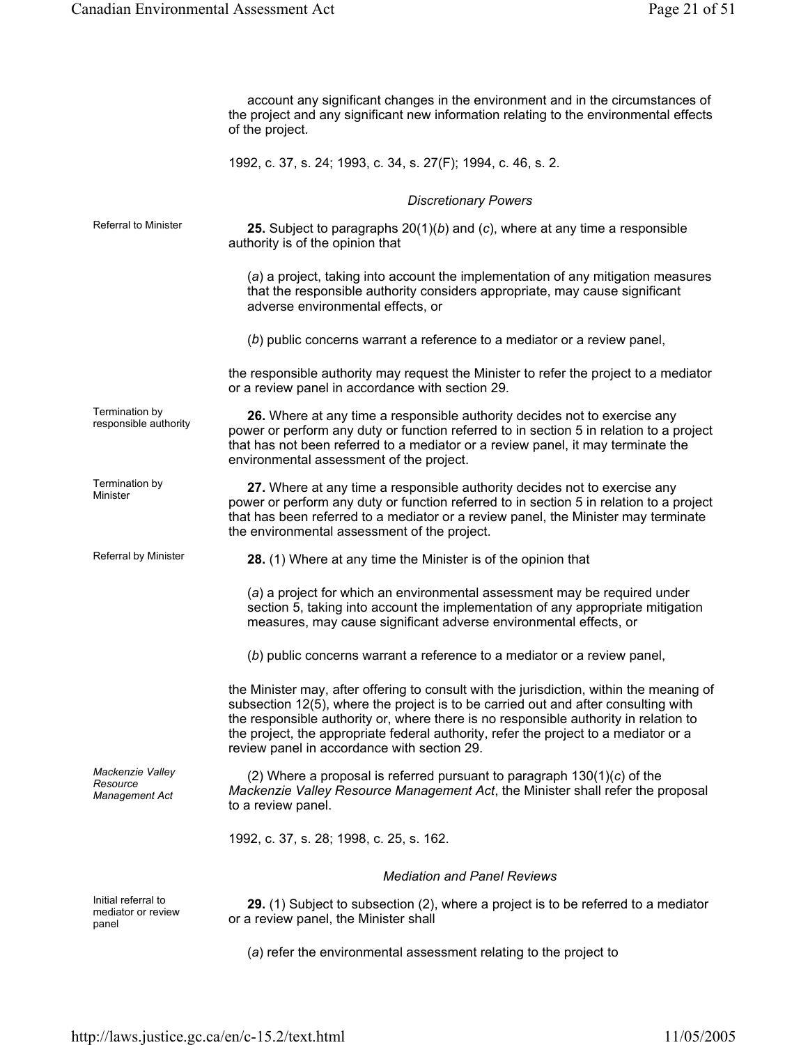account any significant changes in the environment and in the circumstances of the project and any significant new information relating to the environmental effects of the project.

1992, c. 37, s. 24; 1993, c. 34, s. 27(F); 1994, c. 46, s. 2.

### *Discretionary Powers*

Referral to Minister

**25.** Subject to paragraphs 20(1)(*b*) and (*c*), where at any time a responsible authority is of the opinion that

(*a*) a project, taking into account the implementation of any mitigation measures that the responsible authority considers appropriate, may cause significant adverse environmental effects, or

(*b*) public concerns warrant a reference to a mediator or a review panel,

the responsible authority may request the Minister to refer the project to a mediator or a review panel in accordance with section 29.

Termination by responsible authority

**26.** Where at any time a responsible authority decides not to exercise any power or perform any duty or function referred to in section 5 in relation to a project that has not been referred to a mediator or a review panel, it may terminate the environmental assessment of the project.

Termination by Minister

**27.** Where at any time a responsible authority decides not to exercise any power or perform any duty or function referred to in section 5 in relation to a project that has been referred to a mediator or a review panel, the Minister may terminate the environmental assessment of the project.

Referral by Minister

**28.** (1) Where at any time the Minister is of the opinion that

(*a*) a project for which an environmental assessment may be required under section 5, taking into account the implementation of any appropriate mitigation measures, may cause significant adverse environmental effects, or

(*b*) public concerns warrant a reference to a mediator or a review panel,

the Minister may, after offering to consult with the jurisdiction, within the meaning of subsection 12(5), where the project is to be carried out and after consulting with the responsible authority or, where there is no responsible authority in relation to the project, the appropriate federal authority, refer the project to a mediator or a review panel in accordance with section 29.

*Mackenzie Valley Resource Management Act*

(2) Where a proposal is referred pursuant to paragraph 130(1)(*c*) of the *Mackenzie Valley Resource Management Act*, the Minister shall refer the proposal to a review panel.

1992, c. 37, s. 28; 1998, c. 25, s. 162.

### *Mediation and Panel Reviews*

Initial referral to mediator or review panel

**29.** (1) Subject to subsection (2), where a project is to be referred to a mediator or a review panel, the Minister shall

(*a*) refer the environmental assessment relating to the project to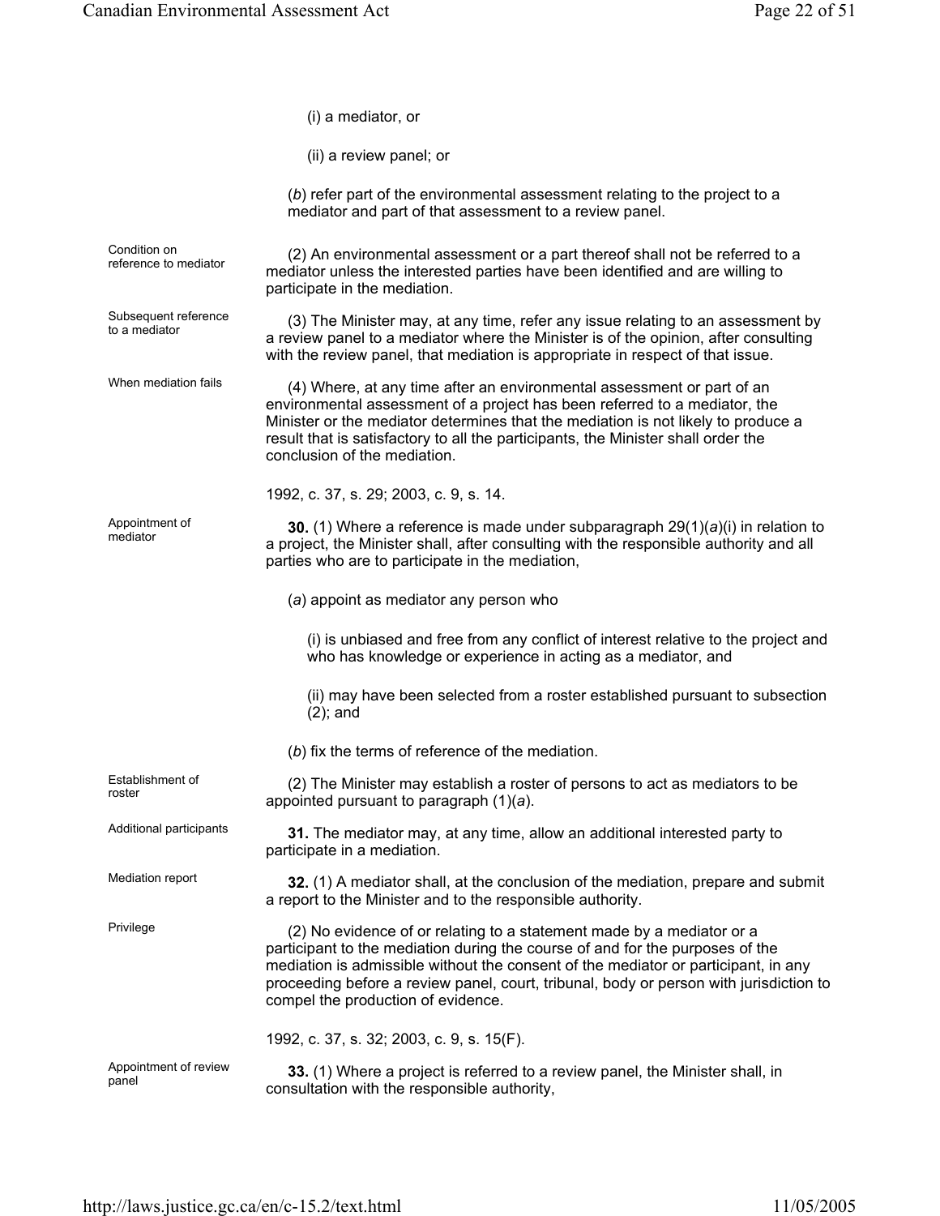(i) a mediator, or

(ii) a review panel; or

(*b*) refer part of the environmental assessment relating to the project to a mediator and part of that assessment to a review panel.

Condition on reference to mediator

(2) An environmental assessment or a part thereof shall not be referred to a mediator unless the interested parties have been identified and are willing to participate in the mediation.

Subsequent reference to a mediator

(3) The Minister may, at any time, refer any issue relating to an assessment by a review panel to a mediator where the Minister is of the opinion, after consulting with the review panel, that mediation is appropriate in respect of that issue.

When mediation fails

(4) Where, at any time after an environmental assessment or part of an environmental assessment of a project has been referred to a mediator, the Minister or the mediator determines that the mediation is not likely to produce a result that is satisfactory to all the participants, the Minister shall order the conclusion of the mediation.

1992, c. 37, s. 29; 2003, c. 9, s. 14.

Appointment of mediator

**30.** (1) Where a reference is made under subparagraph 29(1)(*a*)(i) in relation to a project, the Minister shall, after consulting with the responsible authority and all parties who are to participate in the mediation,

(*a*) appoint as mediator any person who

(i) is unbiased and free from any conflict of interest relative to the project and who has knowledge or experience in acting as a mediator, and

(ii) may have been selected from a roster established pursuant to subsection (2); and

(*b*) fix the terms of reference of the mediation.

Establishment of roster

(2) The Minister may establish a roster of persons to act as mediators to be appointed pursuant to paragraph (1)(*a*).

Additional participants

**31.** The mediator may, at any time, allow an additional interested party to participate in a mediation.

Mediation report

**32.** (1) A mediator shall, at the conclusion of the mediation, prepare and submit a report to the Minister and to the responsible authority.

Privilege

(2) No evidence of or relating to a statement made by a mediator or a participant to the mediation during the course of and for the purposes of the mediation is admissible without the consent of the mediator or participant, in any proceeding before a review panel, court, tribunal, body or person with jurisdiction to compel the production of evidence.

1992, c. 37, s. 32; 2003, c. 9, s. 15(F).

Appointment of review panel

**33.** (1) Where a project is referred to a review panel, the Minister shall, in consultation with the responsible authority,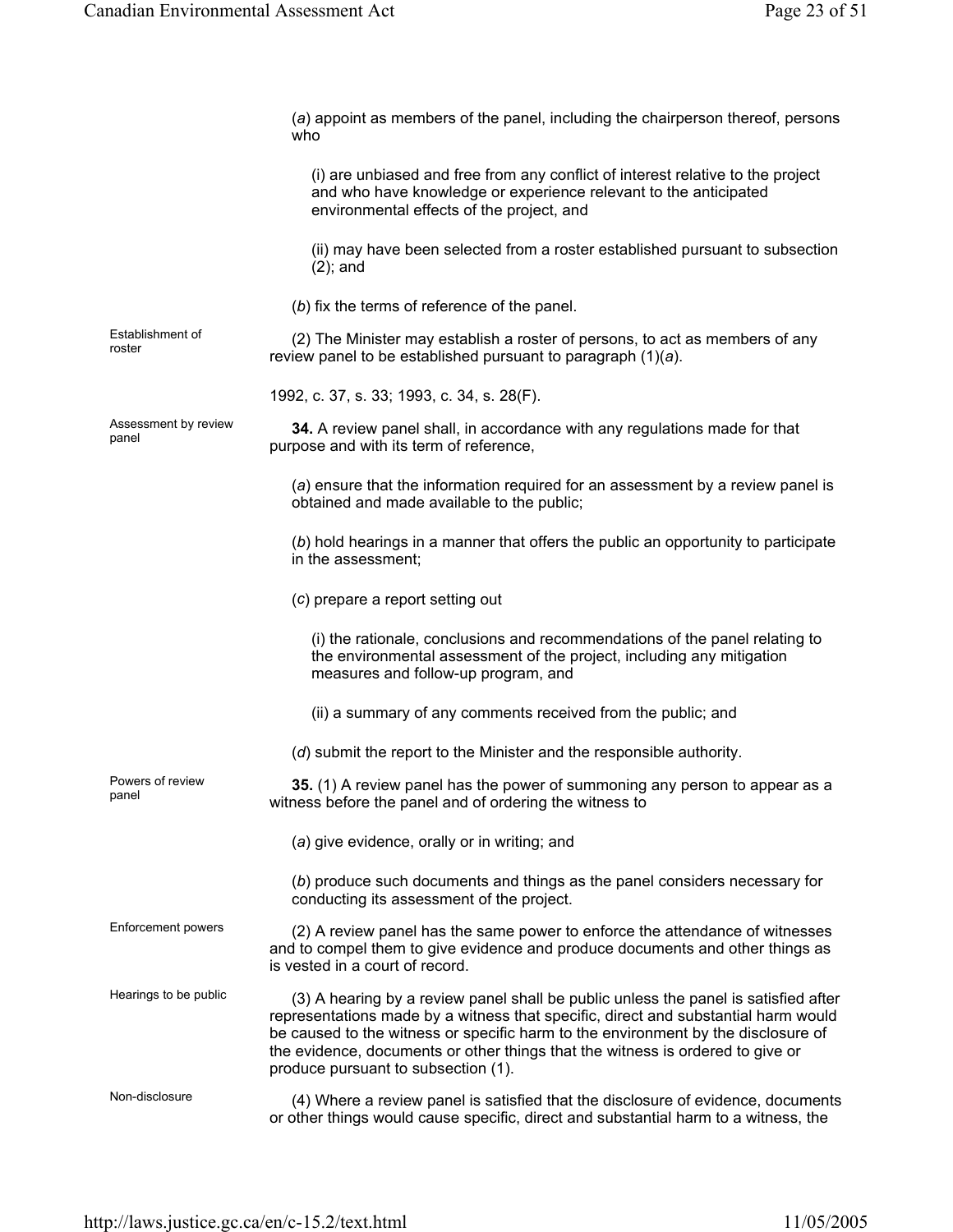(*a*) appoint as members of the panel, including the chairperson thereof, persons who

(i) are unbiased and free from any conflict of interest relative to the project and who have knowledge or experience relevant to the anticipated environmental effects of the project, and

(ii) may have been selected from a roster established pursuant to subsection (2); and

(*b*) fix the terms of reference of the panel.

Establishment of roster

(2) The Minister may establish a roster of persons, to act as members of any review panel to be established pursuant to paragraph (1)(*a*).

1992, c. 37, s. 33; 1993, c. 34, s. 28(F).

Assessment by review panel

**34.** A review panel shall, in accordance with any regulations made for that purpose and with its term of reference,

(*a*) ensure that the information required for an assessment by a review panel is obtained and made available to the public;

(*b*) hold hearings in a manner that offers the public an opportunity to participate in the assessment;

(*c*) prepare a report setting out

(i) the rationale, conclusions and recommendations of the panel relating to the environmental assessment of the project, including any mitigation measures and follow-up program, and

(ii) a summary of any comments received from the public; and

(*d*) submit the report to the Minister and the responsible authority.

Powers of review panel

**35.** (1) A review panel has the power of summoning any person to appear as a witness before the panel and of ordering the witness to

(*a*) give evidence, orally or in writing; and

(*b*) produce such documents and things as the panel considers necessary for conducting its assessment of the project.

Enforcement powers

(2) A review panel has the same power to enforce the attendance of witnesses and to compel them to give evidence and produce documents and other things as is vested in a court of record.

Hearings to be public

(3) A hearing by a review panel shall be public unless the panel is satisfied after representations made by a witness that specific, direct and substantial harm would be caused to the witness or specific harm to the environment by the disclosure of the evidence, documents or other things that the witness is ordered to give or produce pursuant to subsection (1).

Non-disclosure

(4) Where a review panel is satisfied that the disclosure of evidence, documents or other things would cause specific, direct and substantial harm to a witness, the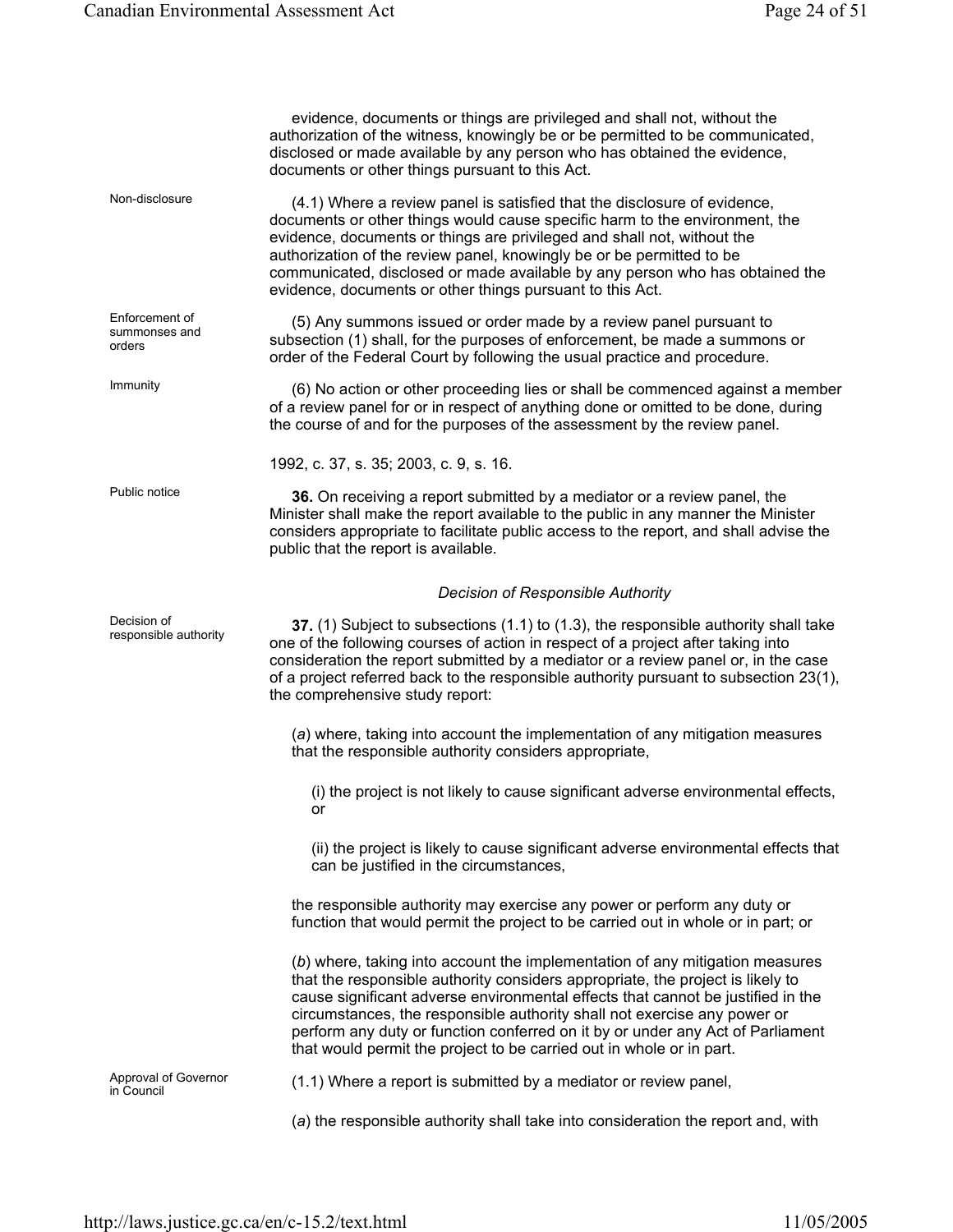evidence, documents or things are privileged and shall not, without the authorization of the witness, knowingly be or be permitted to be communicated, disclosed or made available by any person who has obtained the evidence, documents or other things pursuant to this Act.

Non-disclosure

(4.1) Where a review panel is satisfied that the disclosure of evidence, documents or other things would cause specific harm to the environment, the evidence, documents or things are privileged and shall not, without the authorization of the review panel, knowingly be or be permitted to be communicated, disclosed or made available by any person who has obtained the evidence, documents or other things pursuant to this Act.

Enforcement of summonses and orders

(5) Any summons issued or order made by a review panel pursuant to subsection (1) shall, for the purposes of enforcement, be made a summons or order of the Federal Court by following the usual practice and procedure.

Immunity

(6) No action or other proceeding lies or shall be commenced against a member of a review panel for or in respect of anything done or omitted to be done, during the course of and for the purposes of the assessment by the review panel.

1992, c. 37, s. 35; 2003, c. 9, s. 16.

Public notice

**36.** On receiving a report submitted by a mediator or a review panel, the Minister shall make the report available to the public in any manner the Minister considers appropriate to facilitate public access to the report, and shall advise the public that the report is available.

### *Decision of Responsible Authority*

Decision of responsible authority

**37.** (1) Subject to subsections (1.1) to (1.3), the responsible authority shall take one of the following courses of action in respect of a project after taking into consideration the report submitted by a mediator or a review panel or, in the case of a project referred back to the responsible authority pursuant to subsection 23(1), the comprehensive study report:

(*a*) where, taking into account the implementation of any mitigation measures that the responsible authority considers appropriate,

(i) the project is not likely to cause significant adverse environmental effects, or

(ii) the project is likely to cause significant adverse environmental effects that can be justified in the circumstances,

the responsible authority may exercise any power or perform any duty or function that would permit the project to be carried out in whole or in part; or

(*b*) where, taking into account the implementation of any mitigation measures that the responsible authority considers appropriate, the project is likely to cause significant adverse environmental effects that cannot be justified in the circumstances, the responsible authority shall not exercise any power or perform any duty or function conferred on it by or under any Act of Parliament that would permit the project to be carried out in whole or in part.

Approval of Governor in Council

(1.1) Where a report is submitted by a mediator or review panel,

(*a*) the responsible authority shall take into consideration the report and, with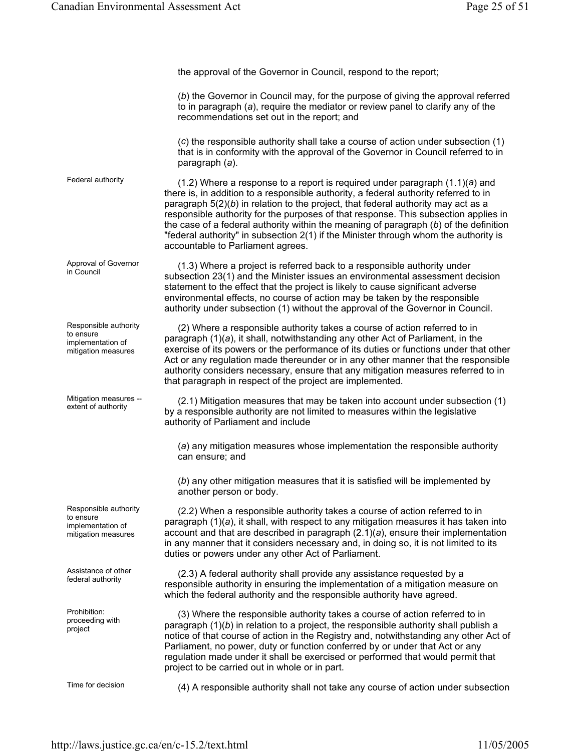the approval of the Governor in Council, respond to the report;

(*b*) the Governor in Council may, for the purpose of giving the approval referred to in paragraph (*a*), require the mediator or review panel to clarify any of the recommendations set out in the report; and

(*c*) the responsible authority shall take a course of action under subsection (1) that is in conformity with the approval of the Governor in Council referred to in paragraph (*a*).

Federal authority

(1.2) Where a response to a report is required under paragraph (1.1)(*a*) and there is, in addition to a responsible authority, a federal authority referred to in paragraph 5(2)(*b*) in relation to the project, that federal authority may act as a responsible authority for the purposes of that response. This subsection applies in the case of a federal authority within the meaning of paragraph (*b*) of the definition "federal authority" in subsection 2(1) if the Minister through whom the authority is accountable to Parliament agrees.

Approval of Governor in Council

(1.3) Where a project is referred back to a responsible authority under subsection 23(1) and the Minister issues an environmental assessment decision statement to the effect that the project is likely to cause significant adverse environmental effects, no course of action may be taken by the responsible authority under subsection (1) without the approval of the Governor in Council.

Responsible authority to ensure implementation of mitigation measures

(2) Where a responsible authority takes a course of action referred to in paragraph (1)(*a*), it shall, notwithstanding any other Act of Parliament, in the exercise of its powers or the performance of its duties or functions under that other Act or any regulation made thereunder or in any other manner that the responsible authority considers necessary, ensure that any mitigation measures referred to in that paragraph in respect of the project are implemented.

Mitigation measures -- extent of authority

(2.1) Mitigation measures that may be taken into account under subsection (1) by a responsible authority are not limited to measures within the legislative authority of Parliament and include

(*a*) any mitigation measures whose implementation the responsible authority can ensure; and

(*b*) any other mitigation measures that it is satisfied will be implemented by another person or body.

Responsible authority to ensure implementation of mitigation measures

(2.2) When a responsible authority takes a course of action referred to in paragraph (1)(*a*), it shall, with respect to any mitigation measures it has taken into account and that are described in paragraph (2.1)(*a*), ensure their implementation in any manner that it considers necessary and, in doing so, it is not limited to its duties or powers under any other Act of Parliament.

Assistance of other federal authority

(2.3) A federal authority shall provide any assistance requested by a responsible authority in ensuring the implementation of a mitigation measure on which the federal authority and the responsible authority have agreed.

Prohibition: proceeding with project

(3) Where the responsible authority takes a course of action referred to in paragraph (1)(*b*) in relation to a project, the responsible authority shall publish a notice of that course of action in the Registry and, notwithstanding any other Act of Parliament, no power, duty or function conferred by or under that Act or any regulation made under it shall be exercised or performed that would permit that project to be carried out in whole or in part.

Time for decision

(4) A responsible authority shall not take any course of action under subsection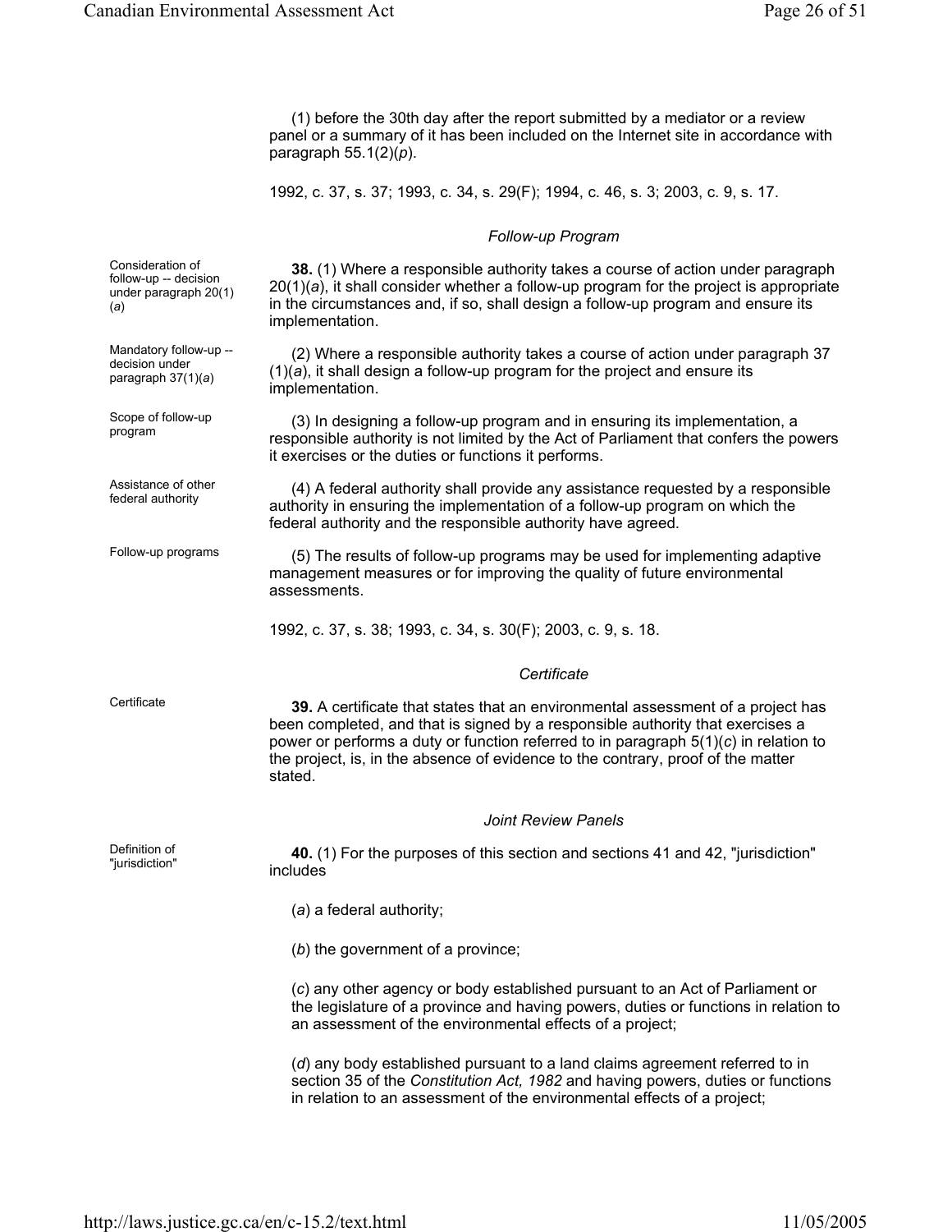(*l*) before the 30th day after the report submitted by a mediator or a review panel or a summary of it has been included on the Internet site in accordance with paragraph 55.1(2)(*p*).

1992, c. 37, s. 37; 1993, c. 34, s. 29(F); 1994, c. 46, s. 3; 2003, c. 9, s. 17.

### *Follow-up Program*

Consideration of follow-up -- decision under paragraph 20(1)(*a*)

**38.** (1) Where a responsible authority takes a course of action under paragraph 20(1)(*a*), it shall consider whether a follow-up program for the project is appropriate in the circumstances and, if so, shall design a follow-up program and ensure its implementation.

Mandatory follow-up -- decision under paragraph 37(1)(*a*)

(2) Where a responsible authority takes a course of action under paragraph 37(1)(*a*), it shall design a follow-up program for the project and ensure its implementation.

Scope of follow-up program

(3) In designing a follow-up program and in ensuring its implementation, a responsible authority is not limited by the Act of Parliament that confers the powers it exercises or the duties or functions it performs.

Assistance of other federal authority

(4) A federal authority shall provide any assistance requested by a responsible authority in ensuring the implementation of a follow-up program on which the federal authority and the responsible authority have agreed.

Follow-up programs

(5) The results of follow-up programs may be used for implementing adaptive management measures or for improving the quality of future environmental assessments.

1992, c. 37, s. 38; 1993, c. 34, s. 30(F); 2003, c. 9, s. 18.

### *Certificate*

Certificate

**39.** A certificate that states that an environmental assessment of a project has been completed, and that is signed by a responsible authority that exercises a power or performs a duty or function referred to in paragraph 5(1)(*c*) in relation to the project, is, in the absence of evidence to the contrary, proof of the matter stated.

### *Joint Review Panels*

Definition of "jurisdiction"

**40.** (1) For the purposes of this section and sections 41 and 42, "jurisdiction" includes

(*a*) a federal authority;

(*b*) the government of a province;

(*c*) any other agency or body established pursuant to an Act of Parliament or the legislature of a province and having powers, duties or functions in relation to an assessment of the environmental effects of a project;

(*d*) any body established pursuant to a land claims agreement referred to in section 35 of the *Constitution Act, 1982* and having powers, duties or functions in relation to an assessment of the environmental effects of a project;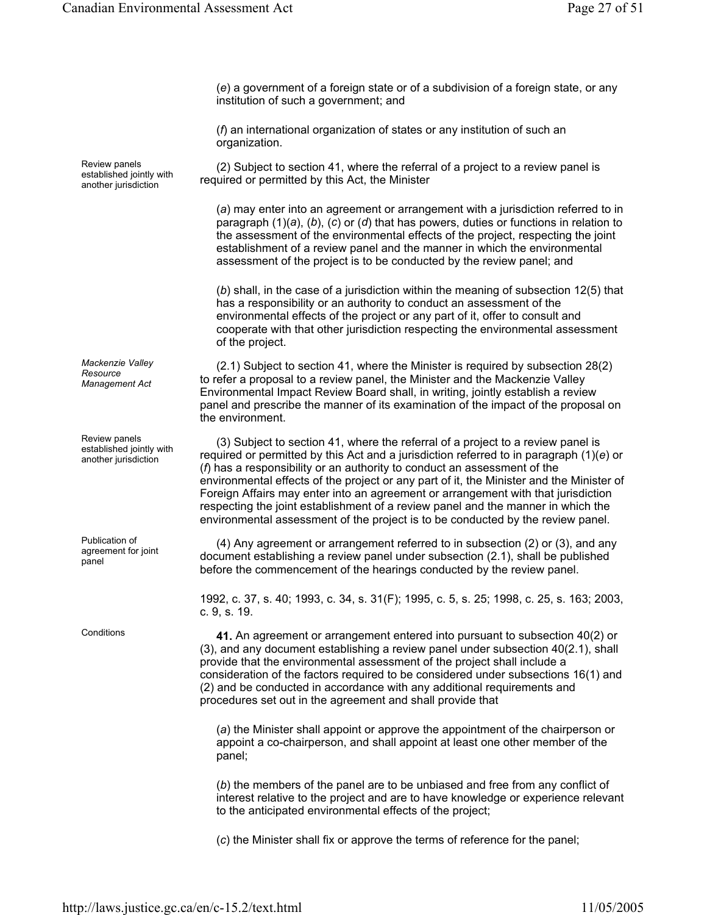(*e*) a government of a foreign state or of a subdivision of a foreign state, or any institution of such a government; and

(*f*) an international organization of states or any institution of such an organization.

Review panels established jointly with another jurisdiction

(2) Subject to section 41, where the referral of a project to a review panel is required or permitted by this Act, the Minister

(*a*) may enter into an agreement or arrangement with a jurisdiction referred to in paragraph (1)(*a*), (*b*), (*c*) or (*d*) that has powers, duties or functions in relation to the assessment of the environmental effects of the project, respecting the joint establishment of a review panel and the manner in which the environmental assessment of the project is to be conducted by the review panel; and

(*b*) shall, in the case of a jurisdiction within the meaning of subsection 12(5) that has a responsibility or an authority to conduct an assessment of the environmental effects of the project or any part of it, offer to consult and cooperate with that other jurisdiction respecting the environmental assessment of the project.

*Mackenzie Valley Resource Management Act*

(2.1) Subject to section 41, where the Minister is required by subsection 28(2) to refer a proposal to a review panel, the Minister and the Mackenzie Valley Environmental Impact Review Board shall, in writing, jointly establish a review panel and prescribe the manner of its examination of the impact of the proposal on the environment.

Review panels established jointly with another jurisdiction

(3) Subject to section 41, where the referral of a project to a review panel is required or permitted by this Act and a jurisdiction referred to in paragraph (1)(*e*) or (*f*) has a responsibility or an authority to conduct an assessment of the environmental effects of the project or any part of it, the Minister and the Minister of Foreign Affairs may enter into an agreement or arrangement with that jurisdiction respecting the joint establishment of a review panel and the manner in which the environmental assessment of the project is to be conducted by the review panel.

Publication of agreement for joint panel

(4) Any agreement or arrangement referred to in subsection (2) or (3), and any document establishing a review panel under subsection (2.1), shall be published before the commencement of the hearings conducted by the review panel.

1992, c. 37, s. 40; 1993, c. 34, s. 31(F); 1995, c. 5, s. 25; 1998, c. 25, s. 163; 2003, c. 9, s. 19.

Conditions

**41.** An agreement or arrangement entered into pursuant to subsection 40(2) or (3), and any document establishing a review panel under subsection 40(2.1), shall provide that the environmental assessment of the project shall include a consideration of the factors required to be considered under subsections 16(1) and (2) and be conducted in accordance with any additional requirements and procedures set out in the agreement and shall provide that

(*a*) the Minister shall appoint or approve the appointment of the chairperson or appoint a co-chairperson, and shall appoint at least one other member of the panel;

(*b*) the members of the panel are to be unbiased and free from any conflict of interest relative to the project and are to have knowledge or experience relevant to the anticipated environmental effects of the project;

(*c*) the Minister shall fix or approve the terms of reference for the panel;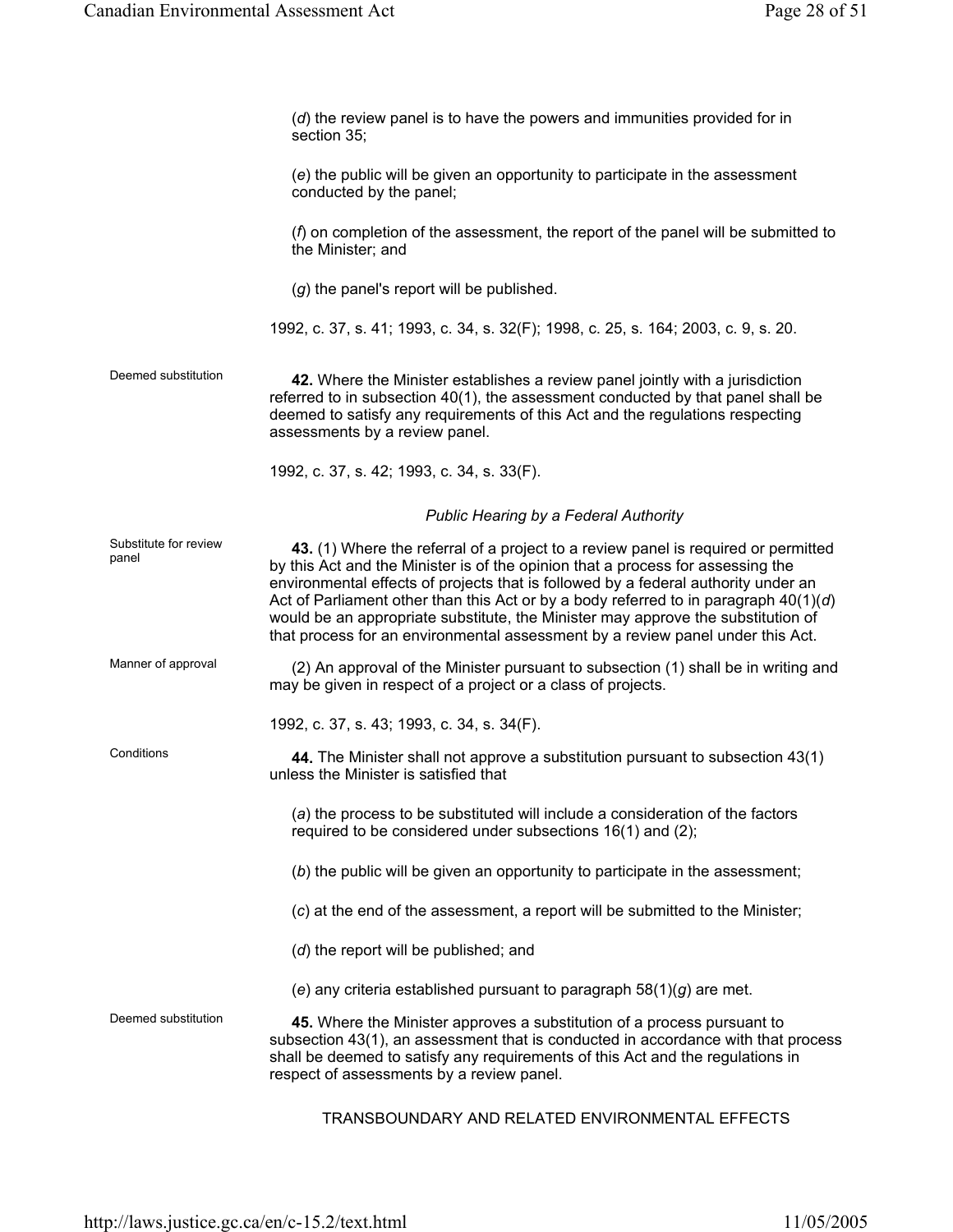(*d*) the review panel is to have the powers and immunities provided for in section 35;

(*e*) the public will be given an opportunity to participate in the assessment conducted by the panel;

(*f*) on completion of the assessment, the report of the panel will be submitted to the Minister; and

(*g*) the panel's report will be published.

1992, c. 37, s. 41; 1993, c. 34, s. 32(F); 1998, c. 25, s. 164; 2003, c. 9, s. 20.

Deemed substitution

**42.** Where the Minister establishes a review panel jointly with a jurisdiction referred to in subsection 40(1), the assessment conducted by that panel shall be deemed to satisfy any requirements of this Act and the regulations respecting assessments by a review panel.

1992, c. 37, s. 42; 1993, c. 34, s. 33(F).

*Public Hearing by a Federal Authority*

Substitute for review panel

**43.** (1) Where the referral of a project to a review panel is required or permitted by this Act and the Minister is of the opinion that a process for assessing the environmental effects of projects that is followed by a federal authority under an Act of Parliament other than this Act or by a body referred to in paragraph 40(1)(*d*) would be an appropriate substitute, the Minister may approve the substitution of that process for an environmental assessment by a review panel under this Act.

Manner of approval

(2) An approval of the Minister pursuant to subsection (1) shall be in writing and may be given in respect of a project or a class of projects.

1992, c. 37, s. 43; 1993, c. 34, s. 34(F).

Conditions

**44.** The Minister shall not approve a substitution pursuant to subsection 43(1) unless the Minister is satisfied that

(*a*) the process to be substituted will include a consideration of the factors required to be considered under subsections 16(1) and (2);

(*b*) the public will be given an opportunity to participate in the assessment;

(*c*) at the end of the assessment, a report will be submitted to the Minister;

(*d*) the report will be published; and

(*e*) any criteria established pursuant to paragraph 58(1)(*g*) are met.

Deemed substitution

**45.** Where the Minister approves a substitution of a process pursuant to subsection 43(1), an assessment that is conducted in accordance with that process shall be deemed to satisfy any requirements of this Act and the regulations in respect of assessments by a review panel.

TRANSBOUNDARY AND RELATED ENVIRONMENTAL EFFECTS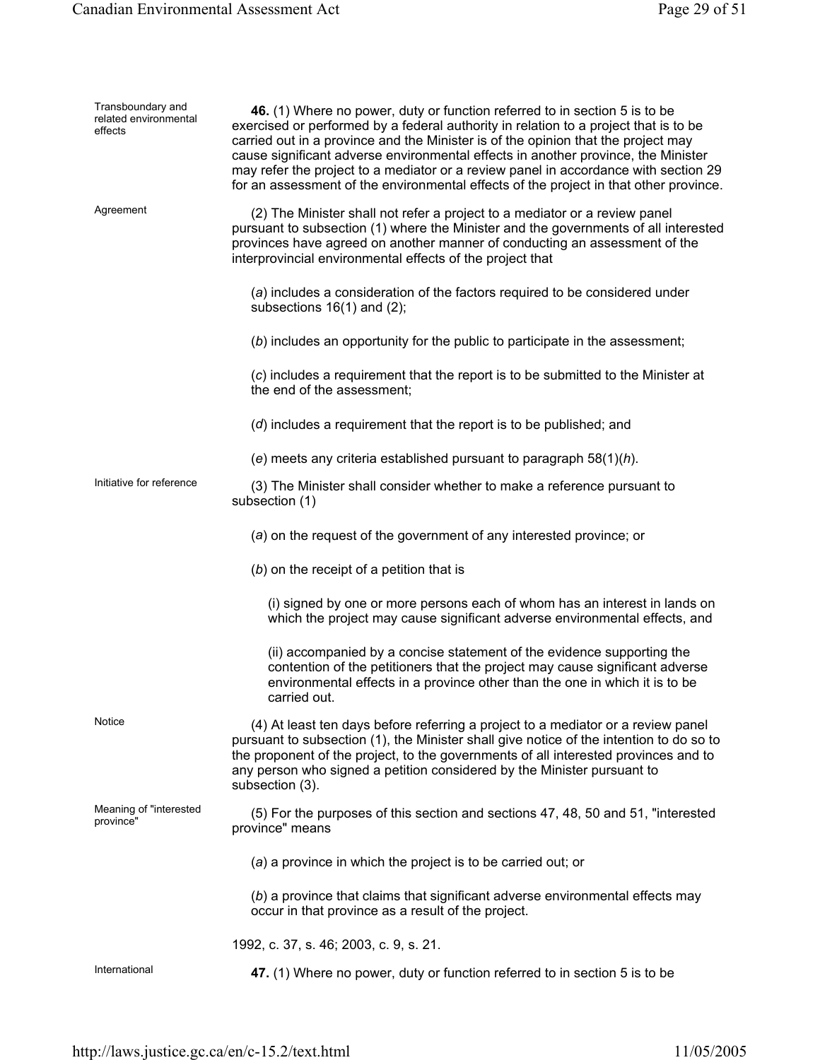Transboundary and related environmental effects

**46.** (1) Where no power, duty or function referred to in section 5 is to be exercised or performed by a federal authority in relation to a project that is to be carried out in a province and the Minister is of the opinion that the project may cause significant adverse environmental effects in another province, the Minister may refer the project to a mediator or a review panel in accordance with section 29 for an assessment of the environmental effects of the project in that other province.

Agreement

(2) The Minister shall not refer a project to a mediator or a review panel pursuant to subsection (1) where the Minister and the governments of all interested provinces have agreed on another manner of conducting an assessment of the interprovincial environmental effects of the project that

(*a*) includes a consideration of the factors required to be considered under subsections 16(1) and (2);

(*b*) includes an opportunity for the public to participate in the assessment;

(*c*) includes a requirement that the report is to be submitted to the Minister at the end of the assessment;

(*d*) includes a requirement that the report is to be published; and

(*e*) meets any criteria established pursuant to paragraph 58(1)(*h*).

Initiative for reference

(3) The Minister shall consider whether to make a reference pursuant to subsection (1)

(*a*) on the request of the government of any interested province; or

(*b*) on the receipt of a petition that is

(i) signed by one or more persons each of whom has an interest in lands on which the project may cause significant adverse environmental effects, and

(ii) accompanied by a concise statement of the evidence supporting the contention of the petitioners that the project may cause significant adverse environmental effects in a province other than the one in which it is to be carried out.

Notice

(4) At least ten days before referring a project to a mediator or a review panel pursuant to subsection (1), the Minister shall give notice of the intention to do so to the proponent of the project, to the governments of all interested provinces and to any person who signed a petition considered by the Minister pursuant to subsection (3).

Meaning of "interested province"

(5) For the purposes of this section and sections 47, 48, 50 and 51, "interested province" means

(*a*) a province in which the project is to be carried out; or

(*b*) a province that claims that significant adverse environmental effects may occur in that province as a result of the project.

1992, c. 37, s. 46; 2003, c. 9, s. 21.

International

**47.** (1) Where no power, duty or function referred to in section 5 is to be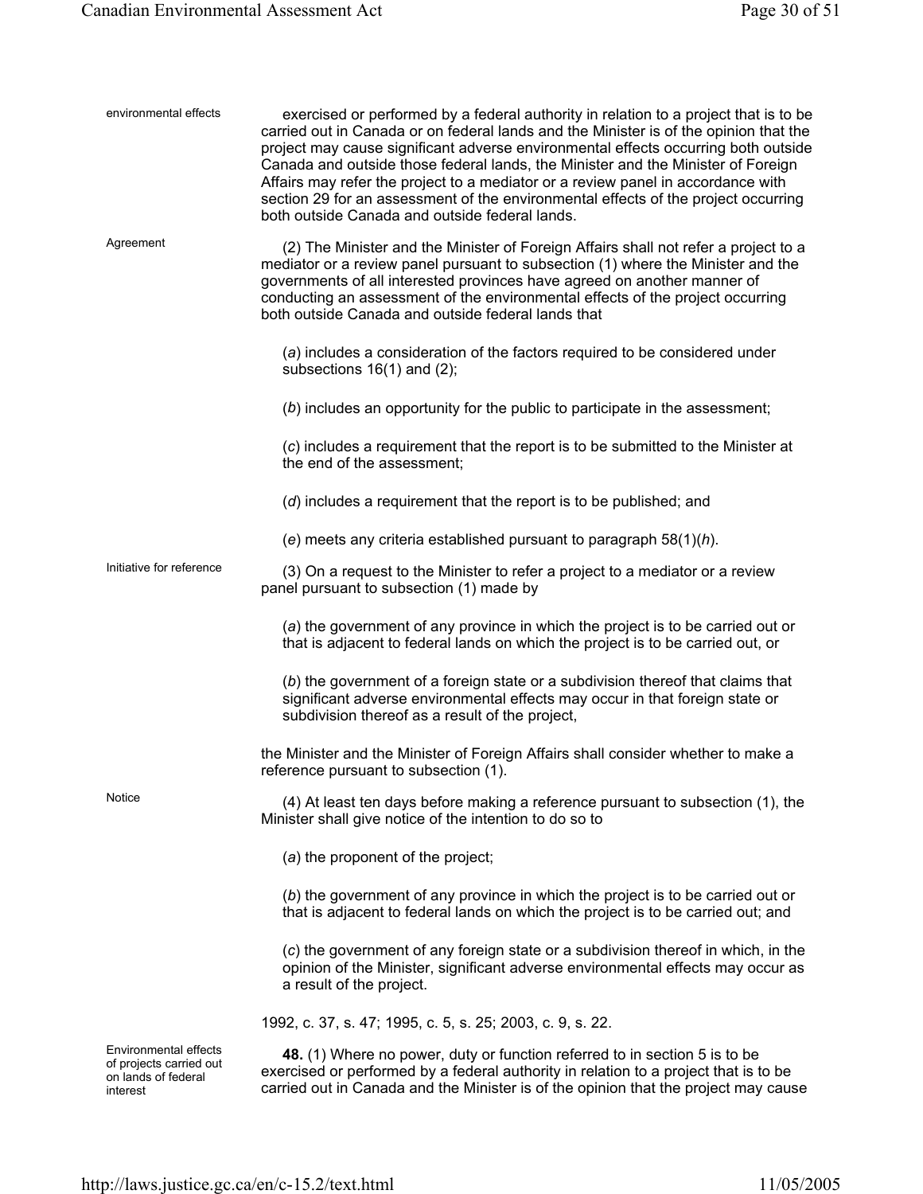environmental effects

exercised or performed by a federal authority in relation to a project that is to be carried out in Canada or on federal lands and the Minister is of the opinion that the project may cause significant adverse environmental effects occurring both outside Canada and outside those federal lands, the Minister and the Minister of Foreign Affairs may refer the project to a mediator or a review panel in accordance with section 29 for an assessment of the environmental effects of the project occurring both outside Canada and outside federal lands.

Agreement

(2) The Minister and the Minister of Foreign Affairs shall not refer a project to a mediator or a review panel pursuant to subsection (1) where the Minister and the governments of all interested provinces have agreed on another manner of conducting an assessment of the environmental effects of the project occurring both outside Canada and outside federal lands that

(*a*) includes a consideration of the factors required to be considered under subsections 16(1) and (2);

(*b*) includes an opportunity for the public to participate in the assessment;

(*c*) includes a requirement that the report is to be submitted to the Minister at the end of the assessment;

(*d*) includes a requirement that the report is to be published; and

(*e*) meets any criteria established pursuant to paragraph 58(1)(*h*).

Initiative for reference

(3) On a request to the Minister to refer a project to a mediator or a review panel pursuant to subsection (1) made by

(*a*) the government of any province in which the project is to be carried out or that is adjacent to federal lands on which the project is to be carried out, or

(*b*) the government of a foreign state or a subdivision thereof that claims that significant adverse environmental effects may occur in that foreign state or subdivision thereof as a result of the project,

the Minister and the Minister of Foreign Affairs shall consider whether to make a reference pursuant to subsection (1).

Notice

(4) At least ten days before making a reference pursuant to subsection (1), the Minister shall give notice of the intention to do so to

(*a*) the proponent of the project;

(*b*) the government of any province in which the project is to be carried out or that is adjacent to federal lands on which the project is to be carried out; and

(*c*) the government of any foreign state or a subdivision thereof in which, in the opinion of the Minister, significant adverse environmental effects may occur as a result of the project.

1992, c. 37, s. 47; 1995, c. 5, s. 25; 2003, c. 9, s. 22.

Environmental effects of projects carried out on lands of federal interest

**48.** (1) Where no power, duty or function referred to in section 5 is to be exercised or performed by a federal authority in relation to a project that is to be carried out in Canada and the Minister is of the opinion that the project may cause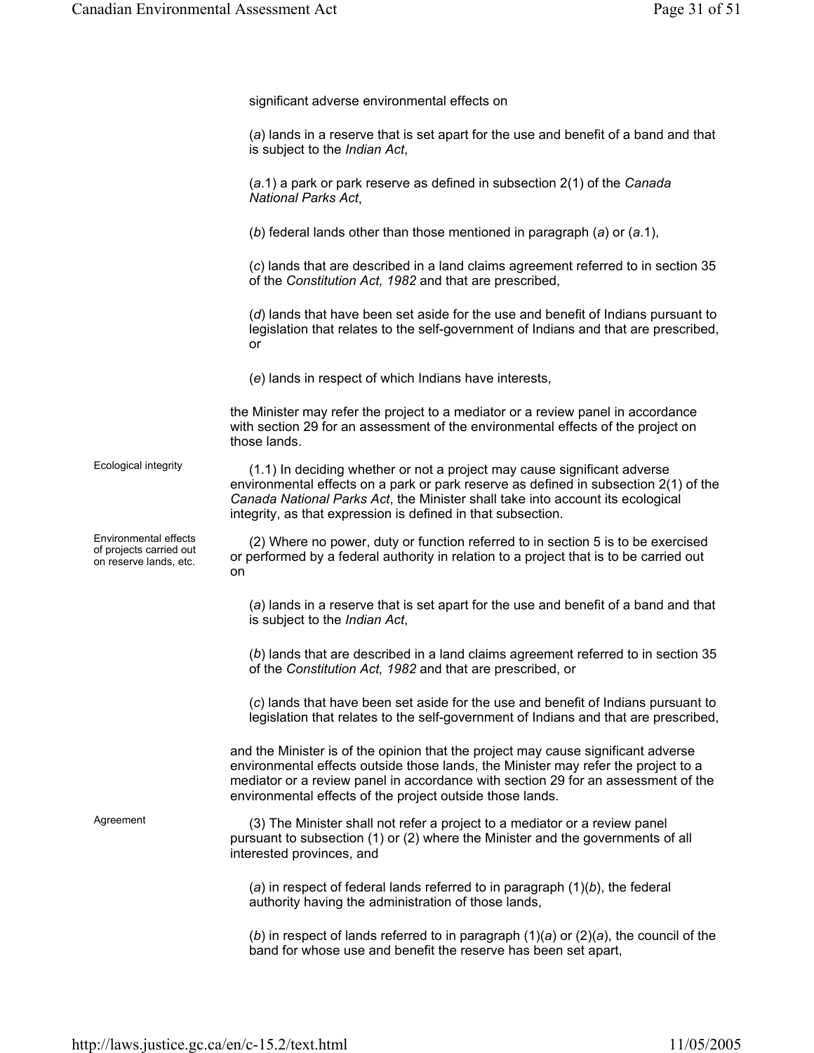significant adverse environmental effects on

(*a*) lands in a reserve that is set apart for the use and benefit of a band and that is subject to the *Indian Act*,

(*a*.1) a park or park reserve as defined in subsection 2(1) of the *Canada National Parks Act*,

(*b*) federal lands other than those mentioned in paragraph (*a*) or (*a*.1),

(*c*) lands that are described in a land claims agreement referred to in section 35 of the *Constitution Act, 1982* and that are prescribed,

(*d*) lands that have been set aside for the use and benefit of Indians pursuant to legislation that relates to the self-government of Indians and that are prescribed, or

(*e*) lands in respect of which Indians have interests,

the Minister may refer the project to a mediator or a review panel in accordance with section 29 for an assessment of the environmental effects of the project on those lands.

Ecological integrity

(1.1) In deciding whether or not a project may cause significant adverse environmental effects on a park or park reserve as defined in subsection 2(1) of the *Canada National Parks Act*, the Minister shall take into account its ecological integrity, as that expression is defined in that subsection.

Environmental effects of projects carried out on reserve lands, etc.

(2) Where no power, duty or function referred to in section 5 is to be exercised or performed by a federal authority in relation to a project that is to be carried out on

(*a*) lands in a reserve that is set apart for the use and benefit of a band and that is subject to the *Indian Act*,

(*b*) lands that are described in a land claims agreement referred to in section 35 of the *Constitution Act, 1982* and that are prescribed, or

(*c*) lands that have been set aside for the use and benefit of Indians pursuant to legislation that relates to the self-government of Indians and that are prescribed,

and the Minister is of the opinion that the project may cause significant adverse environmental effects outside those lands, the Minister may refer the project to a mediator or a review panel in accordance with section 29 for an assessment of the environmental effects of the project outside those lands.

Agreement

(3) The Minister shall not refer a project to a mediator or a review panel pursuant to subsection (1) or (2) where the Minister and the governments of all interested provinces, and

(*a*) in respect of federal lands referred to in paragraph (1)(*b*), the federal authority having the administration of those lands,

(*b*) in respect of lands referred to in paragraph (1)(*a*) or (2)(*a*), the council of the band for whose use and benefit the reserve has been set apart,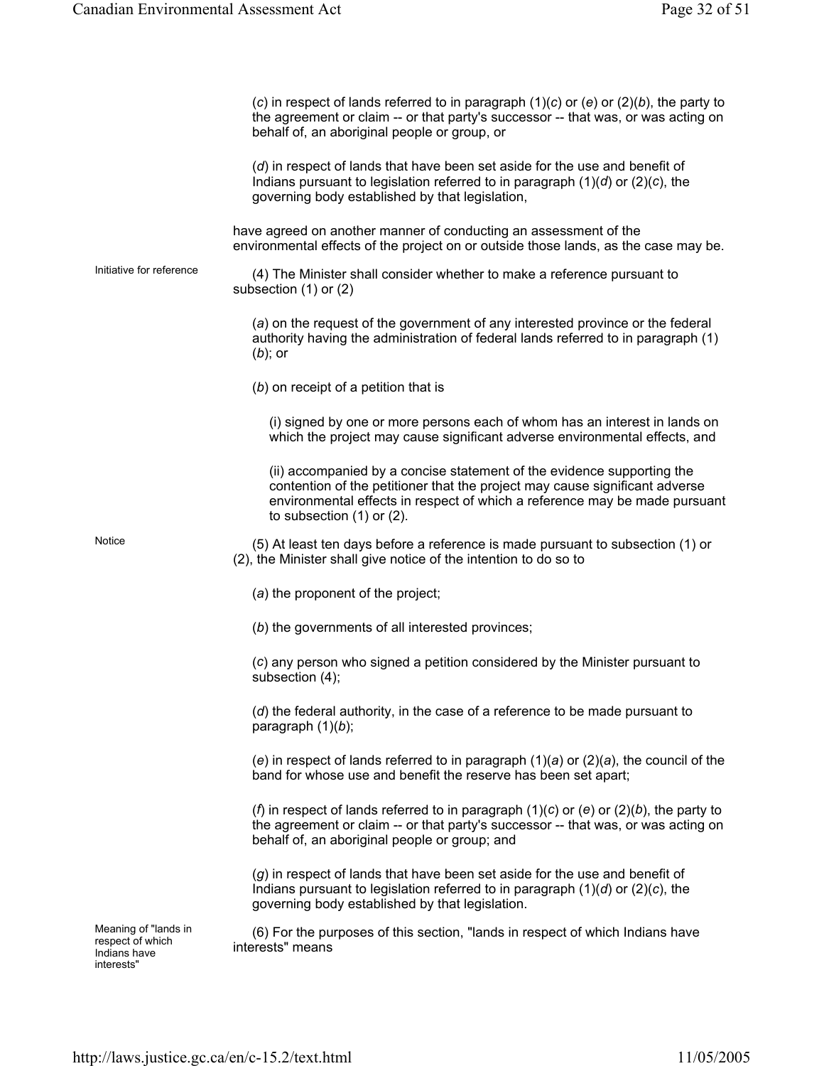(*c*) in respect of lands referred to in paragraph (1)(*c*) or (*e*) or (2)(*b*), the party to the agreement or claim -- or that party's successor -- that was, or was acting on behalf of, an aboriginal people or group, or

(*d*) in respect of lands that have been set aside for the use and benefit of Indians pursuant to legislation referred to in paragraph (1)(*d*) or (2)(*c*), the governing body established by that legislation,

have agreed on another manner of conducting an assessment of the environmental effects of the project on or outside those lands, as the case may be.

Initiative for reference

(4) The Minister shall consider whether to make a reference pursuant to subsection (1) or (2)

(*a*) on the request of the government of any interested province or the federal authority having the administration of federal lands referred to in paragraph (1)(*b*); or

(*b*) on receipt of a petition that is

(i) signed by one or more persons each of whom has an interest in lands on which the project may cause significant adverse environmental effects, and

(ii) accompanied by a concise statement of the evidence supporting the contention of the petitioner that the project may cause significant adverse environmental effects in respect of which a reference may be made pursuant to subsection (1) or (2).

Notice

(5) At least ten days before a reference is made pursuant to subsection (1) or (2), the Minister shall give notice of the intention to do so to

(*a*) the proponent of the project;

(*b*) the governments of all interested provinces;

(*c*) any person who signed a petition considered by the Minister pursuant to subsection (4);

(*d*) the federal authority, in the case of a reference to be made pursuant to paragraph (1)(*b*);

(*e*) in respect of lands referred to in paragraph (1)(*a*) or (2)(*a*), the council of the band for whose use and benefit the reserve has been set apart;

(*f*) in respect of lands referred to in paragraph (1)(*c*) or (*e*) or (2)(*b*), the party to the agreement or claim -- or that party's successor -- that was, or was acting on behalf of, an aboriginal people or group; and

(*g*) in respect of lands that have been set aside for the use and benefit of Indians pursuant to legislation referred to in paragraph (1)(*d*) or (2)(*c*), the governing body established by that legislation.

Meaning of "lands in respect of which Indians have interests"

(6) For the purposes of this section, "lands in respect of which Indians have interests" means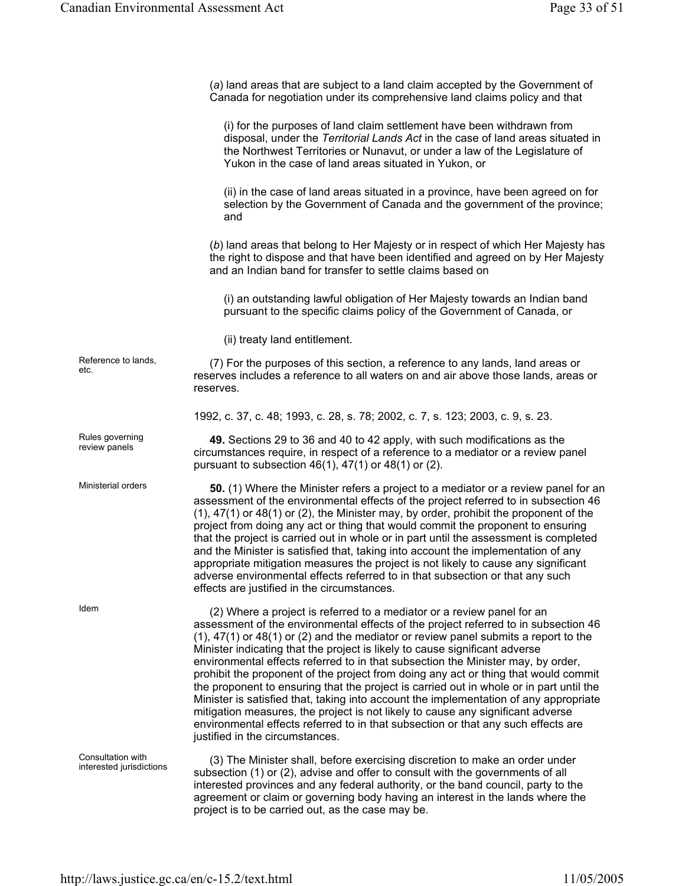(*a*) land areas that are subject to a land claim accepted by the Government of Canada for negotiation under its comprehensive land claims policy and that

(i) for the purposes of land claim settlement have been withdrawn from disposal, under the *Territorial Lands Act* in the case of land areas situated in the Northwest Territories or Nunavut, or under a law of the Legislature of Yukon in the case of land areas situated in Yukon, or

(ii) in the case of land areas situated in a province, have been agreed on for selection by the Government of Canada and the government of the province; and

(*b*) land areas that belong to Her Majesty or in respect of which Her Majesty has the right to dispose and that have been identified and agreed on by Her Majesty and an Indian band for transfer to settle claims based on

(i) an outstanding lawful obligation of Her Majesty towards an Indian band pursuant to the specific claims policy of the Government of Canada, or

(ii) treaty land entitlement.

Reference to lands, etc.

(7) For the purposes of this section, a reference to any lands, land areas or reserves includes a reference to all waters on and air above those lands, areas or reserves.

1992, c. 37, c. 48; 1993, c. 28, s. 78; 2002, c. 7, s. 123; 2003, c. 9, s. 23.

Rules governing review panels

**49.** Sections 29 to 36 and 40 to 42 apply, with such modifications as the circumstances require, in respect of a reference to a mediator or a review panel pursuant to subsection 46(1), 47(1) or 48(1) or (2).

Ministerial orders

**50.** (1) Where the Minister refers a project to a mediator or a review panel for an assessment of the environmental effects of the project referred to in subsection 46 (1), 47(1) or 48(1) or (2), the Minister may, by order, prohibit the proponent of the project from doing any act or thing that would commit the proponent to ensuring that the project is carried out in whole or in part until the assessment is completed and the Minister is satisfied that, taking into account the implementation of any appropriate mitigation measures the project is not likely to cause any significant adverse environmental effects referred to in that subsection or that any such effects are justified in the circumstances.

Idem

(2) Where a project is referred to a mediator or a review panel for an assessment of the environmental effects of the project referred to in subsection 46 (1), 47(1) or 48(1) or (2) and the mediator or review panel submits a report to the Minister indicating that the project is likely to cause significant adverse environmental effects referred to in that subsection the Minister may, by order, prohibit the proponent of the project from doing any act or thing that would commit the proponent to ensuring that the project is carried out in whole or in part until the Minister is satisfied that, taking into account the implementation of any appropriate mitigation measures, the project is not likely to cause any significant adverse environmental effects referred to in that subsection or that any such effects are justified in the circumstances.

Consultation with interested jurisdictions

(3) The Minister shall, before exercising discretion to make an order under subsection (1) or (2), advise and offer to consult with the governments of all interested provinces and any federal authority, or the band council, party to the agreement or claim or governing body having an interest in the lands where the project is to be carried out, as the case may be.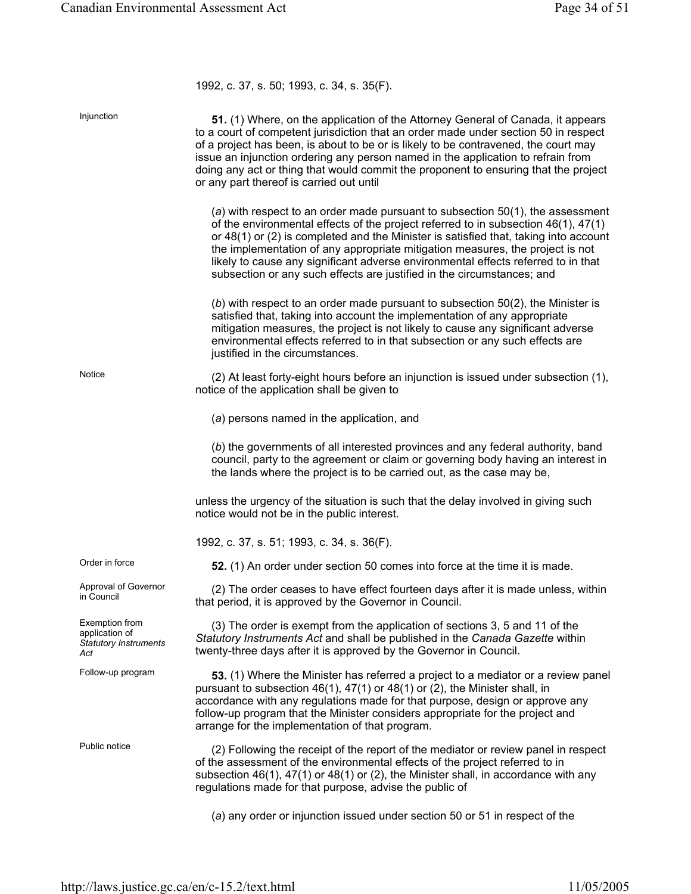1992, c. 37, s. 50; 1993, c. 34, s. 35(F).

Injunction

**51.** (1) Where, on the application of the Attorney General of Canada, it appears to a court of competent jurisdiction that an order made under section 50 in respect of a project has been, is about to be or is likely to be contravened, the court may issue an injunction ordering any person named in the application to refrain from doing any act or thing that would commit the proponent to ensuring that the project or any part thereof is carried out until

(*a*) with respect to an order made pursuant to subsection 50(1), the assessment of the environmental effects of the project referred to in subsection 46(1), 47(1) or 48(1) or (2) is completed and the Minister is satisfied that, taking into account the implementation of any appropriate mitigation measures, the project is not likely to cause any significant adverse environmental effects referred to in that subsection or any such effects are justified in the circumstances; and

(*b*) with respect to an order made pursuant to subsection 50(2), the Minister is satisfied that, taking into account the implementation of any appropriate mitigation measures, the project is not likely to cause any significant adverse environmental effects referred to in that subsection or any such effects are justified in the circumstances.

Notice

(2) At least forty-eight hours before an injunction is issued under subsection (1), notice of the application shall be given to

(*a*) persons named in the application, and

(*b*) the governments of all interested provinces and any federal authority, band council, party to the agreement or claim or governing body having an interest in the lands where the project is to be carried out, as the case may be,

unless the urgency of the situation is such that the delay involved in giving such notice would not be in the public interest.

1992, c. 37, s. 51; 1993, c. 34, s. 36(F).

Order in force

**52.** (1) An order under section 50 comes into force at the time it is made.

Approval of Governor in Council

(2) The order ceases to have effect fourteen days after it is made unless, within that period, it is approved by the Governor in Council.

Exemption from application of *Statutory Instruments Act*

(3) The order is exempt from the application of sections 3, 5 and 11 of the *Statutory Instruments Act* and shall be published in the *Canada Gazette* within twenty-three days after it is approved by the Governor in Council.

Follow-up program

**53.** (1) Where the Minister has referred a project to a mediator or a review panel pursuant to subsection 46(1), 47(1) or 48(1) or (2), the Minister shall, in accordance with any regulations made for that purpose, design or approve any follow-up program that the Minister considers appropriate for the project and arrange for the implementation of that program.

Public notice

(2) Following the receipt of the report of the mediator or review panel in respect of the assessment of the environmental effects of the project referred to in subsection 46(1), 47(1) or 48(1) or (2), the Minister shall, in accordance with any regulations made for that purpose, advise the public of

(*a*) any order or injunction issued under section 50 or 51 in respect of the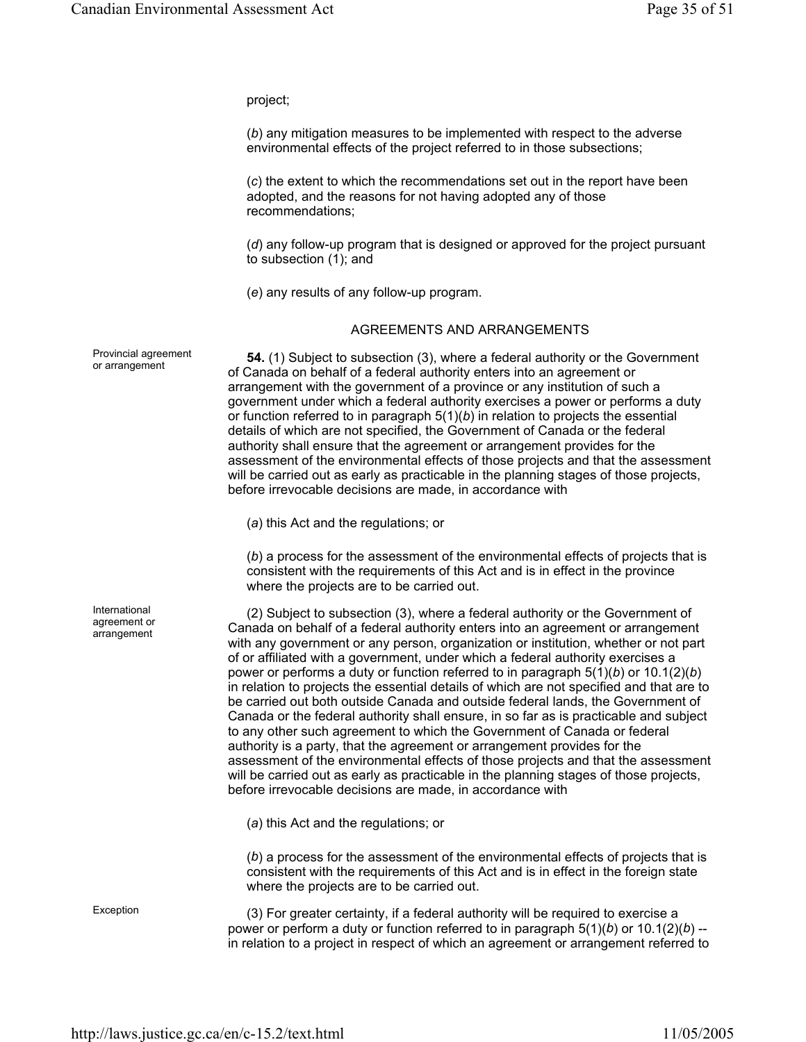project;

(*b*) any mitigation measures to be implemented with respect to the adverse environmental effects of the project referred to in those subsections;

(*c*) the extent to which the recommendations set out in the report have been adopted, and the reasons for not having adopted any of those recommendations;

(*d*) any follow-up program that is designed or approved for the project pursuant to subsection (1); and

(*e*) any results of any follow-up program.

## AGREEMENTS AND ARRANGEMENTS

Provincial agreement or arrangement

**54.** (1) Subject to subsection (3), where a federal authority or the Government of Canada on behalf of a federal authority enters into an agreement or arrangement with the government of a province or any institution of such a government under which a federal authority exercises a power or performs a duty or function referred to in paragraph 5(1)(*b*) in relation to projects the essential details of which are not specified, the Government of Canada or the federal authority shall ensure that the agreement or arrangement provides for the assessment of the environmental effects of those projects and that the assessment will be carried out as early as practicable in the planning stages of those projects, before irrevocable decisions are made, in accordance with

(*a*) this Act and the regulations; or

(*b*) a process for the assessment of the environmental effects of projects that is consistent with the requirements of this Act and is in effect in the province where the projects are to be carried out.

International agreement or arrangement

(2) Subject to subsection (3), where a federal authority or the Government of Canada on behalf of a federal authority enters into an agreement or arrangement with any government or any person, organization or institution, whether or not part of or affiliated with a government, under which a federal authority exercises a power or performs a duty or function referred to in paragraph 5(1)(*b*) or 10.1(2)(*b*) in relation to projects the essential details of which are not specified and that are to be carried out both outside Canada and outside federal lands, the Government of Canada or the federal authority shall ensure, in so far as is practicable and subject to any other such agreement to which the Government of Canada or federal authority is a party, that the agreement or arrangement provides for the assessment of the environmental effects of those projects and that the assessment will be carried out as early as practicable in the planning stages of those projects, before irrevocable decisions are made, in accordance with

(*a*) this Act and the regulations; or

(*b*) a process for the assessment of the environmental effects of projects that is consistent with the requirements of this Act and is in effect in the foreign state where the projects are to be carried out.

Exception

(3) For greater certainty, if a federal authority will be required to exercise a power or perform a duty or function referred to in paragraph 5(1)(*b*) or 10.1(2)(*b*) -- in relation to a project in respect of which an agreement or arrangement referred to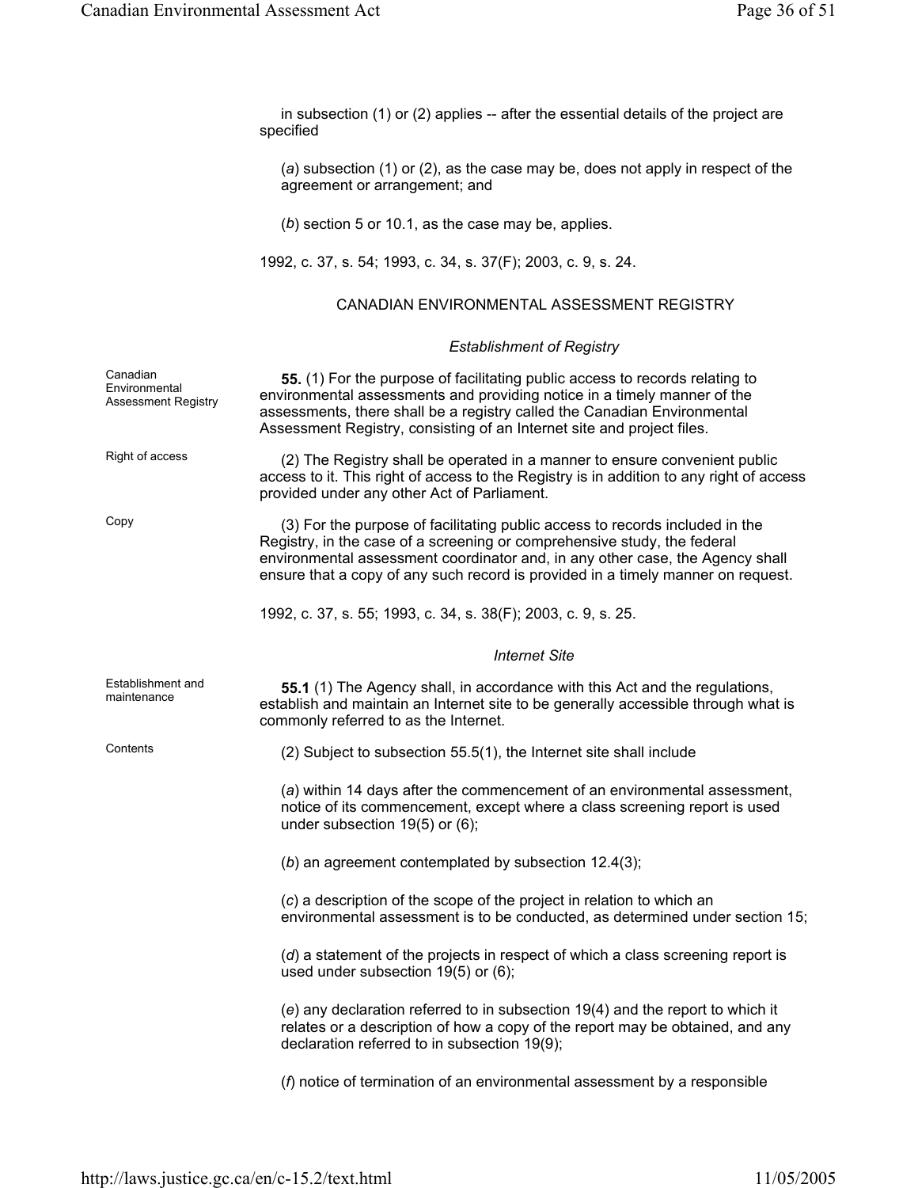in subsection (1) or (2) applies -- after the essential details of the project are specified

(*a*) subsection (1) or (2), as the case may be, does not apply in respect of the agreement or arrangement; and

(*b*) section 5 or 10.1, as the case may be, applies.

1992, c. 37, s. 54; 1993, c. 34, s. 37(F); 2003, c. 9, s. 24.

## CANADIAN ENVIRONMENTAL ASSESSMENT REGISTRY

### *Establishment of Registry*

Canadian Environmental Assessment Registry

**55.** (1) For the purpose of facilitating public access to records relating to environmental assessments and providing notice in a timely manner of the assessments, there shall be a registry called the Canadian Environmental Assessment Registry, consisting of an Internet site and project files.

Right of access

(2) The Registry shall be operated in a manner to ensure convenient public access to it. This right of access to the Registry is in addition to any right of access provided under any other Act of Parliament.

Copy

(3) For the purpose of facilitating public access to records included in the Registry, in the case of a screening or comprehensive study, the federal environmental assessment coordinator and, in any other case, the Agency shall ensure that a copy of any such record is provided in a timely manner on request.

1992, c. 37, s. 55; 1993, c. 34, s. 38(F); 2003, c. 9, s. 25.

### *Internet Site*

Establishment and maintenance

**55.1** (1) The Agency shall, in accordance with this Act and the regulations, establish and maintain an Internet site to be generally accessible through what is commonly referred to as the Internet.

Contents

(2) Subject to subsection 55.5(1), the Internet site shall include

(*a*) within 14 days after the commencement of an environmental assessment, notice of its commencement, except where a class screening report is used under subsection 19(5) or (6);

(*b*) an agreement contemplated by subsection 12.4(3);

(*c*) a description of the scope of the project in relation to which an environmental assessment is to be conducted, as determined under section 15;

(*d*) a statement of the projects in respect of which a class screening report is used under subsection 19(5) or (6);

(*e*) any declaration referred to in subsection 19(4) and the report to which it relates or a description of how a copy of the report may be obtained, and any declaration referred to in subsection 19(9);

(*f*) notice of termination of an environmental assessment by a responsible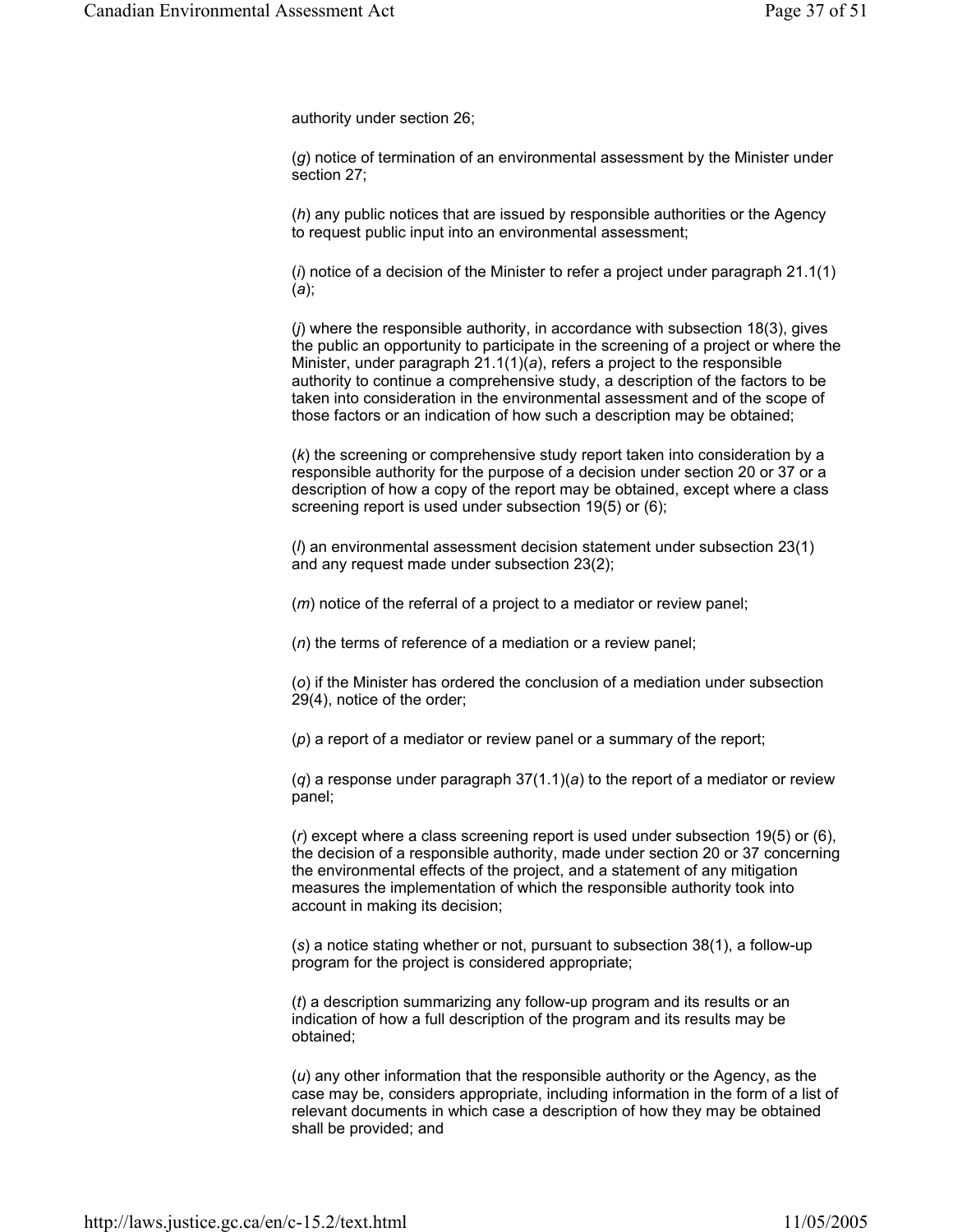authority under section 26;

(*g*) notice of termination of an environmental assessment by the Minister under section 27;

(*h*) any public notices that are issued by responsible authorities or the Agency to request public input into an environmental assessment;

(*i*) notice of a decision of the Minister to refer a project under paragraph 21.1(1)(*a*);

(*j*) where the responsible authority, in accordance with subsection 18(3), gives the public an opportunity to participate in the screening of a project or where the Minister, under paragraph 21.1(1)(*a*), refers a project to the responsible authority to continue a comprehensive study, a description of the factors to be taken into consideration in the environmental assessment and of the scope of those factors or an indication of how such a description may be obtained;

(*k*) the screening or comprehensive study report taken into consideration by a responsible authority for the purpose of a decision under section 20 or 37 or a description of how a copy of the report may be obtained, except where a class screening report is used under subsection 19(5) or (6);

(*l*) an environmental assessment decision statement under subsection 23(1) and any request made under subsection 23(2);

(*m*) notice of the referral of a project to a mediator or review panel;

(*n*) the terms of reference of a mediation or a review panel;

(*o*) if the Minister has ordered the conclusion of a mediation under subsection 29(4), notice of the order;

(*p*) a report of a mediator or review panel or a summary of the report;

(*q*) a response under paragraph 37(1.1)(*a*) to the report of a mediator or review panel;

(*r*) except where a class screening report is used under subsection 19(5) or (6), the decision of a responsible authority, made under section 20 or 37 concerning the environmental effects of the project, and a statement of any mitigation measures the implementation of which the responsible authority took into account in making its decision;

(*s*) a notice stating whether or not, pursuant to subsection 38(1), a follow-up program for the project is considered appropriate;

(*t*) a description summarizing any follow-up program and its results or an indication of how a full description of the program and its results may be obtained;

(*u*) any other information that the responsible authority or the Agency, as the case may be, considers appropriate, including information in the form of a list of relevant documents in which case a description of how they may be obtained shall be provided; and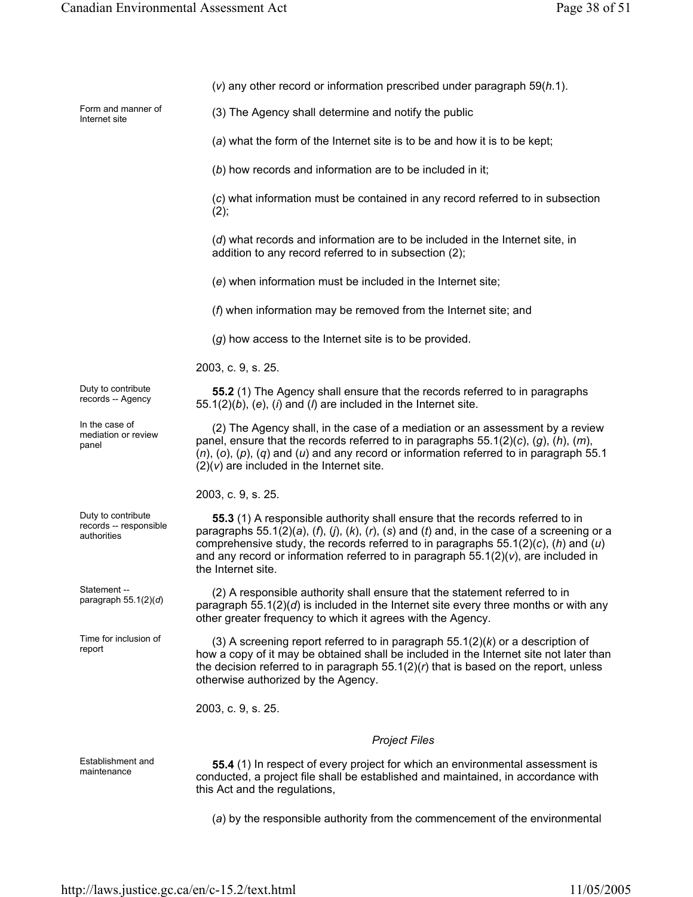(*v*) any other record or information prescribed under paragraph 59(*h*.1).

Form and manner of Internet site

(3) The Agency shall determine and notify the public

(*a*) what the form of the Internet site is to be and how it is to be kept;

(*b*) how records and information are to be included in it;

(*c*) what information must be contained in any record referred to in subsection (2);

(*d*) what records and information are to be included in the Internet site, in addition to any record referred to in subsection (2);

(*e*) when information must be included in the Internet site;

(*f*) when information may be removed from the Internet site; and

(*g*) how access to the Internet site is to be provided.

2003, c. 9, s. 25.

Duty to contribute records -- Agency

**55.2** (1) The Agency shall ensure that the records referred to in paragraphs 55.1(2)(*b*), (*e*), (*i*) and (*l*) are included in the Internet site.

In the case of mediation or review panel

(2) The Agency shall, in the case of a mediation or an assessment by a review panel, ensure that the records referred to in paragraphs 55.1(2)(*c*), (*g*), (*h*), (*m*), (*n*), (*o*), (*p*), (*q*) and (*u*) and any record or information referred to in paragraph 55.1(2)(*v*) are included in the Internet site.

2003, c. 9, s. 25.

Duty to contribute records -- responsible authorities

**55.3** (1) A responsible authority shall ensure that the records referred to in paragraphs 55.1(2)(*a*), (*f*), (*j*), (*k*), (*r*), (*s*) and (*t*) and, in the case of a screening or a comprehensive study, the records referred to in paragraphs 55.1(2)(*c*), (*h*) and (*u*) and any record or information referred to in paragraph 55.1(2)(*v*), are included in the Internet site.

Statement -- paragraph 55.1(2)(*d*)

(2) A responsible authority shall ensure that the statement referred to in paragraph 55.1(2)(*d*) is included in the Internet site every three months or with any other greater frequency to which it agrees with the Agency.

Time for inclusion of report

(3) A screening report referred to in paragraph 55.1(2)(*k*) or a description of how a copy of it may be obtained shall be included in the Internet site not later than the decision referred to in paragraph 55.1(2)(*r*) that is based on the report, unless otherwise authorized by the Agency.

2003, c. 9, s. 25.

*Project Files*

Establishment and maintenance

**55.4** (1) In respect of every project for which an environmental assessment is conducted, a project file shall be established and maintained, in accordance with this Act and the regulations,

(*a*) by the responsible authority from the commencement of the environmental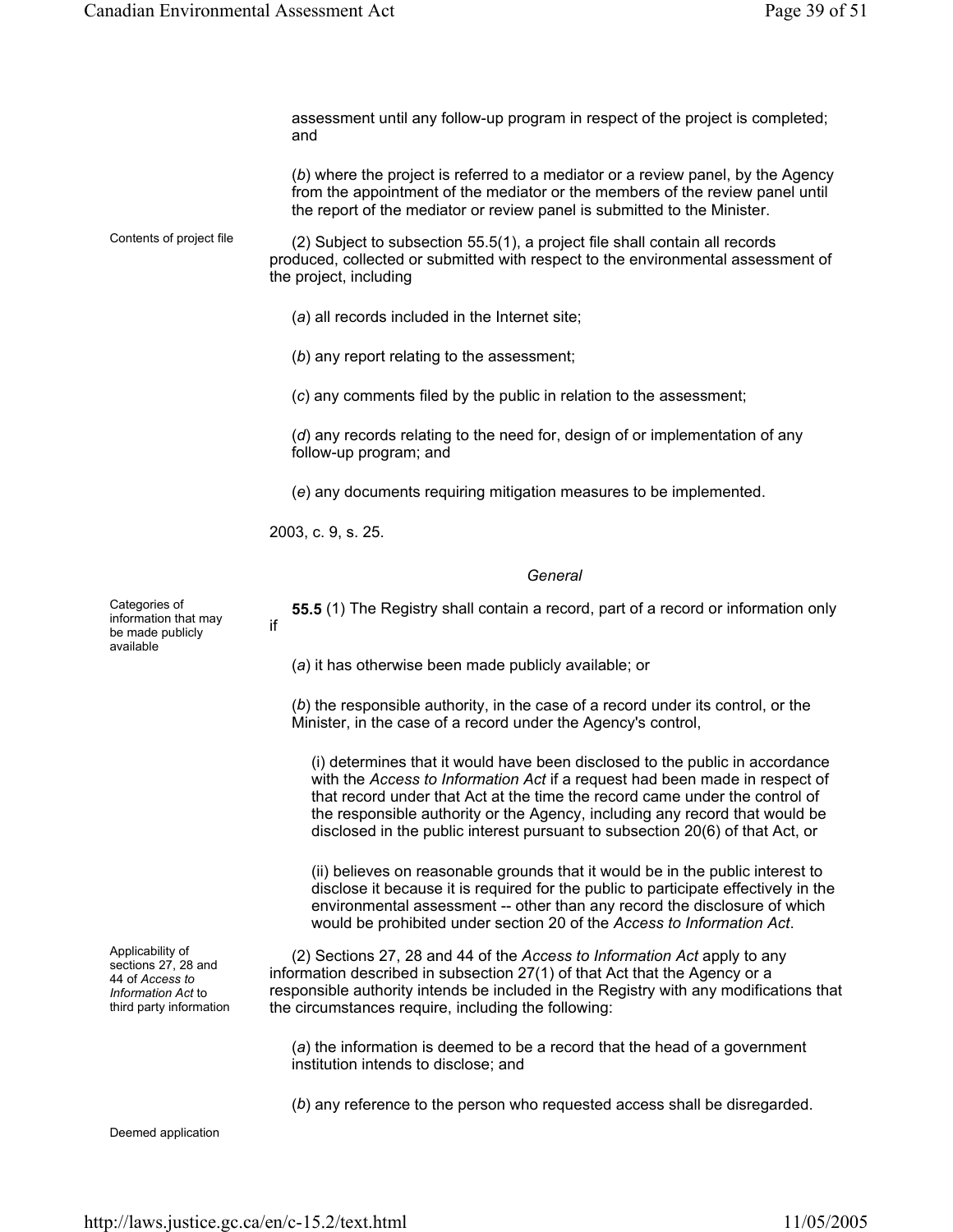assessment until any follow-up program in respect of the project is completed; and

(*b*) where the project is referred to a mediator or a review panel, by the Agency from the appointment of the mediator or the members of the review panel until the report of the mediator or review panel is submitted to the Minister.

Contents of project file

(2) Subject to subsection 55.5(1), a project file shall contain all records produced, collected or submitted with respect to the environmental assessment of the project, including

(*a*) all records included in the Internet site;

(*b*) any report relating to the assessment;

(*c*) any comments filed by the public in relation to the assessment;

(*d*) any records relating to the need for, design of or implementation of any follow-up program; and

(*e*) any documents requiring mitigation measures to be implemented.

2003, c. 9, s. 25.

*General*

Categories of information that may be made publicly available

**55.5** (1) The Registry shall contain a record, part of a record or information only if

(*a*) it has otherwise been made publicly available; or

(*b*) the responsible authority, in the case of a record under its control, or the Minister, in the case of a record under the Agency's control,

(i) determines that it would have been disclosed to the public in accordance with the *Access to Information Act* if a request had been made in respect of that record under that Act at the time the record came under the control of the responsible authority or the Agency, including any record that would be disclosed in the public interest pursuant to subsection 20(6) of that Act, or

(ii) believes on reasonable grounds that it would be in the public interest to disclose it because it is required for the public to participate effectively in the environmental assessment -- other than any record the disclosure of which would be prohibited under section 20 of the *Access to Information Act*.

Applicability of sections 27, 28 and 44 of *Access to Information Act* to third party information

(2) Sections 27, 28 and 44 of the *Access to Information Act* apply to any information described in subsection 27(1) of that Act that the Agency or a responsible authority intends be included in the Registry with any modifications that the circumstances require, including the following:

(*a*) the information is deemed to be a record that the head of a government institution intends to disclose; and

(*b*) any reference to the person who requested access shall be disregarded.

Deemed application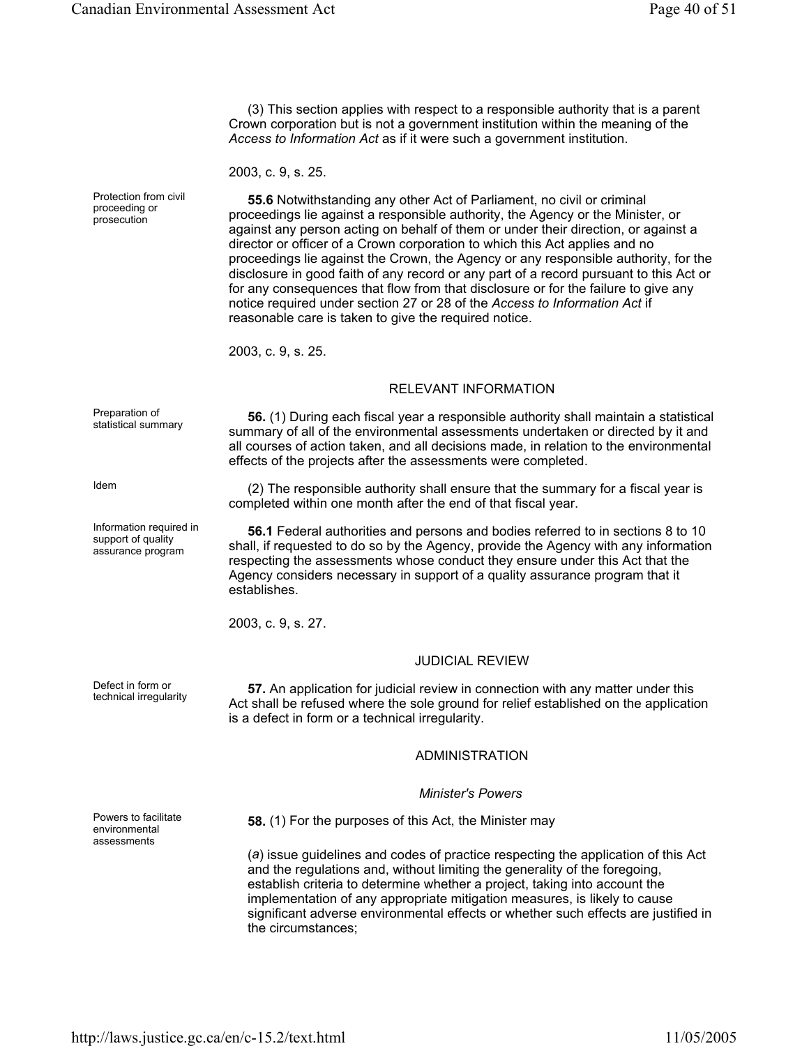(3) This section applies with respect to a responsible authority that is a parent Crown corporation but is not a government institution within the meaning of the *Access to Information Act* as if it were such a government institution.

2003, c. 9, s. 25.

Protection from civil proceeding or prosecution

**55.6** Notwithstanding any other Act of Parliament, no civil or criminal proceedings lie against a responsible authority, the Agency or the Minister, or against any person acting on behalf of them or under their direction, or against a director or officer of a Crown corporation to which this Act applies and no proceedings lie against the Crown, the Agency or any responsible authority, for the disclosure in good faith of any record or any part of a record pursuant to this Act or for any consequences that flow from that disclosure or for the failure to give any notice required under section 27 or 28 of the *Access to Information Act* if reasonable care is taken to give the required notice.

2003, c. 9, s. 25.

## RELEVANT INFORMATION

Preparation of statistical summary

**56.** (1) During each fiscal year a responsible authority shall maintain a statistical summary of all of the environmental assessments undertaken or directed by it and all courses of action taken, and all decisions made, in relation to the environmental effects of the projects after the assessments were completed.

Idem

(2) The responsible authority shall ensure that the summary for a fiscal year is completed within one month after the end of that fiscal year.

Information required in support of quality assurance program

**56.1** Federal authorities and persons and bodies referred to in sections 8 to 10 shall, if requested to do so by the Agency, provide the Agency with any information respecting the assessments whose conduct they ensure under this Act that the Agency considers necessary in support of a quality assurance program that it establishes.

2003, c. 9, s. 27.

## JUDICIAL REVIEW

Defect in form or technical irregularity

**57.** An application for judicial review in connection with any matter under this Act shall be refused where the sole ground for relief established on the application is a defect in form or a technical irregularity.

## ADMINISTRATION

### *Minister's Powers*

Powers to facilitate environmental assessments

**58.** (1) For the purposes of this Act, the Minister may

(*a*) issue guidelines and codes of practice respecting the application of this Act and the regulations and, without limiting the generality of the foregoing, establish criteria to determine whether a project, taking into account the implementation of any appropriate mitigation measures, is likely to cause significant adverse environmental effects or whether such effects are justified in the circumstances;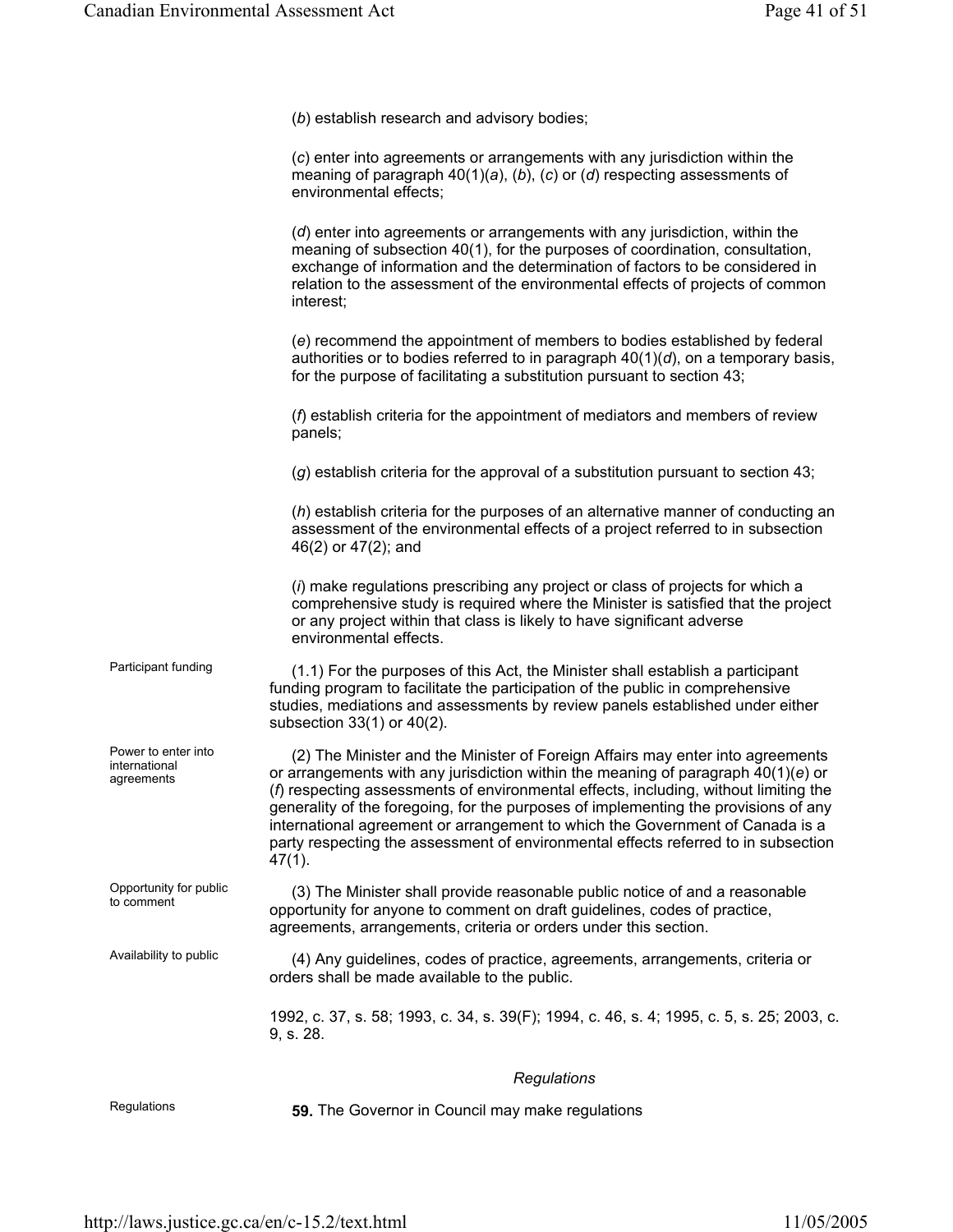(*b*) establish research and advisory bodies;

(*c*) enter into agreements or arrangements with any jurisdiction within the meaning of paragraph 40(1)(*a*), (*b*), (*c*) or (*d*) respecting assessments of environmental effects;

(*d*) enter into agreements or arrangements with any jurisdiction, within the meaning of subsection 40(1), for the purposes of coordination, consultation, exchange of information and the determination of factors to be considered in relation to the assessment of the environmental effects of projects of common interest;

(*e*) recommend the appointment of members to bodies established by federal authorities or to bodies referred to in paragraph 40(1)(*d*), on a temporary basis, for the purpose of facilitating a substitution pursuant to section 43;

(*f*) establish criteria for the appointment of mediators and members of review panels;

(*g*) establish criteria for the approval of a substitution pursuant to section 43;

(*h*) establish criteria for the purposes of an alternative manner of conducting an assessment of the environmental effects of a project referred to in subsection 46(2) or 47(2); and

(*i*) make regulations prescribing any project or class of projects for which a comprehensive study is required where the Minister is satisfied that the project or any project within that class is likely to have significant adverse environmental effects.

Participant funding

(1.1) For the purposes of this Act, the Minister shall establish a participant funding program to facilitate the participation of the public in comprehensive studies, mediations and assessments by review panels established under either subsection 33(1) or 40(2).

Power to enter into international agreements

(2) The Minister and the Minister of Foreign Affairs may enter into agreements or arrangements with any jurisdiction within the meaning of paragraph 40(1)(*e*) or (*f*) respecting assessments of environmental effects, including, without limiting the generality of the foregoing, for the purposes of implementing the provisions of any international agreement or arrangement to which the Government of Canada is a party respecting the assessment of environmental effects referred to in subsection 47(1).

Opportunity for public to comment

(3) The Minister shall provide reasonable public notice of and a reasonable opportunity for anyone to comment on draft guidelines, codes of practice, agreements, arrangements, criteria or orders under this section.

Availability to public

(4) Any guidelines, codes of practice, agreements, arrangements, criteria or orders shall be made available to the public.

1992, c. 37, s. 58; 1993, c. 34, s. 39(F); 1994, c. 46, s. 4; 1995, c. 5, s. 25; 2003, c. 9, s. 28.

*Regulations*

Regulations

**59.** The Governor in Council may make regulations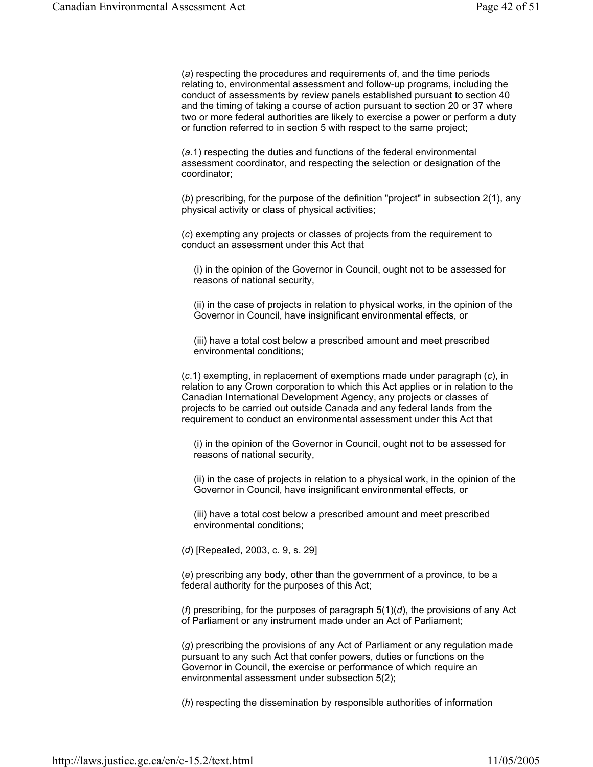(*a*) respecting the procedures and requirements of, and the time periods relating to, environmental assessment and follow-up programs, including the conduct of assessments by review panels established pursuant to section 40 and the timing of taking a course of action pursuant to section 20 or 37 where two or more federal authorities are likely to exercise a power or perform a duty or function referred to in section 5 with respect to the same project;

(*a*.1) respecting the duties and functions of the federal environmental assessment coordinator, and respecting the selection or designation of the coordinator;

(*b*) prescribing, for the purpose of the definition "project" in subsection 2(1), any physical activity or class of physical activities;

(*c*) exempting any projects or classes of projects from the requirement to conduct an assessment under this Act that

(i) in the opinion of the Governor in Council, ought not to be assessed for reasons of national security,

(ii) in the case of projects in relation to physical works, in the opinion of the Governor in Council, have insignificant environmental effects, or

(iii) have a total cost below a prescribed amount and meet prescribed environmental conditions;

(*c*.1) exempting, in replacement of exemptions made under paragraph (*c*), in relation to any Crown corporation to which this Act applies or in relation to the Canadian International Development Agency, any projects or classes of projects to be carried out outside Canada and any federal lands from the requirement to conduct an environmental assessment under this Act that

(i) in the opinion of the Governor in Council, ought not to be assessed for reasons of national security,

(ii) in the case of projects in relation to a physical work, in the opinion of the Governor in Council, have insignificant environmental effects, or

(iii) have a total cost below a prescribed amount and meet prescribed environmental conditions;

(*d*) [Repealed, 2003, c. 9, s. 29]

(*e*) prescribing any body, other than the government of a province, to be a federal authority for the purposes of this Act;

(*f*) prescribing, for the purposes of paragraph 5(1)(*d*), the provisions of any Act of Parliament or any instrument made under an Act of Parliament;

(*g*) prescribing the provisions of any Act of Parliament or any regulation made pursuant to any such Act that confer powers, duties or functions on the Governor in Council, the exercise or performance of which require an environmental assessment under subsection 5(2);

(*h*) respecting the dissemination by responsible authorities of information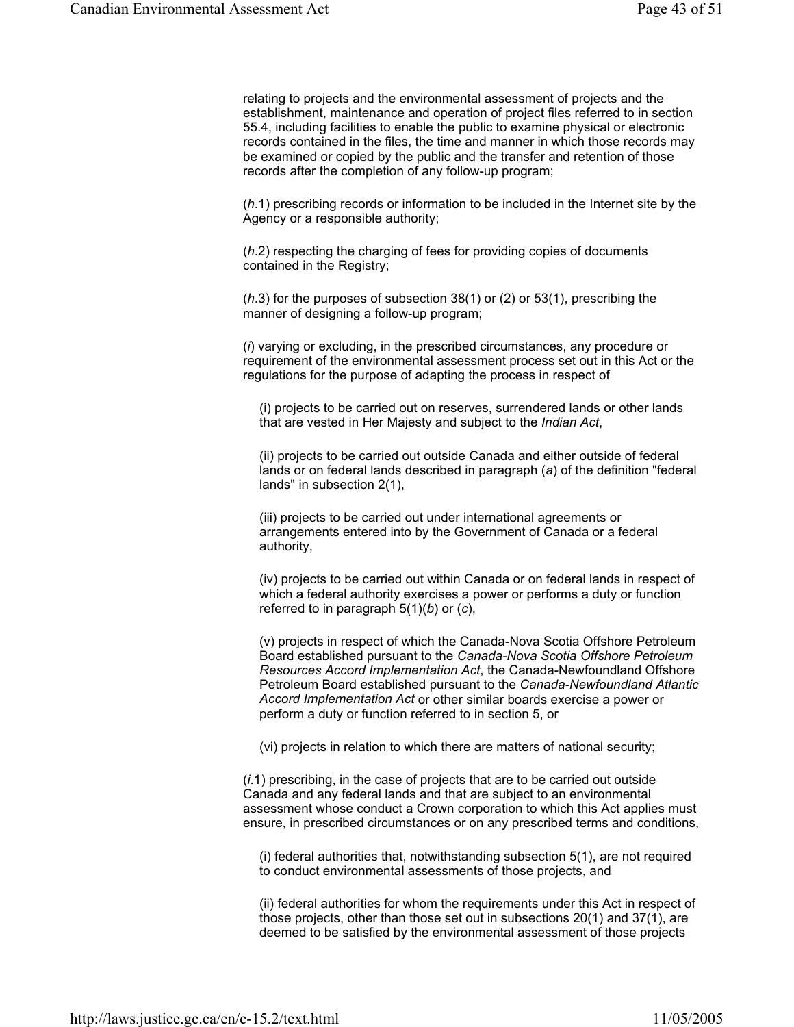relating to projects and the environmental assessment of projects and the establishment, maintenance and operation of project files referred to in section 55.4, including facilities to enable the public to examine physical or electronic records contained in the files, the time and manner in which those records may be examined or copied by the public and the transfer and retention of those records after the completion of any follow-up program;

(*h*.1) prescribing records or information to be included in the Internet site by the Agency or a responsible authority;

(*h*.2) respecting the charging of fees for providing copies of documents contained in the Registry;

(*h*.3) for the purposes of subsection 38(1) or (2) or 53(1), prescribing the manner of designing a follow-up program;

(*i*) varying or excluding, in the prescribed circumstances, any procedure or requirement of the environmental assessment process set out in this Act or the regulations for the purpose of adapting the process in respect of

(i) projects to be carried out on reserves, surrendered lands or other lands that are vested in Her Majesty and subject to the *Indian Act*,

(ii) projects to be carried out outside Canada and either outside of federal lands or on federal lands described in paragraph (*a*) of the definition "federal lands" in subsection 2(1),

(iii) projects to be carried out under international agreements or arrangements entered into by the Government of Canada or a federal authority,

(iv) projects to be carried out within Canada or on federal lands in respect of which a federal authority exercises a power or performs a duty or function referred to in paragraph 5(1)(*b*) or (*c*),

(v) projects in respect of which the Canada-Nova Scotia Offshore Petroleum Board established pursuant to the *Canada-Nova Scotia Offshore Petroleum Resources Accord Implementation Act*, the Canada-Newfoundland Offshore Petroleum Board established pursuant to the *Canada-Newfoundland Atlantic Accord Implementation Act* or other similar boards exercise a power or perform a duty or function referred to in section 5, or

(vi) projects in relation to which there are matters of national security;

(*i*.1) prescribing, in the case of projects that are to be carried out outside Canada and any federal lands and that are subject to an environmental assessment whose conduct a Crown corporation to which this Act applies must ensure, in prescribed circumstances or on any prescribed terms and conditions,

(i) federal authorities that, notwithstanding subsection 5(1), are not required to conduct environmental assessments of those projects, and

(ii) federal authorities for whom the requirements under this Act in respect of those projects, other than those set out in subsections 20(1) and 37(1), are deemed to be satisfied by the environmental assessment of those projects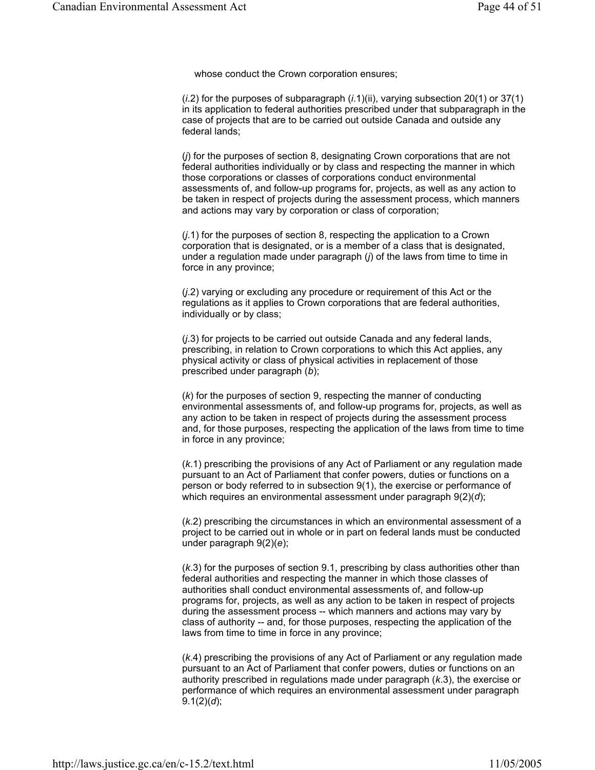whose conduct the Crown corporation ensures;

(*i*.2) for the purposes of subparagraph (*i*.1)(ii), varying subsection 20(1) or 37(1) in its application to federal authorities prescribed under that subparagraph in the case of projects that are to be carried out outside Canada and outside any federal lands;

(*j*) for the purposes of section 8, designating Crown corporations that are not federal authorities individually or by class and respecting the manner in which those corporations or classes of corporations conduct environmental assessments of, and follow-up programs for, projects, as well as any action to be taken in respect of projects during the assessment process, which manners and actions may vary by corporation or class of corporation;

(*j*.1) for the purposes of section 8, respecting the application to a Crown corporation that is designated, or is a member of a class that is designated, under a regulation made under paragraph (*j*) of the laws from time to time in force in any province;

(*j*.2) varying or excluding any procedure or requirement of this Act or the regulations as it applies to Crown corporations that are federal authorities, individually or by class;

(*j*.3) for projects to be carried out outside Canada and any federal lands, prescribing, in relation to Crown corporations to which this Act applies, any physical activity or class of physical activities in replacement of those prescribed under paragraph (*b*);

(*k*) for the purposes of section 9, respecting the manner of conducting environmental assessments of, and follow-up programs for, projects, as well as any action to be taken in respect of projects during the assessment process and, for those purposes, respecting the application of the laws from time to time in force in any province;

(*k*.1) prescribing the provisions of any Act of Parliament or any regulation made pursuant to an Act of Parliament that confer powers, duties or functions on a person or body referred to in subsection 9(1), the exercise or performance of which requires an environmental assessment under paragraph 9(2)(*d*);

(*k*.2) prescribing the circumstances in which an environmental assessment of a project to be carried out in whole or in part on federal lands must be conducted under paragraph 9(2)(*e*);

(*k*.3) for the purposes of section 9.1, prescribing by class authorities other than federal authorities and respecting the manner in which those classes of authorities shall conduct environmental assessments of, and follow-up programs for, projects, as well as any action to be taken in respect of projects during the assessment process -- which manners and actions may vary by class of authority -- and, for those purposes, respecting the application of the laws from time to time in force in any province;

(*k*.4) prescribing the provisions of any Act of Parliament or any regulation made pursuant to an Act of Parliament that confer powers, duties or functions on an authority prescribed in regulations made under paragraph (*k*.3), the exercise or performance of which requires an environmental assessment under paragraph 9.1(2)(*d*);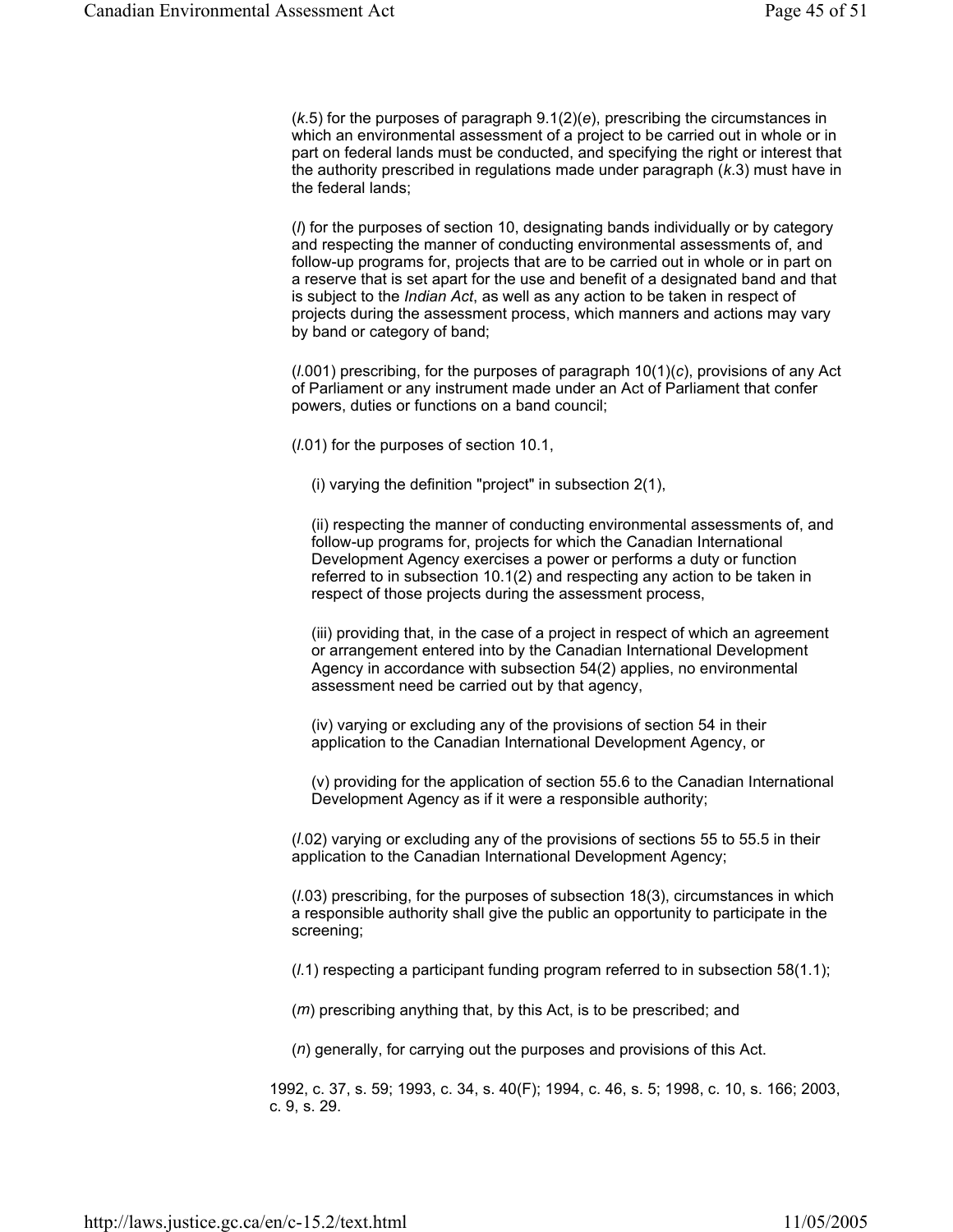(*k*.5) for the purposes of paragraph 9.1(2)(*e*), prescribing the circumstances in which an environmental assessment of a project to be carried out in whole or in part on federal lands must be conducted, and specifying the right or interest that the authority prescribed in regulations made under paragraph (*k*.3) must have in the federal lands;

(*l*) for the purposes of section 10, designating bands individually or by category and respecting the manner of conducting environmental assessments of, and follow-up programs for, projects that are to be carried out in whole or in part on a reserve that is set apart for the use and benefit of a designated band and that is subject to the *Indian Act*, as well as any action to be taken in respect of projects during the assessment process, which manners and actions may vary by band or category of band;

(*l*.001) prescribing, for the purposes of paragraph 10(1)(*c*), provisions of any Act of Parliament or any instrument made under an Act of Parliament that confer powers, duties or functions on a band council;

(*l*.01) for the purposes of section 10.1,

(i) varying the definition "project" in subsection 2(1),

(ii) respecting the manner of conducting environmental assessments of, and follow-up programs for, projects for which the Canadian International Development Agency exercises a power or performs a duty or function referred to in subsection 10.1(2) and respecting any action to be taken in respect of those projects during the assessment process,

(iii) providing that, in the case of a project in respect of which an agreement or arrangement entered into by the Canadian International Development Agency in accordance with subsection 54(2) applies, no environmental assessment need be carried out by that agency,

(iv) varying or excluding any of the provisions of section 54 in their application to the Canadian International Development Agency, or

(v) providing for the application of section 55.6 to the Canadian International Development Agency as if it were a responsible authority;

(*l*.02) varying or excluding any of the provisions of sections 55 to 55.5 in their application to the Canadian International Development Agency;

(*l*.03) prescribing, for the purposes of subsection 18(3), circumstances in which a responsible authority shall give the public an opportunity to participate in the screening;

(*l*.1) respecting a participant funding program referred to in subsection 58(1.1);

(*m*) prescribing anything that, by this Act, is to be prescribed; and

(*n*) generally, for carrying out the purposes and provisions of this Act.

1992, c. 37, s. 59; 1993, c. 34, s. 40(F); 1994, c. 46, s. 5; 1998, c. 10, s. 166; 2003, c. 9, s. 29.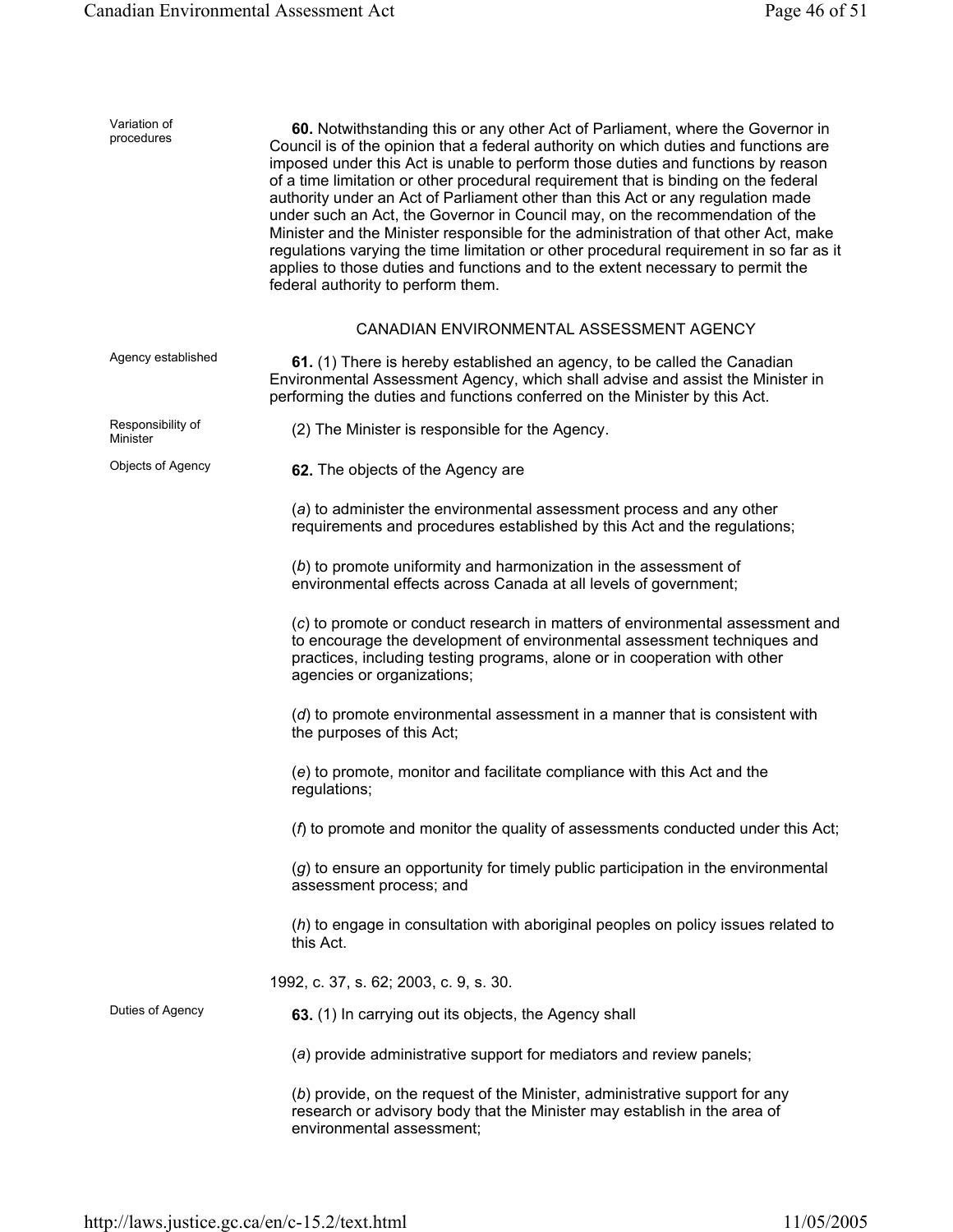Variation of procedures

**60.** Notwithstanding this or any other Act of Parliament, where the Governor in Council is of the opinion that a federal authority on which duties and functions are imposed under this Act is unable to perform those duties and functions by reason of a time limitation or other procedural requirement that is binding on the federal authority under an Act of Parliament other than this Act or any regulation made under such an Act, the Governor in Council may, on the recommendation of the Minister and the Minister responsible for the administration of that other Act, make regulations varying the time limitation or other procedural requirement in so far as it applies to those duties and functions and to the extent necessary to permit the federal authority to perform them.

## CANADIAN ENVIRONMENTAL ASSESSMENT AGENCY

Agency established

**61.** (1) There is hereby established an agency, to be called the Canadian Environmental Assessment Agency, which shall advise and assist the Minister in performing the duties and functions conferred on the Minister by this Act.

Responsibility of Minister

(2) The Minister is responsible for the Agency.

Objects of Agency

**62.** The objects of the Agency are

(*a*) to administer the environmental assessment process and any other requirements and procedures established by this Act and the regulations;

(*b*) to promote uniformity and harmonization in the assessment of environmental effects across Canada at all levels of government;

(*c*) to promote or conduct research in matters of environmental assessment and to encourage the development of environmental assessment techniques and practices, including testing programs, alone or in cooperation with other agencies or organizations;

(*d*) to promote environmental assessment in a manner that is consistent with the purposes of this Act;

(*e*) to promote, monitor and facilitate compliance with this Act and the regulations;

(*f*) to promote and monitor the quality of assessments conducted under this Act;

(*g*) to ensure an opportunity for timely public participation in the environmental assessment process; and

(*h*) to engage in consultation with aboriginal peoples on policy issues related to this Act.

1992, c. 37, s. 62; 2003, c. 9, s. 30.

Duties of Agency

**63.** (1) In carrying out its objects, the Agency shall

(*a*) provide administrative support for mediators and review panels;

(*b*) provide, on the request of the Minister, administrative support for any research or advisory body that the Minister may establish in the area of environmental assessment;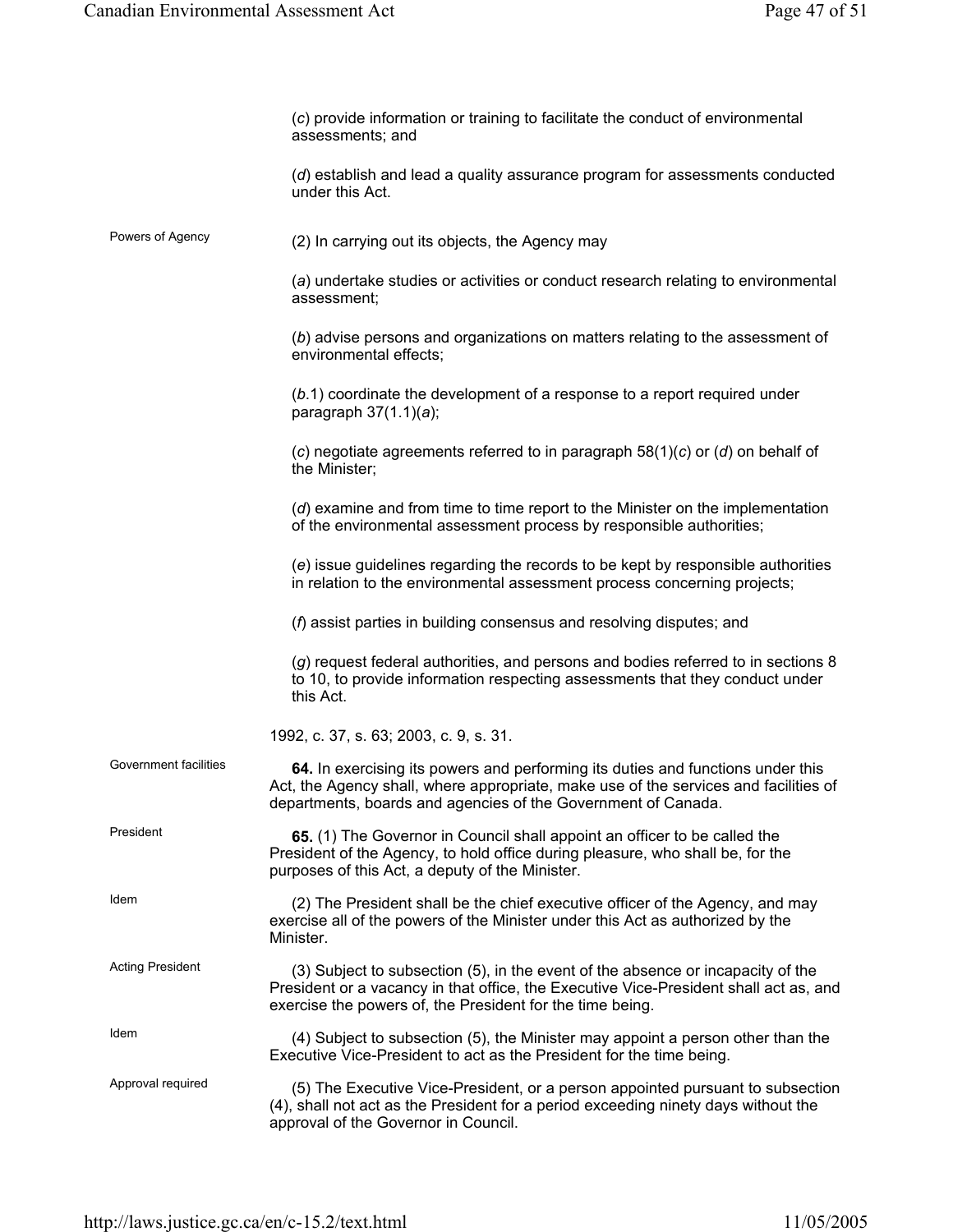(*c*) provide information or training to facilitate the conduct of environmental assessments; and

(*d*) establish and lead a quality assurance program for assessments conducted under this Act.

Powers of Agency

(2) In carrying out its objects, the Agency may

(*a*) undertake studies or activities or conduct research relating to environmental assessment;

(*b*) advise persons and organizations on matters relating to the assessment of environmental effects;

(*b*.1) coordinate the development of a response to a report required under paragraph 37(1.1)(*a*);

(*c*) negotiate agreements referred to in paragraph 58(1)(*c*) or (*d*) on behalf of the Minister;

(*d*) examine and from time to time report to the Minister on the implementation of the environmental assessment process by responsible authorities;

(*e*) issue guidelines regarding the records to be kept by responsible authorities in relation to the environmental assessment process concerning projects;

(*f*) assist parties in building consensus and resolving disputes; and

(*g*) request federal authorities, and persons and bodies referred to in sections 8 to 10, to provide information respecting assessments that they conduct under this Act.

1992, c. 37, s. 63; 2003, c. 9, s. 31.

Government facilities

**64.** In exercising its powers and performing its duties and functions under this Act, the Agency shall, where appropriate, make use of the services and facilities of departments, boards and agencies of the Government of Canada.

President

**65.** (1) The Governor in Council shall appoint an officer to be called the President of the Agency, to hold office during pleasure, who shall be, for the purposes of this Act, a deputy of the Minister.

Idem

(2) The President shall be the chief executive officer of the Agency, and may exercise all of the powers of the Minister under this Act as authorized by the Minister.

Acting President

(3) Subject to subsection (5), in the event of the absence or incapacity of the President or a vacancy in that office, the Executive Vice-President shall act as, and exercise the powers of, the President for the time being.

Idem

(4) Subject to subsection (5), the Minister may appoint a person other than the Executive Vice-President to act as the President for the time being.

Approval required

(5) The Executive Vice-President, or a person appointed pursuant to subsection (4), shall not act as the President for a period exceeding ninety days without the approval of the Governor in Council.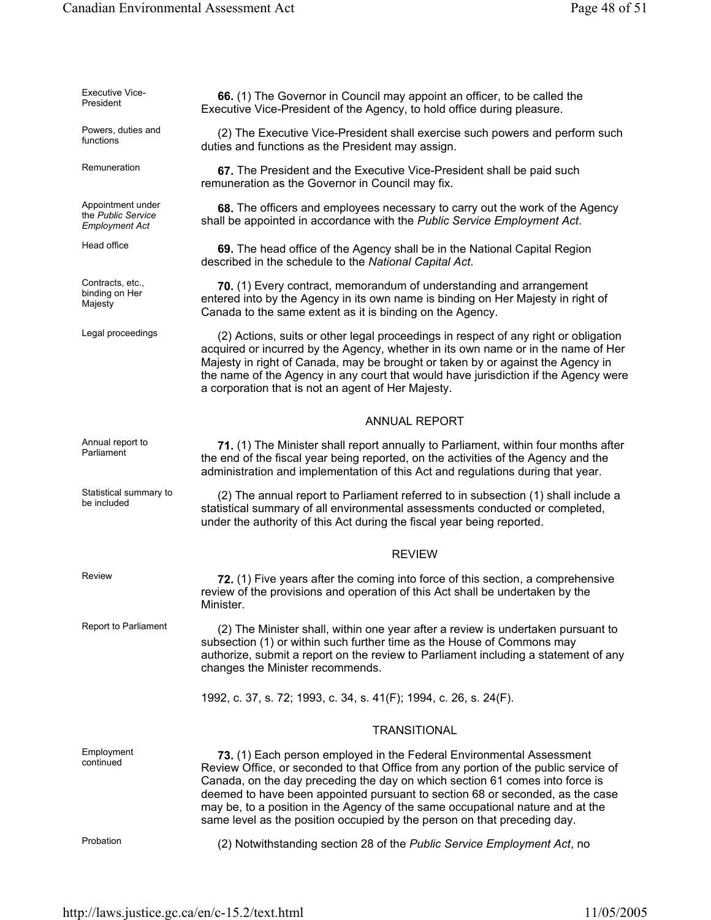Executive Vice-President

**66.** (1) The Governor in Council may appoint an officer, to be called the Executive Vice-President of the Agency, to hold office during pleasure.

Powers, duties and functions

(2) The Executive Vice-President shall exercise such powers and perform such duties and functions as the President may assign.

Remuneration

**67.** The President and the Executive Vice-President shall be paid such remuneration as the Governor in Council may fix.

Appointment under the *Public Service Employment Act*

**68.** The officers and employees necessary to carry out the work of the Agency shall be appointed in accordance with the *Public Service Employment Act*.

Head office

**69.** The head office of the Agency shall be in the National Capital Region described in the schedule to the *National Capital Act*.

Contracts, etc., binding on Her Majesty

**70.** (1) Every contract, memorandum of understanding and arrangement entered into by the Agency in its own name is binding on Her Majesty in right of Canada to the same extent as it is binding on the Agency.

Legal proceedings

(2) Actions, suits or other legal proceedings in respect of any right or obligation acquired or incurred by the Agency, whether in its own name or in the name of Her Majesty in right of Canada, may be brought or taken by or against the Agency in the name of the Agency in any court that would have jurisdiction if the Agency were a corporation that is not an agent of Her Majesty.

## ANNUAL REPORT

Annual report to Parliament

**71.** (1) The Minister shall report annually to Parliament, within four months after the end of the fiscal year being reported, on the activities of the Agency and the administration and implementation of this Act and regulations during that year.

Statistical summary to be included

(2) The annual report to Parliament referred to in subsection (1) shall include a statistical summary of all environmental assessments conducted or completed, under the authority of this Act during the fiscal year being reported.

## REVIEW

Review

**72.** (1) Five years after the coming into force of this section, a comprehensive review of the provisions and operation of this Act shall be undertaken by the Minister.

Report to Parliament

(2) The Minister shall, within one year after a review is undertaken pursuant to subsection (1) or within such further time as the House of Commons may authorize, submit a report on the review to Parliament including a statement of any changes the Minister recommends.

1992, c. 37, s. 72; 1993, c. 34, s. 41(F); 1994, c. 26, s. 24(F).

## TRANSITIONAL

Employment continued

**73.** (1) Each person employed in the Federal Environmental Assessment Review Office, or seconded to that Office from any portion of the public service of Canada, on the day preceding the day on which section 61 comes into force is deemed to have been appointed pursuant to section 68 or seconded, as the case may be, to a position in the Agency of the same occupational nature and at the same level as the position occupied by the person on that preceding day.

Probation

(2) Notwithstanding section 28 of the *Public Service Employment Act*, no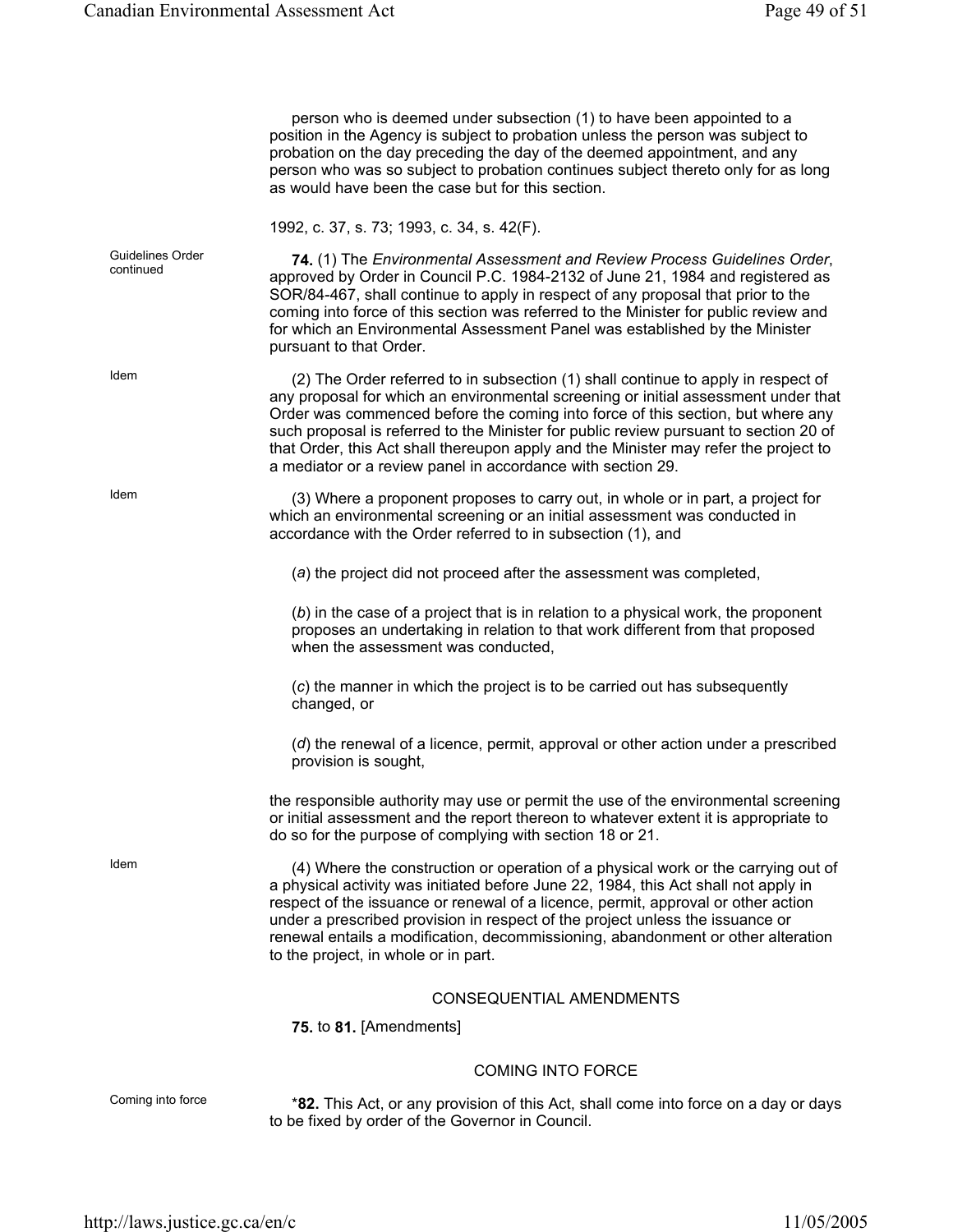person who is deemed under subsection (1) to have been appointed to a position in the Agency is subject to probation unless the person was subject to probation on the day preceding the day of the deemed appointment, and any person who was so subject to probation continues subject thereto only for as long as would have been the case but for this section.

1992, c. 37, s. 73; 1993, c. 34, s. 42(F).

Guidelines Order continued

**74.** (1) The *Environmental Assessment and Review Process Guidelines Order*, approved by Order in Council P.C. 1984-2132 of June 21, 1984 and registered as SOR/84-467, shall continue to apply in respect of any proposal that prior to the coming into force of this section was referred to the Minister for public review and for which an Environmental Assessment Panel was established by the Minister pursuant to that Order.

Idem

(2) The Order referred to in subsection (1) shall continue to apply in respect of any proposal for which an environmental screening or initial assessment under that Order was commenced before the coming into force of this section, but where any such proposal is referred to the Minister for public review pursuant to section 20 of that Order, this Act shall thereupon apply and the Minister may refer the project to a mediator or a review panel in accordance with section 29.

Idem

(3) Where a proponent proposes to carry out, in whole or in part, a project for which an environmental screening or an initial assessment was conducted in accordance with the Order referred to in subsection (1), and

(*a*) the project did not proceed after the assessment was completed,

(*b*) in the case of a project that is in relation to a physical work, the proponent proposes an undertaking in relation to that work different from that proposed when the assessment was conducted,

(*c*) the manner in which the project is to be carried out has subsequently changed, or

(*d*) the renewal of a licence, permit, approval or other action under a prescribed provision is sought,

the responsible authority may use or permit the use of the environmental screening or initial assessment and the report thereon to whatever extent it is appropriate to do so for the purpose of complying with section 18 or 21.

Idem

(4) Where the construction or operation of a physical work or the carrying out of a physical activity was initiated before June 22, 1984, this Act shall not apply in respect of the issuance or renewal of a licence, permit, approval or other action under a prescribed provision in respect of the project unless the issuance or renewal entails a modification, decommissioning, abandonment or other alteration to the project, in whole or in part.

## CONSEQUENTIAL AMENDMENTS

**75.** to **81.** [Amendments]

## COMING INTO FORCE

Coming into force

***82.** This Act, or any provision of this Act, shall come into force on a day or days to be fixed by order of the Governor in Council.